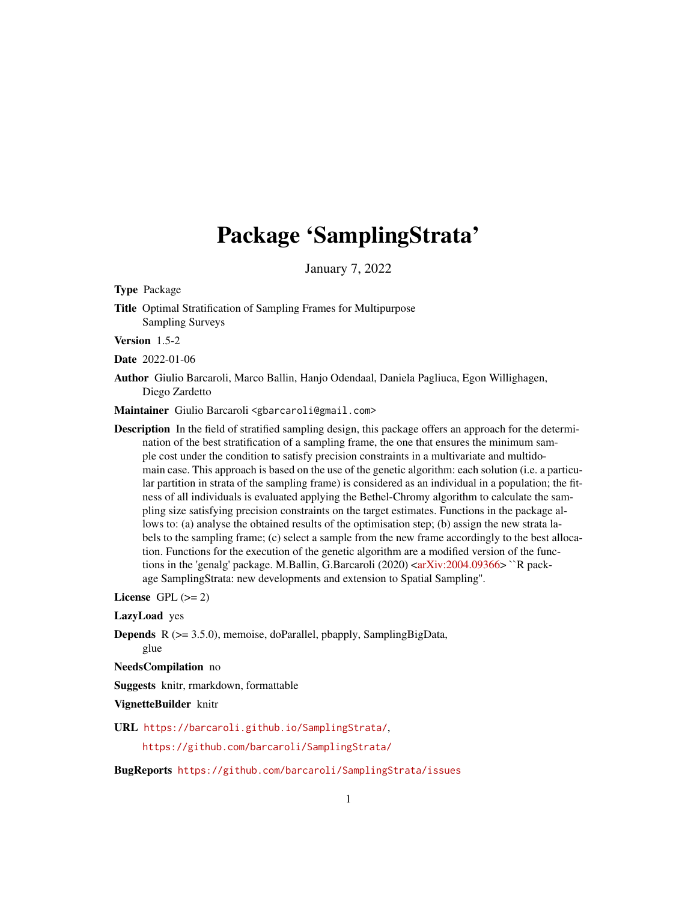# Package 'SamplingStrata'

January 7, 2022

**Type** Package

**Title** Optimal Stratification of Sampling Frames for Multipurpose Sampling Surveys

**Version** 1.5-2

**Date** 2022-01-06

**Author** Giulio Barcaroli, Marco Ballin, Hanjo Odendaal, Daniela Pagliuca, Egon Willighagen, Diego Zardetto

**Maintainer** Giulio Barcaroli <gbarcaroli@gmail.com>

**Description** In the field of stratified sampling design, this package offers an approach for the determination of the best stratification of a sampling frame, the one that ensures the minimum sample cost under the condition to satisfy precision constraints in a multivariate and multidomain case. This approach is based on the use of the genetic algorithm: each solution (i.e. a particular partition in strata of the sampling frame) is considered as an individual in a population; the fitness of all individuals is evaluated applying the Bethel-Chromy algorithm to calculate the sampling size satisfying precision constraints on the target estimates. Functions in the package allows to: (a) analyse the obtained results of the optimisation step; (b) assign the new strata labels to the sampling frame; (c) select a sample from the new frame accordingly to the best allocation. Functions for the execution of the genetic algorithm are a modified version of the functions in the 'genalg' package. M.Ballin, G.Barcaroli (2020) <arXiv:2004.09366> ``R package SamplingStrata: new developments and extension to Spatial Sampling''.

**License** GPL (>= 2)

**LazyLoad** yes

**Depends** R (>= 3.5.0), memoise, doParallel, pbapply, SamplingBigData, glue

**NeedsCompilation** no

**Suggests** knitr, rmarkdown, formattable

**VignetteBuilder** knitr

**URL** https://barcaroli.github.io/SamplingStrata/, https://github.com/barcaroli/SamplingStrata/

**BugReports** https://github.com/barcaroli/SamplingStrata/issues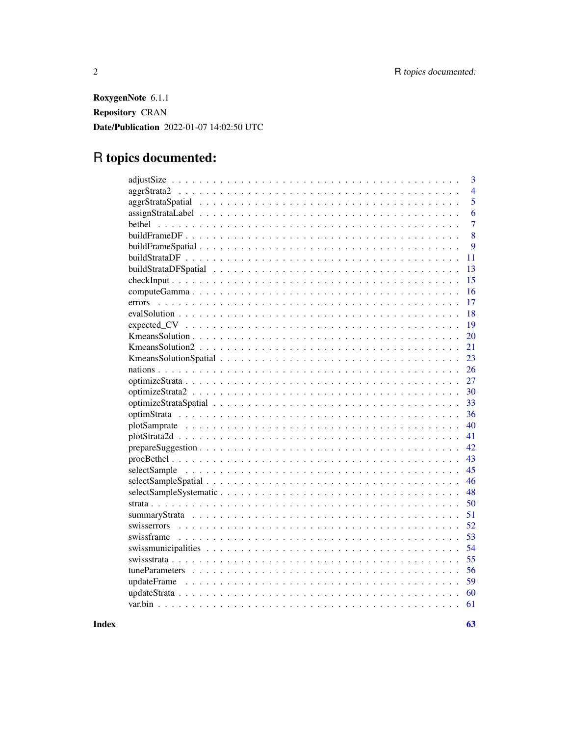**RoxygenNote** 6.1.1

**Repository** CRAN

**Date/Publication** 2022-01-07 14:02:50 UTC

# R topics documented:

| | |
|---|---|
| adjustSize | 3 |
| aggrStrata2 | 4 |
| aggrStrataSpatial | 5 |
| assignStrataLabel | 6 |
| bethel | 7 |
| buildFrameDF | 8 |
| buildFrameSpatial | 9 |
| buildStrataDF | 11 |
| buildStrataDFSpatial | 13 |
| checkInput | 15 |
| computeGamma | 16 |
| errors | 17 |
| evalSolution | 18 |
| expected_CV | 19 |
| KmeansSolution | 20 |
| KmeansSolution2 | 21 |
| KmeansSolutionSpatial | 23 |
| nations | 26 |
| optimizeStrata | 27 |
| optimizeStrata2 | 30 |
| optimizeStrataSpatial | 33 |
| optimStrata | 36 |
| plotSamprate | 40 |
| plotStrata2d | 41 |
| prepareSuggestion | 42 |
| procBethel | 43 |
| selectSample | 45 |
| selectSampleSpatial | 46 |
| selectSampleSystematic | 48 |
| strata | 50 |
| summaryStrata | 51 |
| swisserrors | 52 |
| swissframe | 53 |
| swissmunicipalities | 54 |
| swissstrata | 55 |
| tuneParameters | 56 |
| updateFrame | 59 |
| updateStrata | 60 |
| var.bin | 61 |

**Index** **63**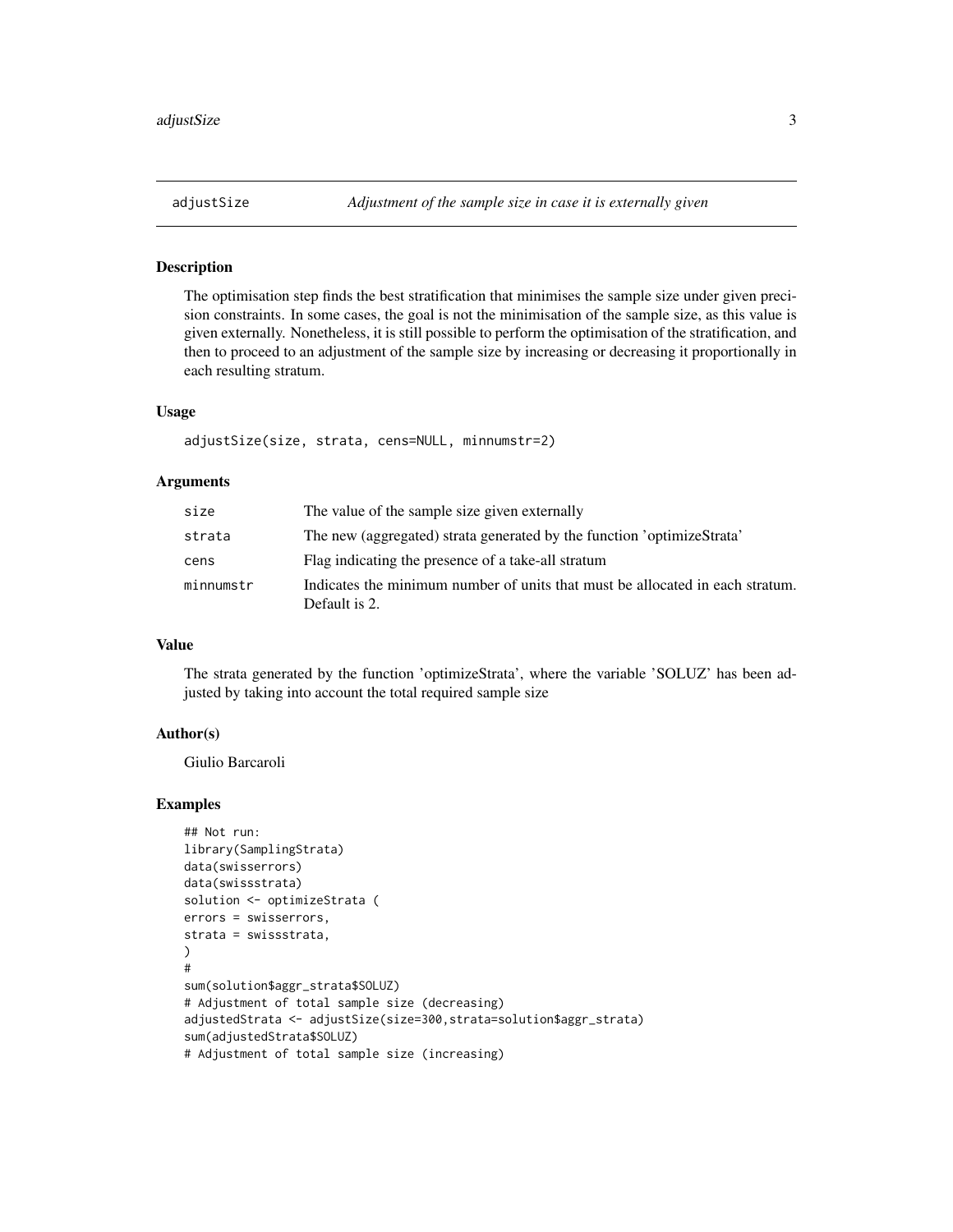adjustSize *Adjustment of the sample size in case it is externally given*

## Description

The optimisation step finds the best stratification that minimises the sample size under given precision constraints. In some cases, the goal is not the minimisation of the sample size, as this value is given externally. Nonetheless, it is still possible to perform the optimisation of the stratification, and then to proceed to an adjustment of the sample size by increasing or decreasing it proportionally in each resulting stratum.

## Usage

```
adjustSize(size, strata, cens=NULL, minnumstr=2)
```

## Arguments

| | |
|---|---|
| size | The value of the sample size given externally |
| strata | The new (aggregated) strata generated by the function 'optimizeStrata' |
| cens | Flag indicating the presence of a take-all stratum |
| minnumstr | Indicates the minimum number of units that must be allocated in each stratum. Default is 2. |

## Value

The strata generated by the function 'optimizeStrata', where the variable 'SOLUZ' has been adjusted by taking into account the total required sample size

## Author(s)

Giulio Barcaroli

## Examples

```
## Not run:
library(SamplingStrata)
data(swisserrors)
data(swissstrata)
solution <- optimizeStrata (
errors = swisserrors,
strata = swissstrata,
)
#
sum(solution$aggr_strata$SOLUZ)
# Adjustment of total sample size (decreasing)
adjustedStrata <- adjustSize(size=300,strata=solution$aggr_strata)
sum(adjustedStrata$SOLUZ)
# Adjustment of total sample size (increasing)
```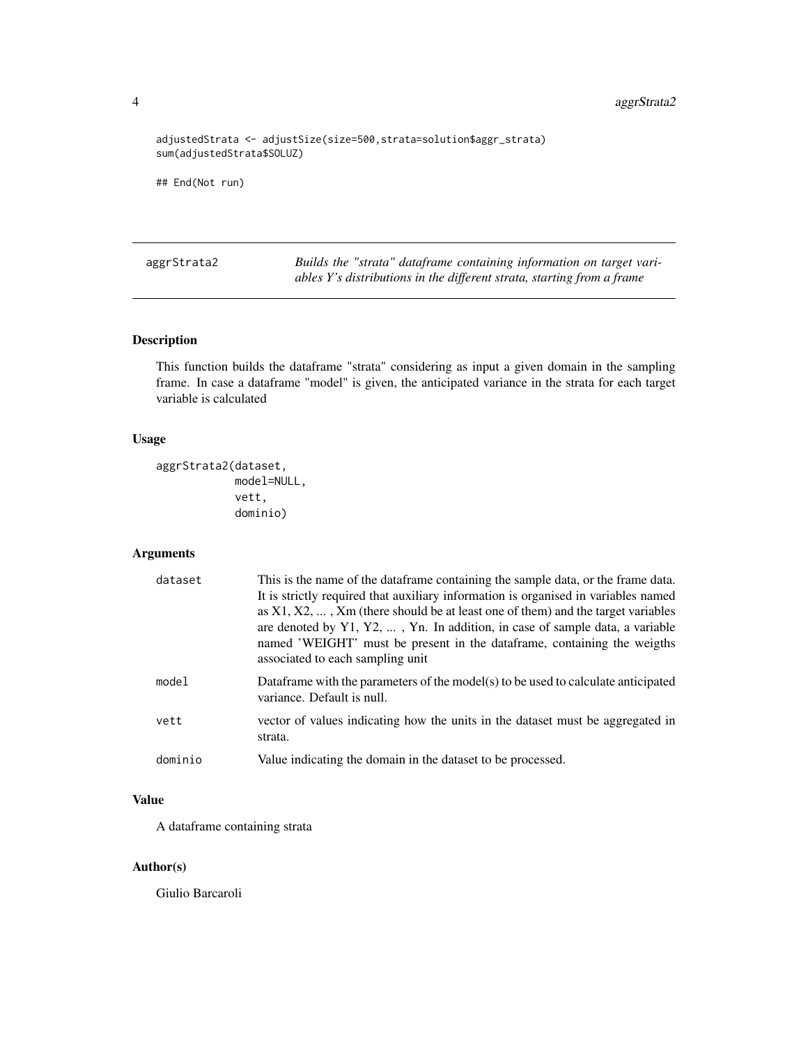```
adjustedStrata <- adjustSize(size=500,strata=solution$aggr_strata)
sum(adjustedStrata$SOLUZ)

## End(Not run)
```

---

| aggrStrata2 | *Builds the "strata" dataframe containing information on target variables Y's distributions in the different strata, starting from a frame* |
|---|---|

## Description

This function builds the dataframe "strata" considering as input a given domain in the sampling frame. In case a dataframe "model" is given, the anticipated variance in the strata for each target variable is calculated

## Usage

```
aggrStrata2(dataset,
            model=NULL,
            vett,
            dominio)
```

## Arguments

| | |
|---|---|
| `dataset` | This is the name of the dataframe containing the sample data, or the frame data. It is strictly required that auxiliary information is organised in variables named as X1, X2, ... , Xm (there should be at least one of them) and the target variables are denoted by Y1, Y2, ... , Yn. In addition, in case of sample data, a variable named 'WEIGHT' must be present in the dataframe, containing the weigths associated to each sampling unit |
| `model` | Dataframe with the parameters of the model(s) to be used to calculate anticipated variance. Default is null. |
| `vett` | vector of values indicating how the units in the dataset must be aggregated in strata. |
| `dominio` | Value indicating the domain in the dataset to be processed. |

## Value

A dataframe containing strata

## Author(s)

Giulio Barcaroli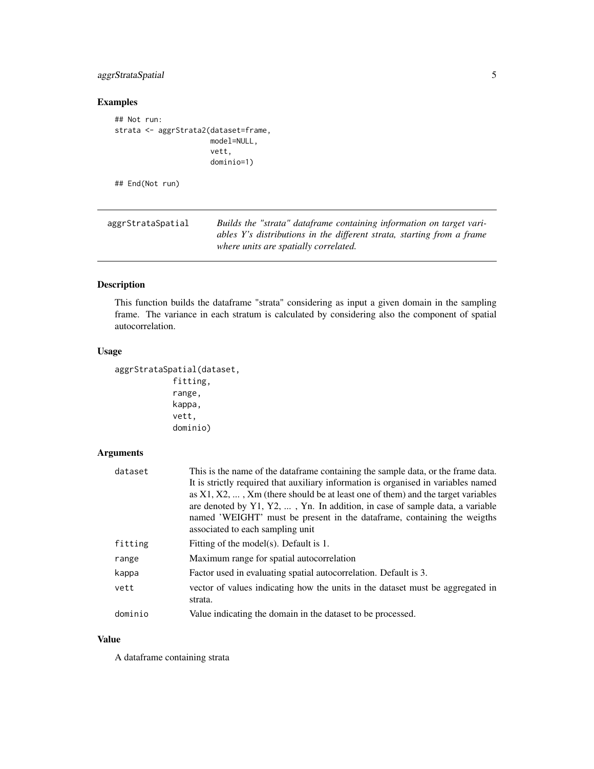## Examples

```
## Not run:
strata <- aggrStrata2(dataset=frame,
                      model=NULL,
                      vett,
                      dominio=1)

## End(Not run)
```

---

aggrStrataSpatial &nbsp;&nbsp;&nbsp; *Builds the "strata" dataframe containing information on target variables Y's distributions in the different strata, starting from a frame where units are spatially correlated.*

---

## Description

This function builds the dataframe "strata" considering as input a given domain in the sampling frame. The variance in each stratum is calculated by considering also the component of spatial autocorrelation.

## Usage

```
aggrStrataSpatial(dataset,
            fitting,
            range,
            kappa,
            vett,
            dominio)
```

## Arguments

| | |
|---|---|
| dataset | This is the name of the dataframe containing the sample data, or the frame data. It is strictly required that auxiliary information is organised in variables named as X1, X2, ... , Xm (there should be at least one of them) and the target variables are denoted by Y1, Y2, ... , Yn. In addition, in case of sample data, a variable named 'WEIGHT' must be present in the dataframe, containing the weigths associated to each sampling unit |
| fitting | Fitting of the model(s). Default is 1. |
| range | Maximum range for spatial autocorrelation |
| kappa | Factor used in evaluating spatial autocorrelation. Default is 3. |
| vett | vector of values indicating how the units in the dataset must be aggregated in strata. |
| dominio | Value indicating the domain in the dataset to be processed. |

## Value

A dataframe containing strata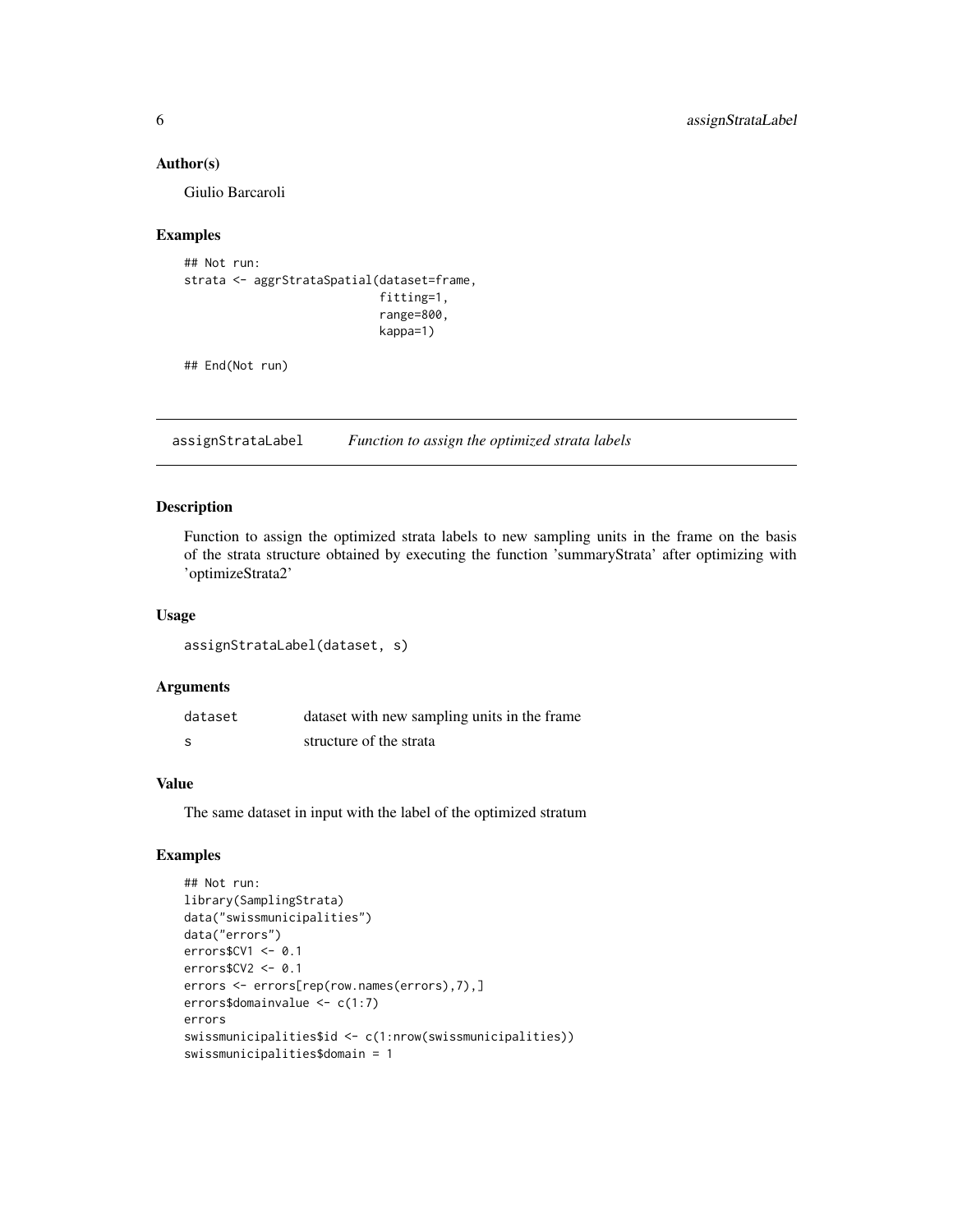### Author(s)

Giulio Barcaroli

### Examples

```
## Not run:
strata <- aggrStrataSpatial(dataset=frame,
                            fitting=1,
                            range=800,
                            kappa=1)

## End(Not run)
```

---

## assignStrataLabel    *Function to assign the optimized strata labels*

---

### Description

Function to assign the optimized strata labels to new sampling units in the frame on the basis of the strata structure obtained by executing the function 'summaryStrata' after optimizing with 'optimizeStrata2'

### Usage

```
assignStrataLabel(dataset, s)
```

### Arguments

| | |
|---|---|
| dataset | dataset with new sampling units in the frame |
| s | structure of the strata |

### Value

The same dataset in input with the label of the optimized stratum

### Examples

```
## Not run:
library(SamplingStrata)
data("swissmunicipalities")
data("errors")
errors$CV1 <- 0.1
errors$CV2 <- 0.1
errors <- errors[rep(row.names(errors),7),]
errors$domainvalue <- c(1:7)
errors
swissmunicipalities$id <- c(1:nrow(swissmunicipalities))
swissmunicipalities$domain = 1
```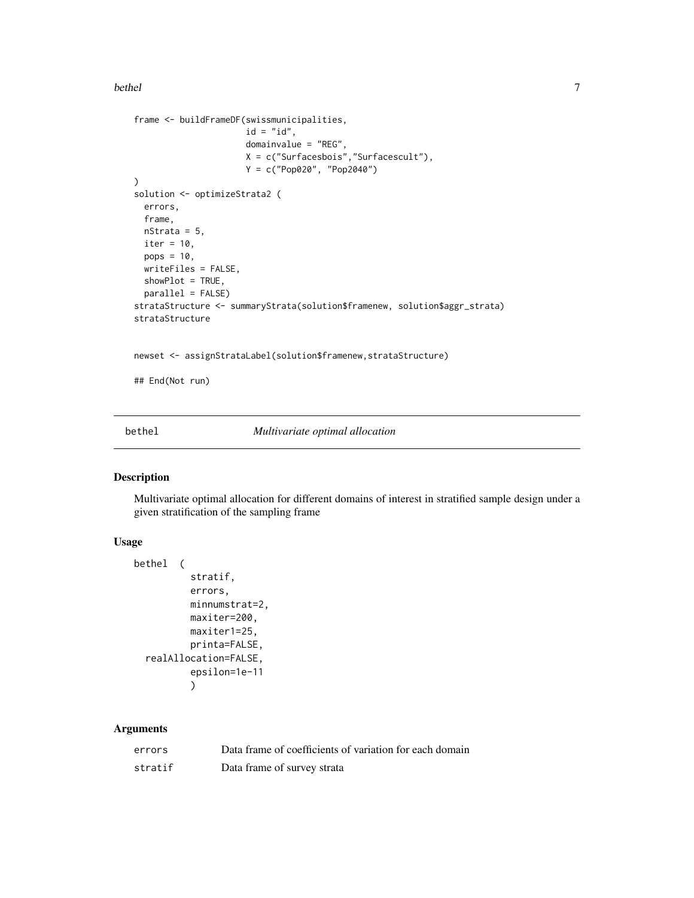```
frame <- buildFrameDF(swissmunicipalities,
                      id = "id",
                      domainvalue = "REG",
                      X = c("Surfacesbois","Surfacescult"),
                      Y = c("Pop020", "Pop2040")
)
solution <- optimizeStrata2 (
  errors,
  frame,
  nStrata = 5,
  iter = 10,
  pops = 10,
  writeFiles = FALSE,
  showPlot = TRUE,
  parallel = FALSE)
strataStructure <- summaryStrata(solution$framenew, solution$aggr_strata)
strataStructure


newset <- assignStrataLabel(solution$framenew,strataStructure)

## End(Not run)
```

## bethel — *Multivariate optimal allocation*

### Description

Multivariate optimal allocation for different domains of interest in stratified sample design under a given stratification of the sampling frame

### Usage

```
bethel  (
          stratif,
          errors,
          minnumstrat=2,
          maxiter=200,
          maxiter1=25,
          printa=FALSE,
   realAllocation=FALSE,
          epsilon=1e-11
          )
```

### Arguments

| | |
|---|---|
| errors | Data frame of coefficients of variation for each domain |
| stratif | Data frame of survey strata |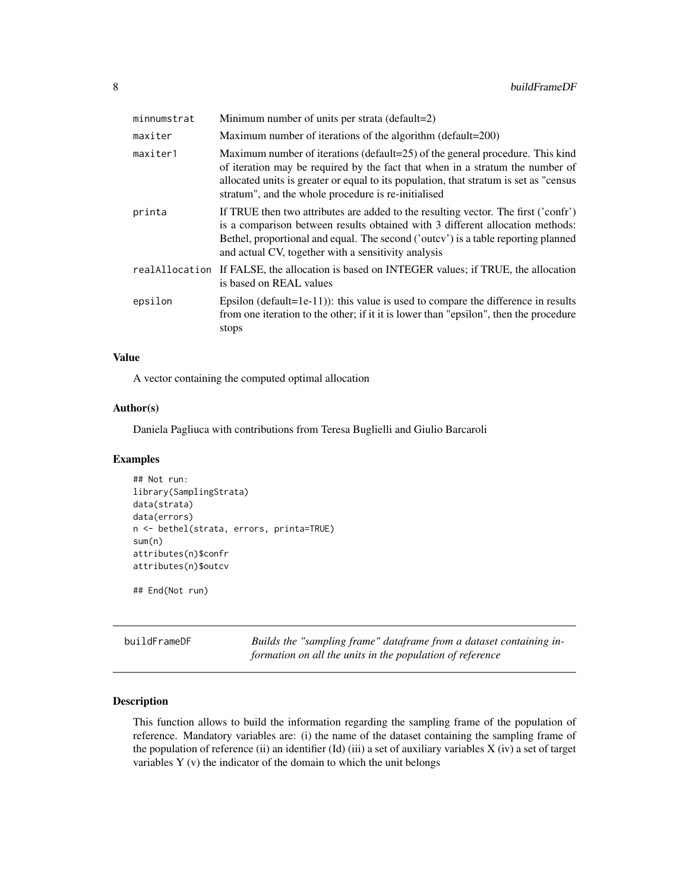| | |
|---|---|
| minnumstrat | Minimum number of units per strata (default=2) |
| maxiter | Maximum number of iterations of the algorithm (default=200) |
| maxiter1 | Maximum number of iterations (default=25) of the general procedure. This kind of iteration may be required by the fact that when in a stratum the number of allocated units is greater or equal to its population, that stratum is set as "census stratum", and the whole procedure is re-initialised |
| printa | If TRUE then two attributes are added to the resulting vector. The first ('confr') is a comparison between results obtained with 3 different allocation methods: Bethel, proportional and equal. The second ('outcv') is a table reporting planned and actual CV, together with a sensitivity analysis |
| realAllocation | If FALSE, the allocation is based on INTEGER values; if TRUE, the allocation is based on REAL values |
| epsilon | Epsilon (default=1e-11)): this value is used to compare the difference in results from one iteration to the other; if it it is lower than "epsilon", then the procedure stops |

### Value

A vector containing the computed optimal allocation

### Author(s)

Daniela Pagliuca with contributions from Teresa Buglielli and Giulio Barcaroli

### Examples

```
## Not run:
library(SamplingStrata)
data(strata)
data(errors)
n <- bethel(strata, errors, printa=TRUE)
sum(n)
attributes(n)$confr
attributes(n)$outcv

## End(Not run)
```

## buildFrameDF — *Builds the "sampling frame" dataframe from a dataset containing information on all the units in the population of reference*

### Description

This function allows to build the information regarding the sampling frame of the population of reference. Mandatory variables are: (i) the name of the dataset containing the sampling frame of the population of reference (ii) an identifier (Id) (iii) a set of auxiliary variables X (iv) a set of target variables Y (v) the indicator of the domain to which the unit belongs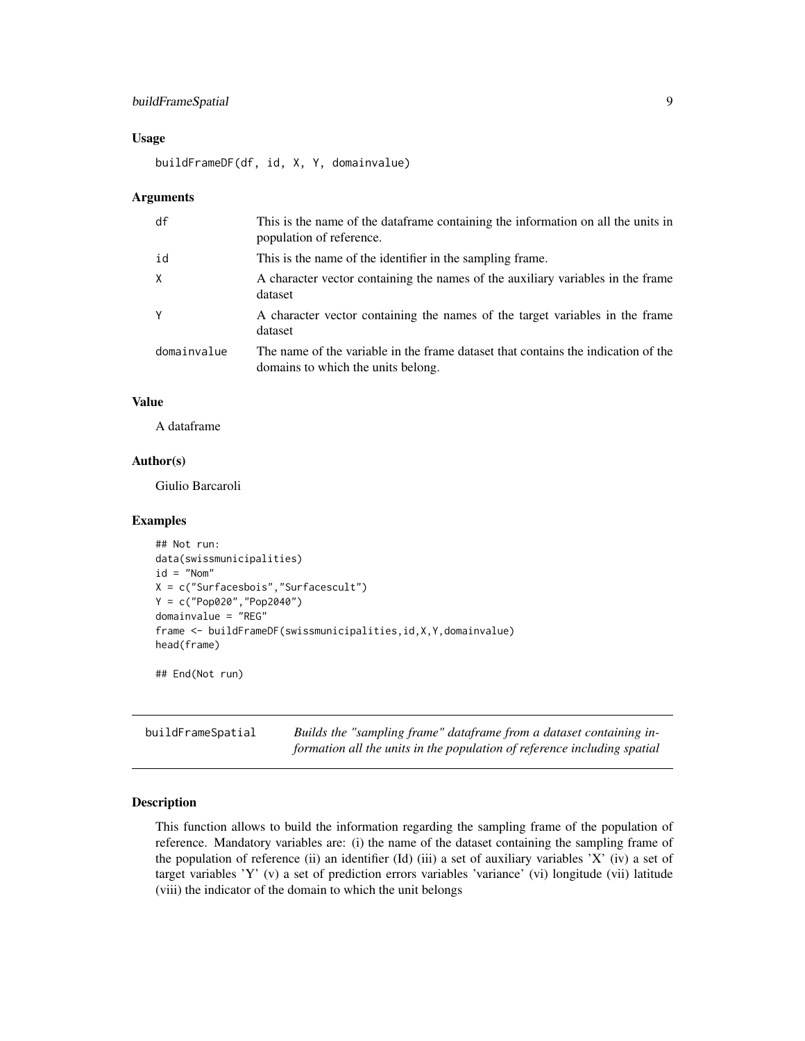## Usage

```
buildFrameDF(df, id, X, Y, domainvalue)
```

## Arguments

| | |
|---|---|
| df | This is the name of the dataframe containing the information on all the units in population of reference. |
| id | This is the name of the identifier in the sampling frame. |
| X | A character vector containing the names of the auxiliary variables in the frame dataset |
| Y | A character vector containing the names of the target variables in the frame dataset |
| domainvalue | The name of the variable in the frame dataset that contains the indication of the domains to which the units belong. |

## Value

A dataframe

## Author(s)

Giulio Barcaroli

## Examples

```
## Not run:
data(swissmunicipalities)
id = "Nom"
X = c("Surfacesbois","Surfacescult")
Y = c("Pop020","Pop2040")
domainvalue = "REG"
frame <- buildFrameDF(swissmunicipalities,id,X,Y,domainvalue)
head(frame)

## End(Not run)
```

---

# buildFrameSpatial

*Builds the "sampling frame" dataframe from a dataset containing information all the units in the population of reference including spatial*

---

## Description

This function allows to build the information regarding the sampling frame of the population of reference. Mandatory variables are: (i) the name of the dataset containing the sampling frame of the population of reference (ii) an identifier (Id) (iii) a set of auxiliary variables 'X' (iv) a set of target variables 'Y' (v) a set of prediction errors variables 'variance' (vi) longitude (vii) latitude (viii) the indicator of the domain to which the unit belongs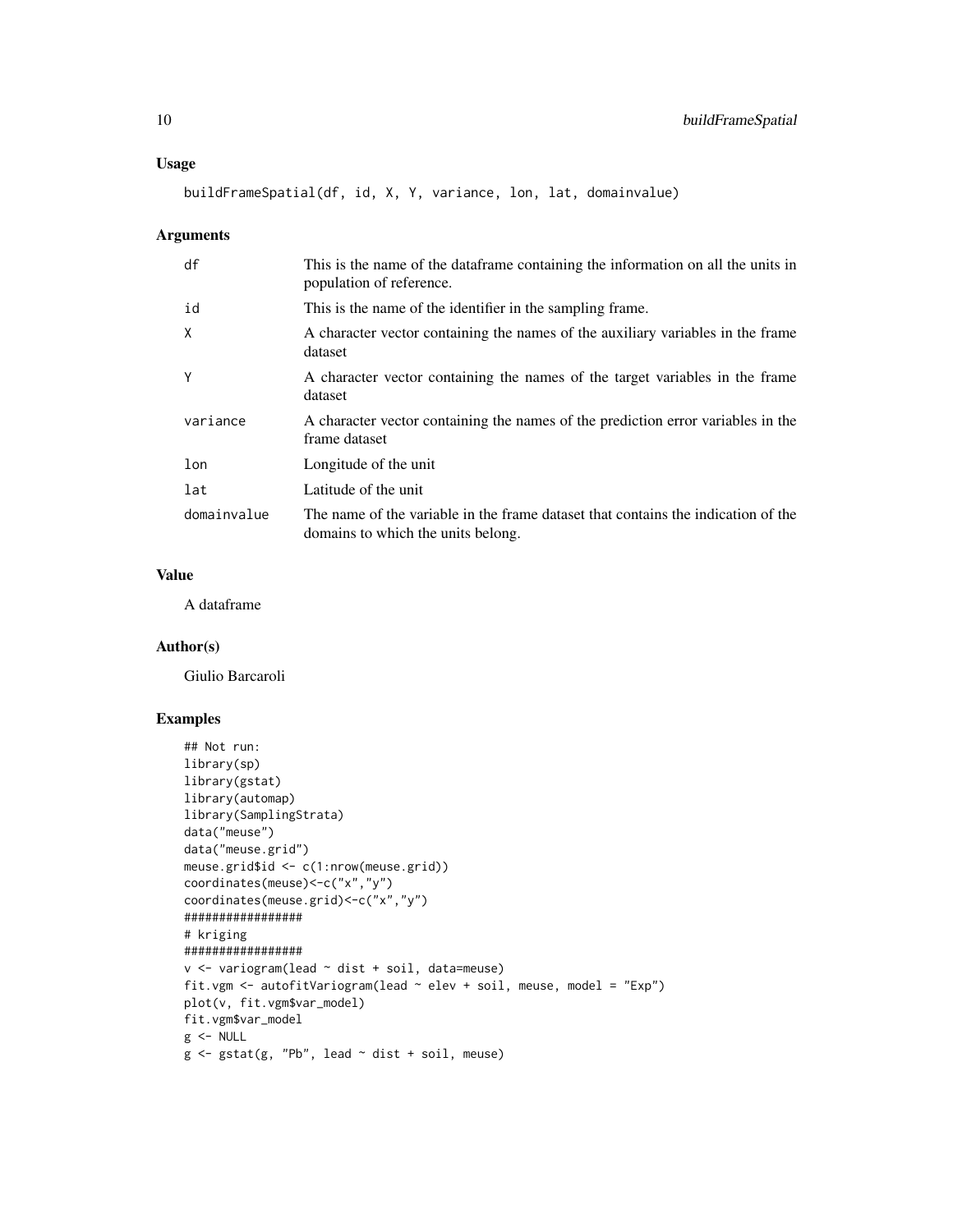### Usage

```
buildFrameSpatial(df, id, X, Y, variance, lon, lat, domainvalue)
```

### Arguments

| | |
|---|---|
| df | This is the name of the dataframe containing the information on all the units in population of reference. |
| id | This is the name of the identifier in the sampling frame. |
| X | A character vector containing the names of the auxiliary variables in the frame dataset |
| Y | A character vector containing the names of the target variables in the frame dataset |
| variance | A character vector containing the names of the prediction error variables in the frame dataset |
| lon | Longitude of the unit |
| lat | Latitude of the unit |
| domainvalue | The name of the variable in the frame dataset that contains the indication of the domains to which the units belong. |

### Value

A dataframe

### Author(s)

Giulio Barcaroli

### Examples

```
## Not run:
library(sp)
library(gstat)
library(automap)
library(SamplingStrata)
data("meuse")
data("meuse.grid")
meuse.grid$id <- c(1:nrow(meuse.grid))
coordinates(meuse)<-c("x","y")
coordinates(meuse.grid)<-c("x","y")
#################
# kriging
#################
v <- variogram(lead ~ dist + soil, data=meuse)
fit.vgm <- autofitVariogram(lead ~ elev + soil, meuse, model = "Exp")
plot(v, fit.vgm$var_model)
fit.vgm$var_model
g <- NULL
g <- gstat(g, "Pb", lead ~ dist + soil, meuse)
```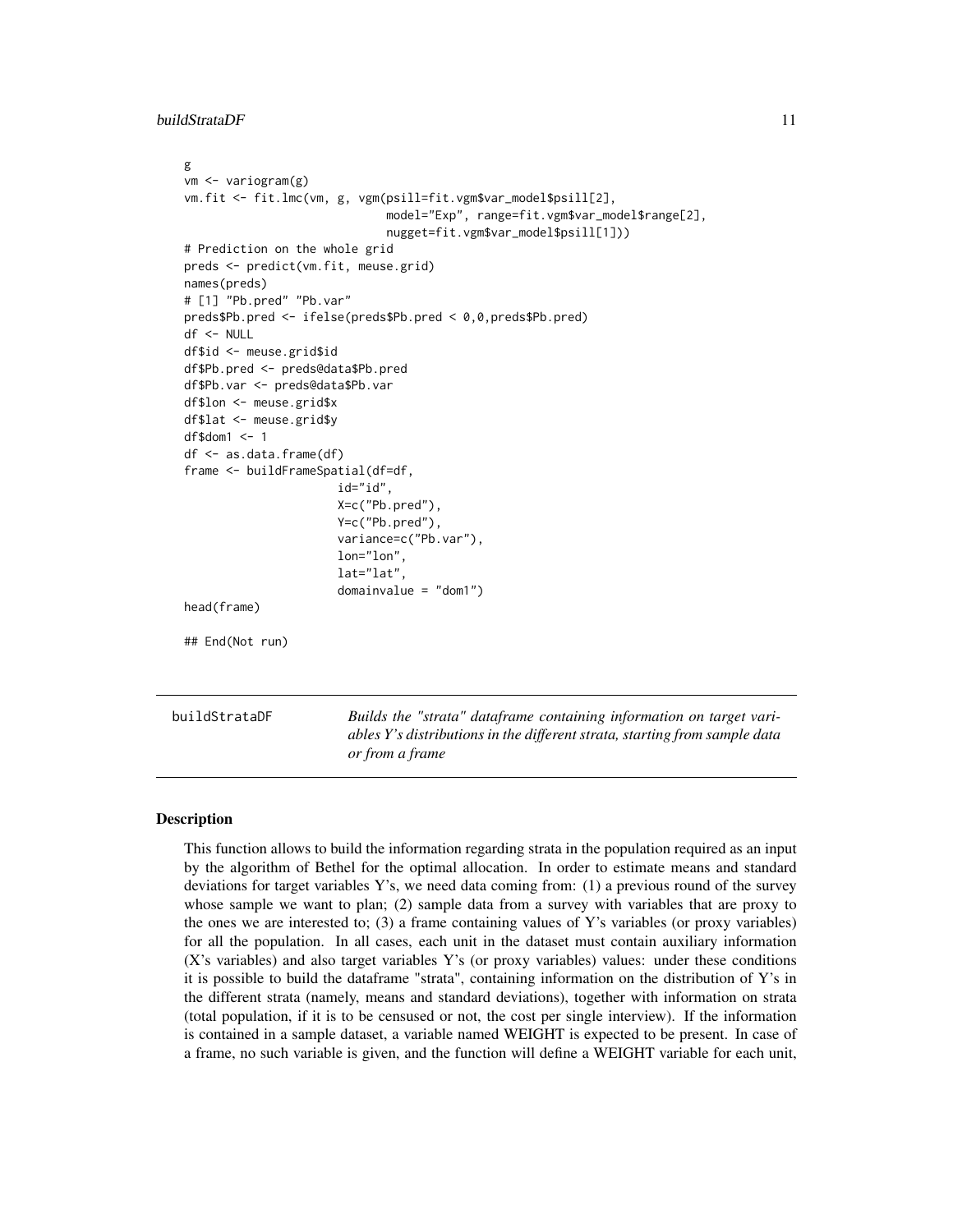```
g
vm <- variogram(g)
vm.fit <- fit.lmc(vm, g, vgm(psill=fit.vgm$var_model$psill[2],
                             model="Exp", range=fit.vgm$var_model$range[2],
                             nugget=fit.vgm$var_model$psill[1]))
# Prediction on the whole grid
preds <- predict(vm.fit, meuse.grid)
names(preds)
# [1] "Pb.pred" "Pb.var"
preds$Pb.pred <- ifelse(preds$Pb.pred < 0,0,preds$Pb.pred)
df <- NULL
df$id <- meuse.grid$id
df$Pb.pred <- preds@data$Pb.pred
df$Pb.var <- preds@data$Pb.var
df$lon <- meuse.grid$x
df$lat <- meuse.grid$y
df$dom1 <- 1
df <- as.data.frame(df)
frame <- buildFrameSpatial(df=df,
                      id="id",
                      X=c("Pb.pred"),
                      Y=c("Pb.pred"),
                      variance=c("Pb.var"),
                      lon="lon",
                      lat="lat",
                      domainvalue = "dom1")
head(frame)

## End(Not run)
```

---

buildStrataDF — *Builds the "strata" dataframe containing information on target variables Y's distributions in the different strata, starting from sample data or from a frame*

---

## Description

This function allows to build the information regarding strata in the population required as an input by the algorithm of Bethel for the optimal allocation. In order to estimate means and standard deviations for target variables Y's, we need data coming from: (1) a previous round of the survey whose sample we want to plan; (2) sample data from a survey with variables that are proxy to the ones we are interested to; (3) a frame containing values of Y's variables (or proxy variables) for all the population. In all cases, each unit in the dataset must contain auxiliary information (X's variables) and also target variables Y's (or proxy variables) values: under these conditions it is possible to build the dataframe "strata", containing information on the distribution of Y's in the different strata (namely, means and standard deviations), together with information on strata (total population, if it is to be censused or not, the cost per single interview). If the information is contained in a sample dataset, a variable named WEIGHT is expected to be present. In case of a frame, no such variable is given, and the function will define a WEIGHT variable for each unit,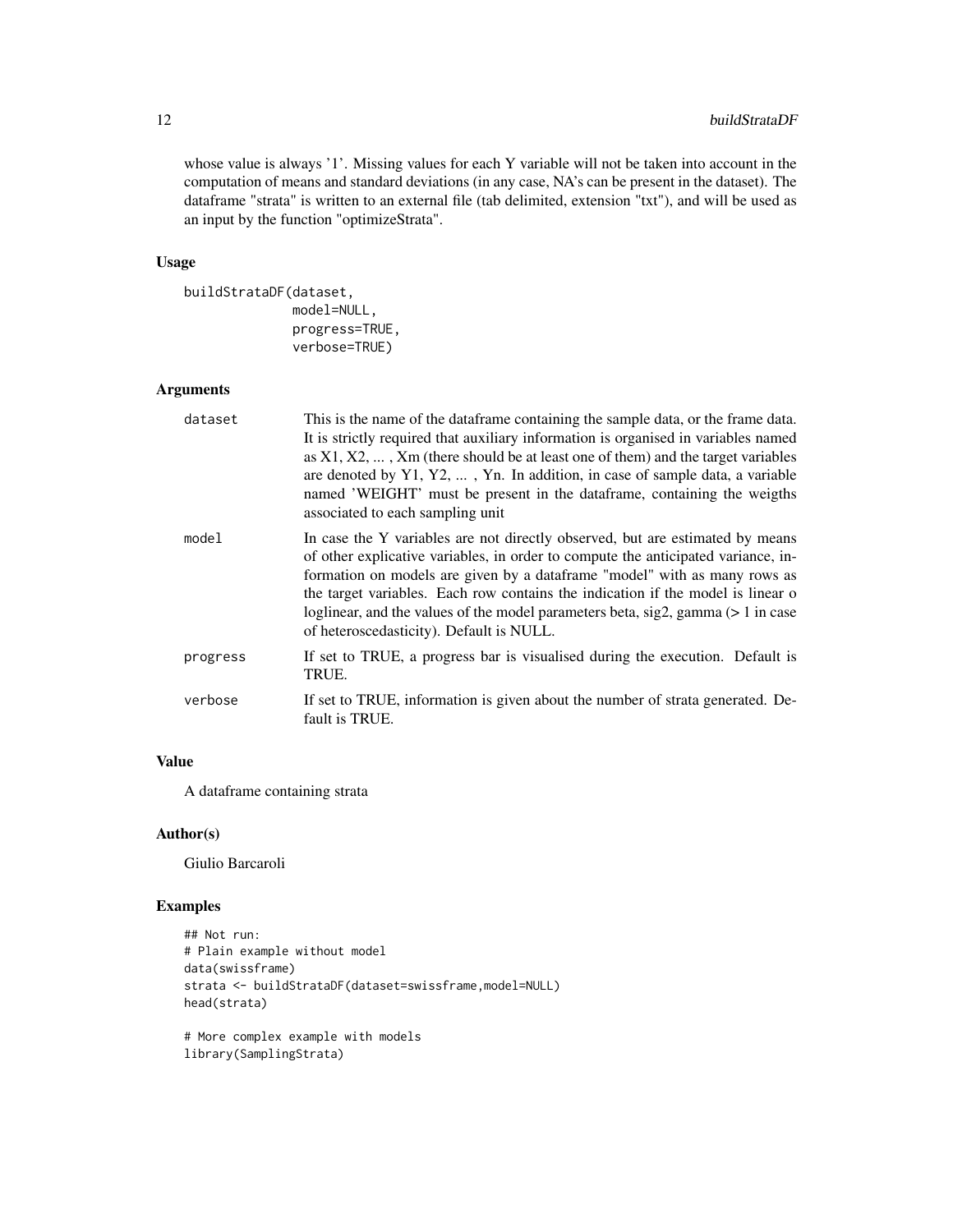whose value is always '1'. Missing values for each Y variable will not be taken into account in the computation of means and standard deviations (in any case, NA's can be present in the dataset). The dataframe "strata" is written to an external file (tab delimited, extension "txt"), and will be used as an input by the function "optimizeStrata".

### Usage

```
buildStrataDF(dataset,
              model=NULL,
              progress=TRUE,
              verbose=TRUE)
```

### Arguments

| | |
|---|---|
| `dataset` | This is the name of the dataframe containing the sample data, or the frame data. It is strictly required that auxiliary information is organised in variables named as X1, X2, ... , Xm (there should be at least one of them) and the target variables are denoted by Y1, Y2, ... , Yn. In addition, in case of sample data, a variable named 'WEIGHT' must be present in the dataframe, containing the weigths associated to each sampling unit |
| `model` | In case the Y variables are not directly observed, but are estimated by means of other explicative variables, in order to compute the anticipated variance, information on models are given by a dataframe "model" with as many rows as the target variables. Each row contains the indication if the model is linear o loglinear, and the values of the model parameters beta, sig2, gamma (> 1 in case of heteroscedasticity). Default is NULL. |
| `progress` | If set to TRUE, a progress bar is visualised during the execution. Default is TRUE. |
| `verbose` | If set to TRUE, information is given about the number of strata generated. Default is TRUE. |

### Value

A dataframe containing strata

### Author(s)

Giulio Barcaroli

### Examples

```
## Not run:
# Plain example without model
data(swissframe)
strata <- buildStrataDF(dataset=swissframe,model=NULL)
head(strata)

# More complex example with models
library(SamplingStrata)
```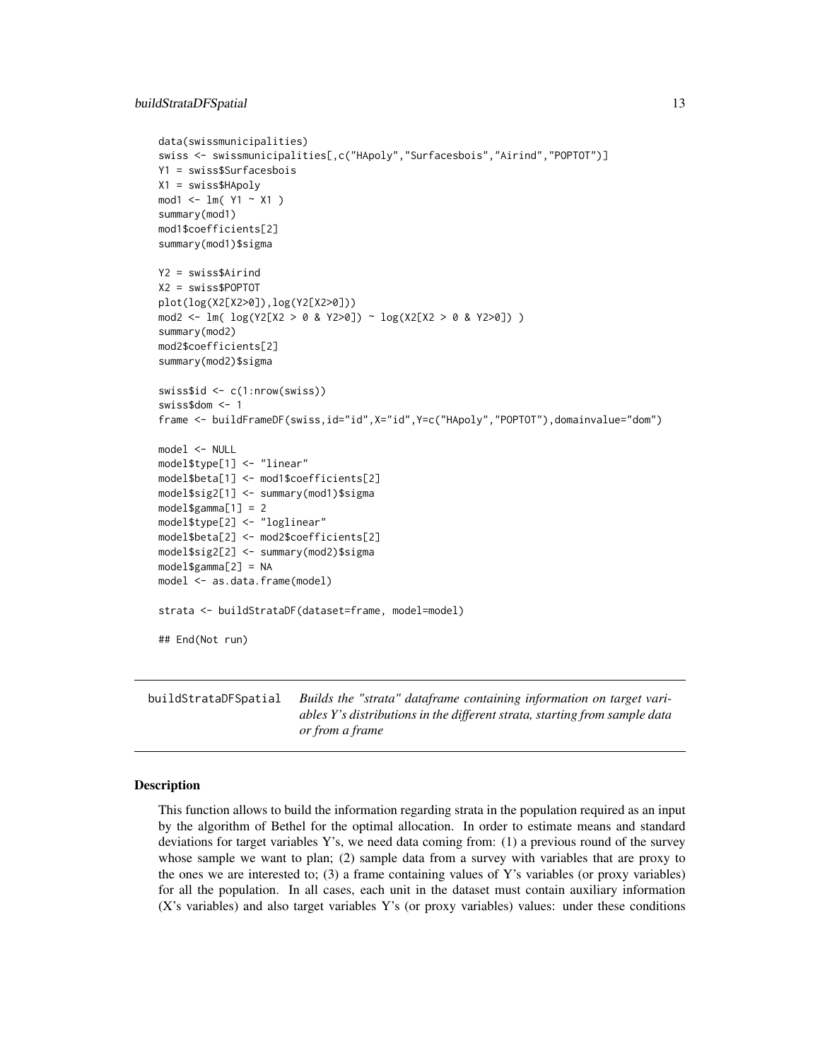```
data(swissmunicipalities)
swiss <- swissmunicipalities[,c("HApoly","Surfacesbois","Airind","POPTOT")]
Y1 = swiss$Surfacesbois
X1 = swiss$HApoly
mod1 <- lm( Y1 ~ X1 )
summary(mod1)
mod1$coefficients[2]
summary(mod1)$sigma

Y2 = swiss$Airind
X2 = swiss$POPTOT
plot(log(X2[X2>0]),log(Y2[X2>0]))
mod2 <- lm( log(Y2[X2 > 0 & Y2>0]) ~ log(X2[X2 > 0 & Y2>0]) )
summary(mod2)
mod2$coefficients[2]
summary(mod2)$sigma

swiss$id <- c(1:nrow(swiss))
swiss$dom <- 1
frame <- buildFrameDF(swiss,id="id",X="id",Y=c("HApoly","POPTOT"),domainvalue="dom")

model <- NULL
model$type[1] <- "linear"
model$beta[1] <- mod1$coefficients[2]
model$sig2[1] <- summary(mod1)$sigma
model$gamma[1] = 2
model$type[2] <- "loglinear"
model$beta[2] <- mod2$coefficients[2]
model$sig2[2] <- summary(mod2)$sigma
model$gamma[2] = NA
model <- as.data.frame(model)

strata <- buildStrataDF(dataset=frame, model=model)

## End(Not run)
```

---

## buildStrataDFSpatial

*Builds the "strata" dataframe containing information on target variables Y's distributions in the different strata, starting from sample data or from a frame*

### Description

This function allows to build the information regarding strata in the population required as an input by the algorithm of Bethel for the optimal allocation. In order to estimate means and standard deviations for target variables Y's, we need data coming from: (1) a previous round of the survey whose sample we want to plan; (2) sample data from a survey with variables that are proxy to the ones we are interested to; (3) a frame containing values of Y's variables (or proxy variables) for all the population. In all cases, each unit in the dataset must contain auxiliary information (X's variables) and also target variables Y's (or proxy variables) values: under these conditions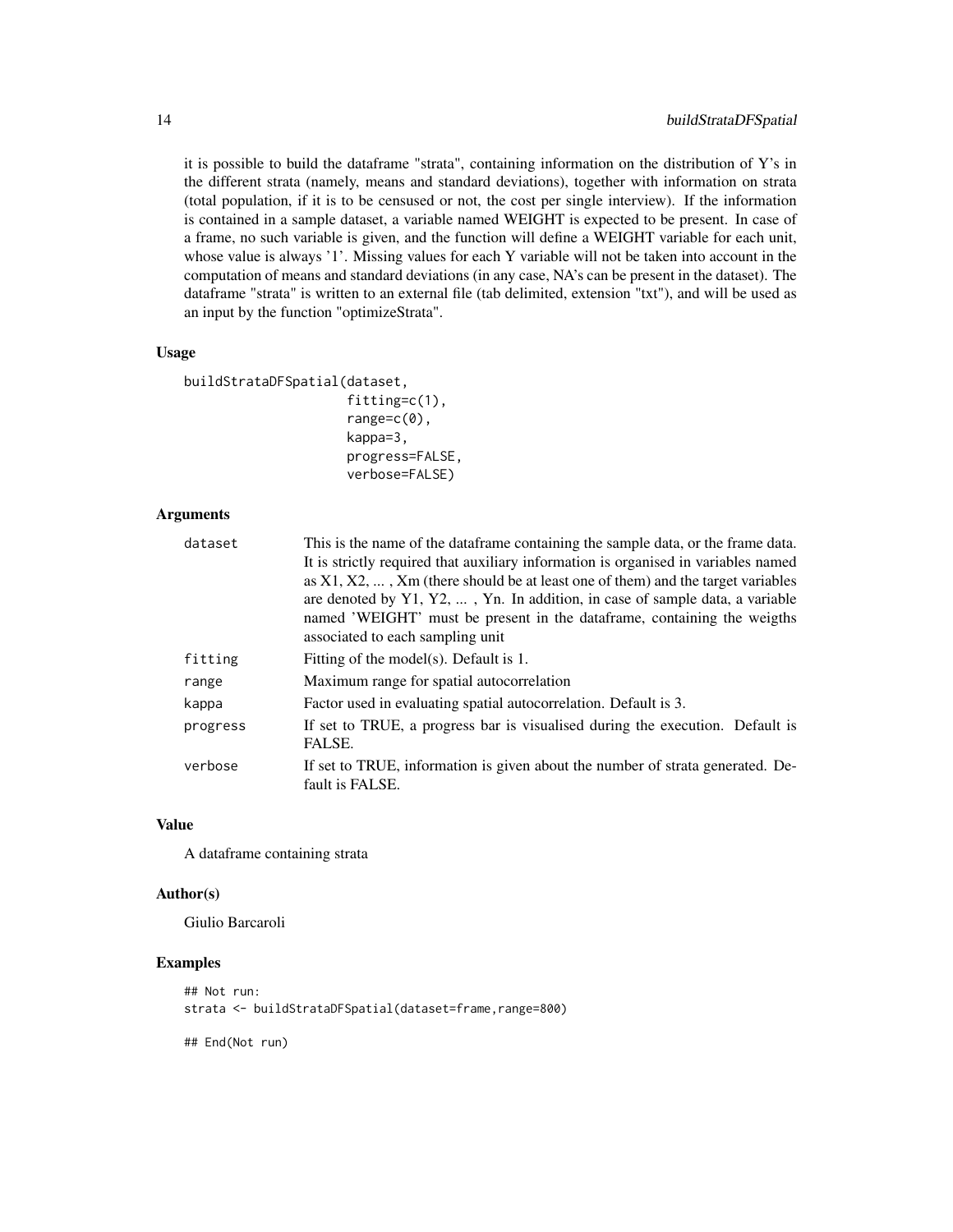it is possible to build the dataframe "strata", containing information on the distribution of Y's in the different strata (namely, means and standard deviations), together with information on strata (total population, if it is to be censused or not, the cost per single interview). If the information is contained in a sample dataset, a variable named WEIGHT is expected to be present. In case of a frame, no such variable is given, and the function will define a WEIGHT variable for each unit, whose value is always '1'. Missing values for each Y variable will not be taken into account in the computation of means and standard deviations (in any case, NA's can be present in the dataset). The dataframe "strata" is written to an external file (tab delimited, extension "txt"), and will be used as an input by the function "optimizeStrata".

### Usage

```
buildStrataDFSpatial(dataset,
                     fitting=c(1),
                     range=c(0),
                     kappa=3,
                     progress=FALSE,
                     verbose=FALSE)
```

### Arguments

| | |
|---|---|
| `dataset` | This is the name of the dataframe containing the sample data, or the frame data. It is strictly required that auxiliary information is organised in variables named as X1, X2, ... , Xm (there should be at least one of them) and the target variables are denoted by Y1, Y2, ... , Yn. In addition, in case of sample data, a variable named 'WEIGHT' must be present in the dataframe, containing the weigths associated to each sampling unit |
| `fitting` | Fitting of the model(s). Default is 1. |
| `range` | Maximum range for spatial autocorrelation |
| `kappa` | Factor used in evaluating spatial autocorrelation. Default is 3. |
| `progress` | If set to TRUE, a progress bar is visualised during the execution. Default is FALSE. |
| `verbose` | If set to TRUE, information is given about the number of strata generated. Default is FALSE. |

### Value

A dataframe containing strata

### Author(s)

Giulio Barcaroli

### Examples

```
## Not run:
strata <- buildStrataDFSpatial(dataset=frame,range=800)

## End(Not run)
```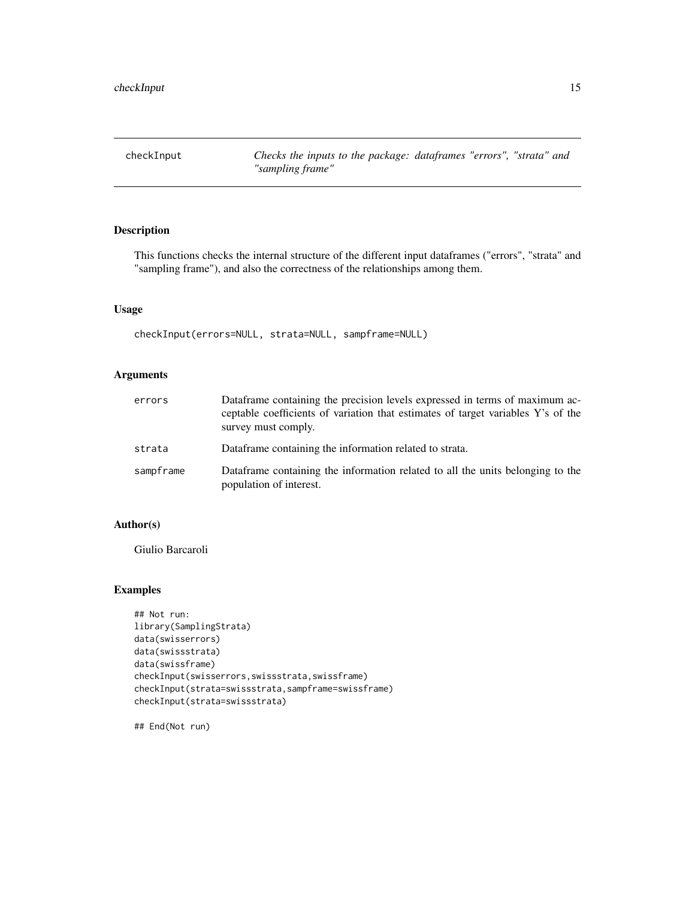## checkInput

*Checks the inputs to the package: dataframes "errors", "strata" and "sampling frame"*

### Description

This functions checks the internal structure of the different input dataframes ("errors", "strata" and "sampling frame"), and also the correctness of the relationships among them.

### Usage

```
checkInput(errors=NULL, strata=NULL, sampframe=NULL)
```

### Arguments

| | |
|---|---|
| errors | Dataframe containing the precision levels expressed in terms of maximum acceptable coefficients of variation that estimates of target variables Y's of the survey must comply. |
| strata | Dataframe containing the information related to strata. |
| sampframe | Dataframe containing the information related to all the units belonging to the population of interest. |

### Author(s)

Giulio Barcaroli

### Examples

```
## Not run:
library(SamplingStrata)
data(swisserrors)
data(swissstrata)
data(swissframe)
checkInput(swisserrors,swissstrata,swissframe)
checkInput(strata=swissstrata,sampframe=swissframe)
checkInput(strata=swissstrata)

## End(Not run)
```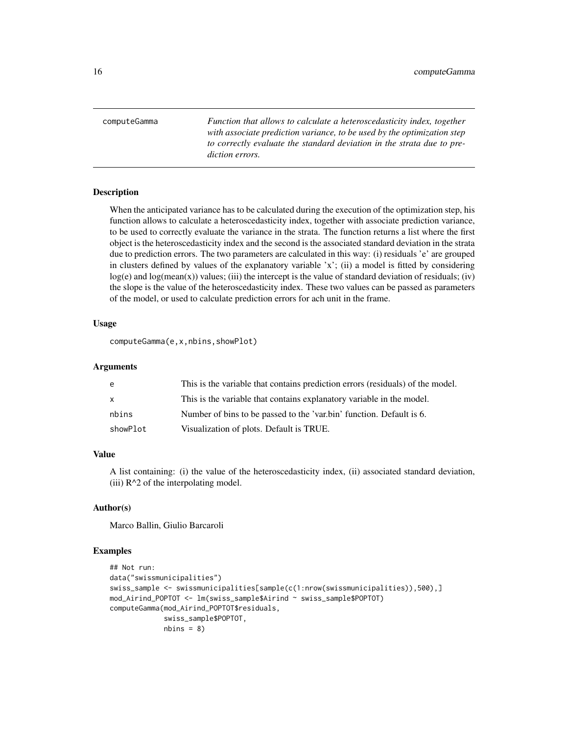computeGamma — *Function that allows to calculate a heteroscedasticity index, together with associate prediction variance, to be used by the optimization step to correctly evaluate the standard deviation in the strata due to prediction errors.*

### Description

When the anticipated variance has to be calculated during the execution of the optimization step, his function allows to calculate a heteroscedasticity index, together with associate prediction variance, to be used to correctly evaluate the variance in the strata. The function returns a list where the first object is the heteroscedasticity index and the second is the associated standard deviation in the strata due to prediction errors. The two parameters are calculated in this way: (i) residuals 'e' are grouped in clusters defined by values of the explanatory variable 'x'; (ii) a model is fitted by considering log(e) and log(mean(x)) values; (iii) the intercept is the value of standard deviation of residuals; (iv) the slope is the value of the heteroscedasticity index. These two values can be passed as parameters of the model, or used to calculate prediction errors for ach unit in the frame.

### Usage

```
computeGamma(e,x,nbins,showPlot)
```

### Arguments

| | |
|---|---|
| e | This is the variable that contains prediction errors (residuals) of the model. |
| x | This is the variable that contains explanatory variable in the model. |
| nbins | Number of bins to be passed to the 'var.bin' function. Default is 6. |
| showPlot | Visualization of plots. Default is TRUE. |

### Value

A list containing: (i) the value of the heteroscedasticity index, (ii) associated standard deviation, (iii) $R^2$ of the interpolating model.

### Author(s)

Marco Ballin, Giulio Barcaroli

### Examples

```
## Not run:
data("swissmunicipalities")
swiss_sample <- swissmunicipalities[sample(c(1:nrow(swissmunicipalities)),500),]
mod_Airind_POPTOT <- lm(swiss_sample$Airind ~ swiss_sample$POPTOT)
computeGamma(mod_Airind_POPTOT$residuals,
             swiss_sample$POPTOT,
             nbins = 8)
```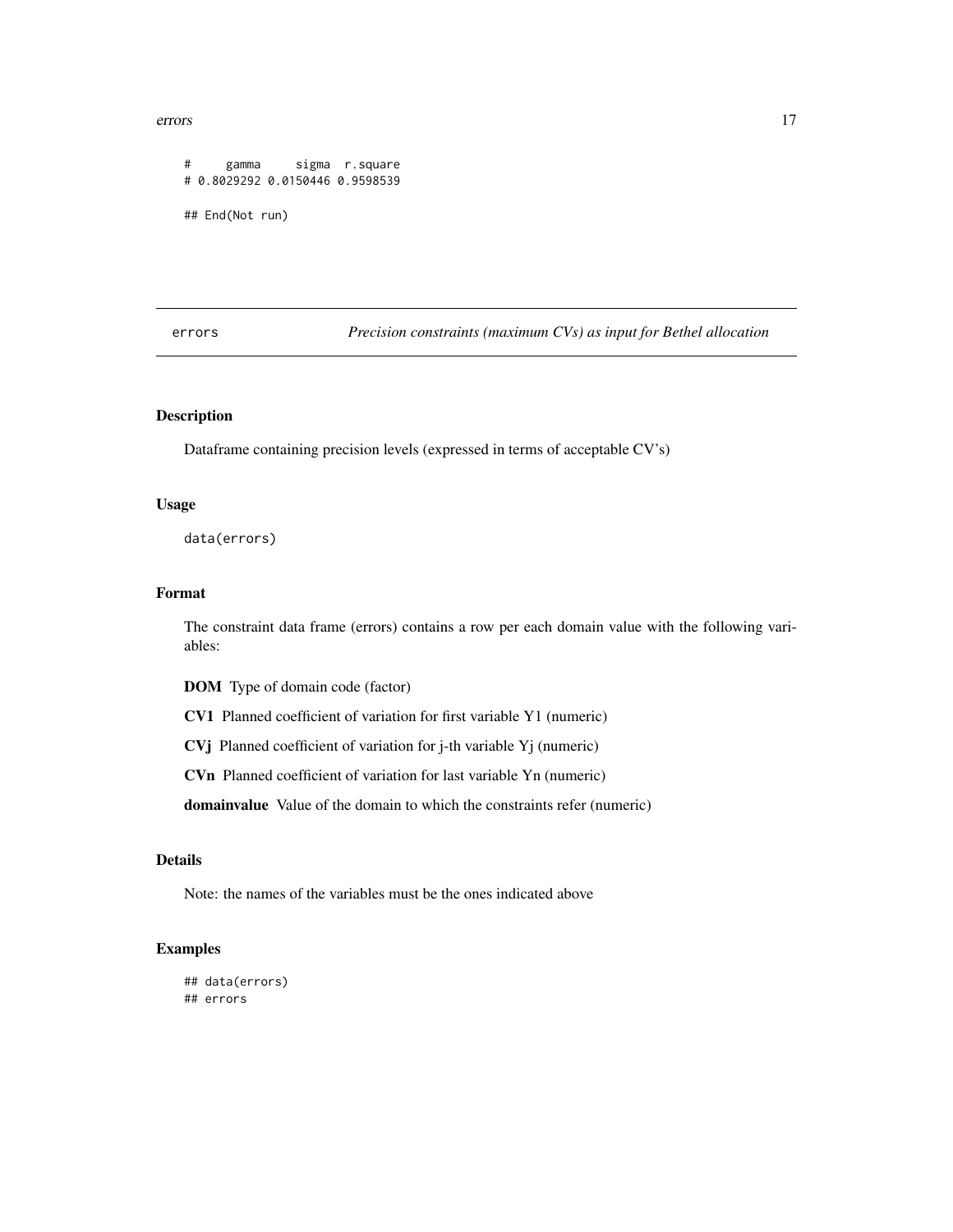```
#     gamma     sigma  r.square
# 0.8029292 0.0150446 0.9598539

## End(Not run)
```

## errors — *Precision constraints (maximum CVs) as input for Bethel allocation*

### Description

Dataframe containing precision levels (expressed in terms of acceptable CV's)

### Usage

```
data(errors)
```

### Format

The constraint data frame (errors) contains a row per each domain value with the following variables:

**DOM** Type of domain code (factor)

**CV1** Planned coefficient of variation for first variable Y1 (numeric)

**CVj** Planned coefficient of variation for j-th variable Yj (numeric)

**CVn** Planned coefficient of variation for last variable Yn (numeric)

**domainvalue** Value of the domain to which the constraints refer (numeric)

### Details

Note: the names of the variables must be the ones indicated above

### Examples

```
## data(errors)
## errors
```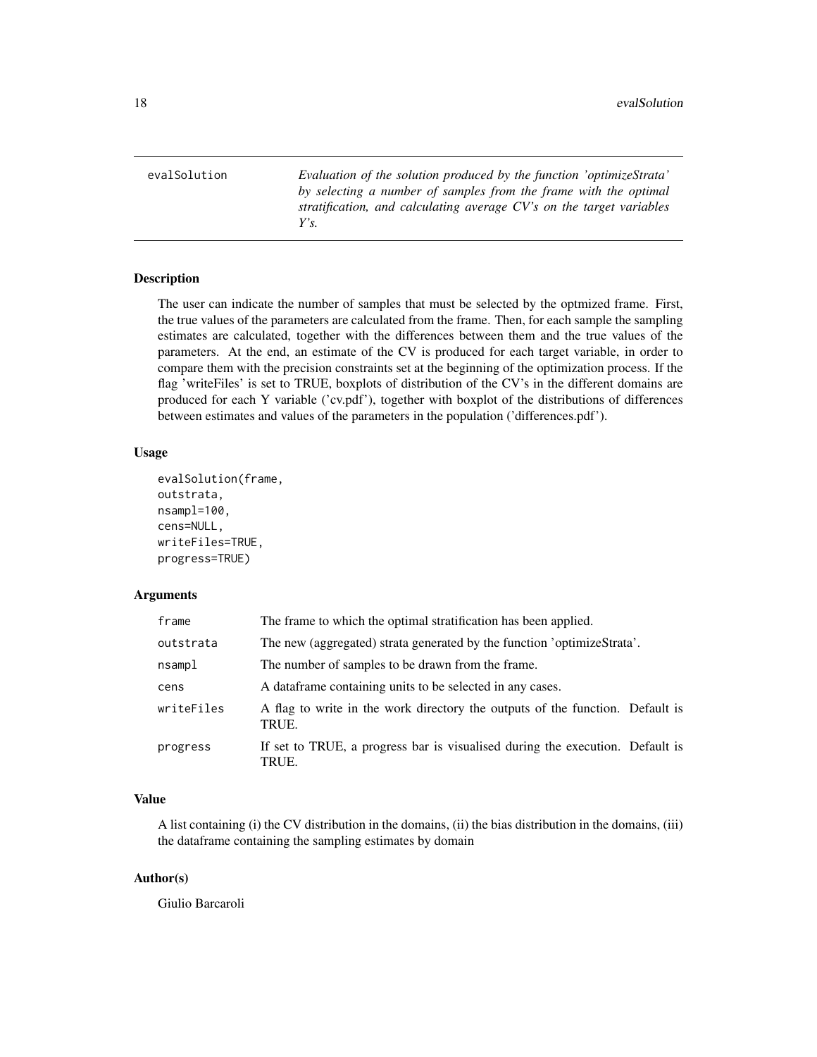## evalSolution

*Evaluation of the solution produced by the function 'optimizeStrata' by selecting a number of samples from the frame with the optimal stratification, and calculating average CV's on the target variables Y's.*

### Description

The user can indicate the number of samples that must be selected by the optmized frame. First, the true values of the parameters are calculated from the frame. Then, for each sample the sampling estimates are calculated, together with the differences between them and the true values of the parameters. At the end, an estimate of the CV is produced for each target variable, in order to compare them with the precision constraints set at the beginning of the optimization process. If the flag 'writeFiles' is set to TRUE, boxplots of distribution of the CV's in the different domains are produced for each Y variable ('cv.pdf'), together with boxplot of the distributions of differences between estimates and values of the parameters in the population ('differences.pdf').

### Usage

```
evalSolution(frame,
outstrata,
nsampl=100,
cens=NULL,
writeFiles=TRUE,
progress=TRUE)
```

### Arguments

| | |
|---|---|
| frame | The frame to which the optimal stratification has been applied. |
| outstrata | The new (aggregated) strata generated by the function 'optimizeStrata'. |
| nsampl | The number of samples to be drawn from the frame. |
| cens | A dataframe containing units to be selected in any cases. |
| writeFiles | A flag to write in the work directory the outputs of the function. Default is TRUE. |
| progress | If set to TRUE, a progress bar is visualised during the execution. Default is TRUE. |

### Value

A list containing (i) the CV distribution in the domains, (ii) the bias distribution in the domains, (iii) the dataframe containing the sampling estimates by domain

### Author(s)

Giulio Barcaroli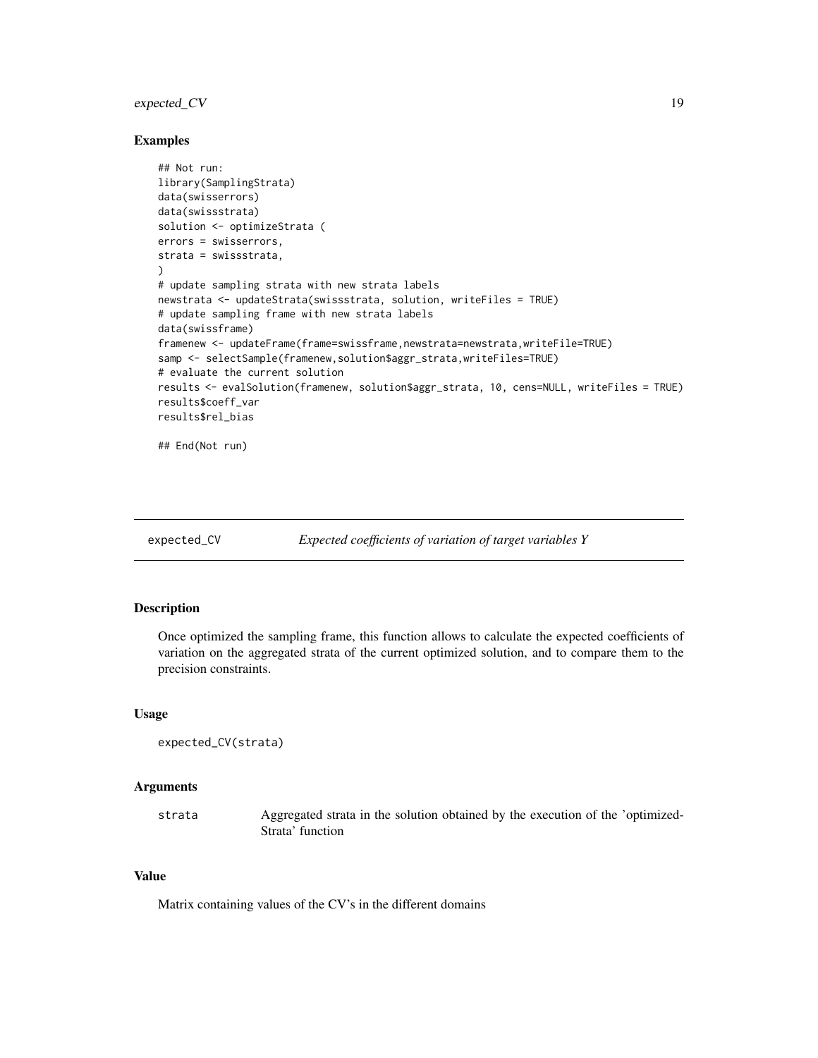## Examples

```
## Not run:
library(SamplingStrata)
data(swisserrors)
data(swissstrata)
solution <- optimizeStrata (
errors = swisserrors,
strata = swissstrata,
)
# update sampling strata with new strata labels
newstrata <- updateStrata(swissstrata, solution, writeFiles = TRUE)
# update sampling frame with new strata labels
data(swissframe)
framenew <- updateFrame(frame=swissframe,newstrata=newstrata,writeFile=TRUE)
samp <- selectSample(framenew,solution$aggr_strata,writeFiles=TRUE)
# evaluate the current solution
results <- evalSolution(framenew, solution$aggr_strata, 10, cens=NULL, writeFiles = TRUE)
results$coeff_var
results$rel_bias

## End(Not run)
```

---

# expected_CV    *Expected coefficients of variation of target variables Y*

---

## Description

Once optimized the sampling frame, this function allows to calculate the expected coefficients of variation on the aggregated strata of the current optimized solution, and to compare them to the precision constraints.

## Usage

```
expected_CV(strata)
```

## Arguments

| | |
|---|---|
| strata | Aggregated strata in the solution obtained by the execution of the 'optimizedStrata' function |

## Value

Matrix containing values of the CV's in the different domains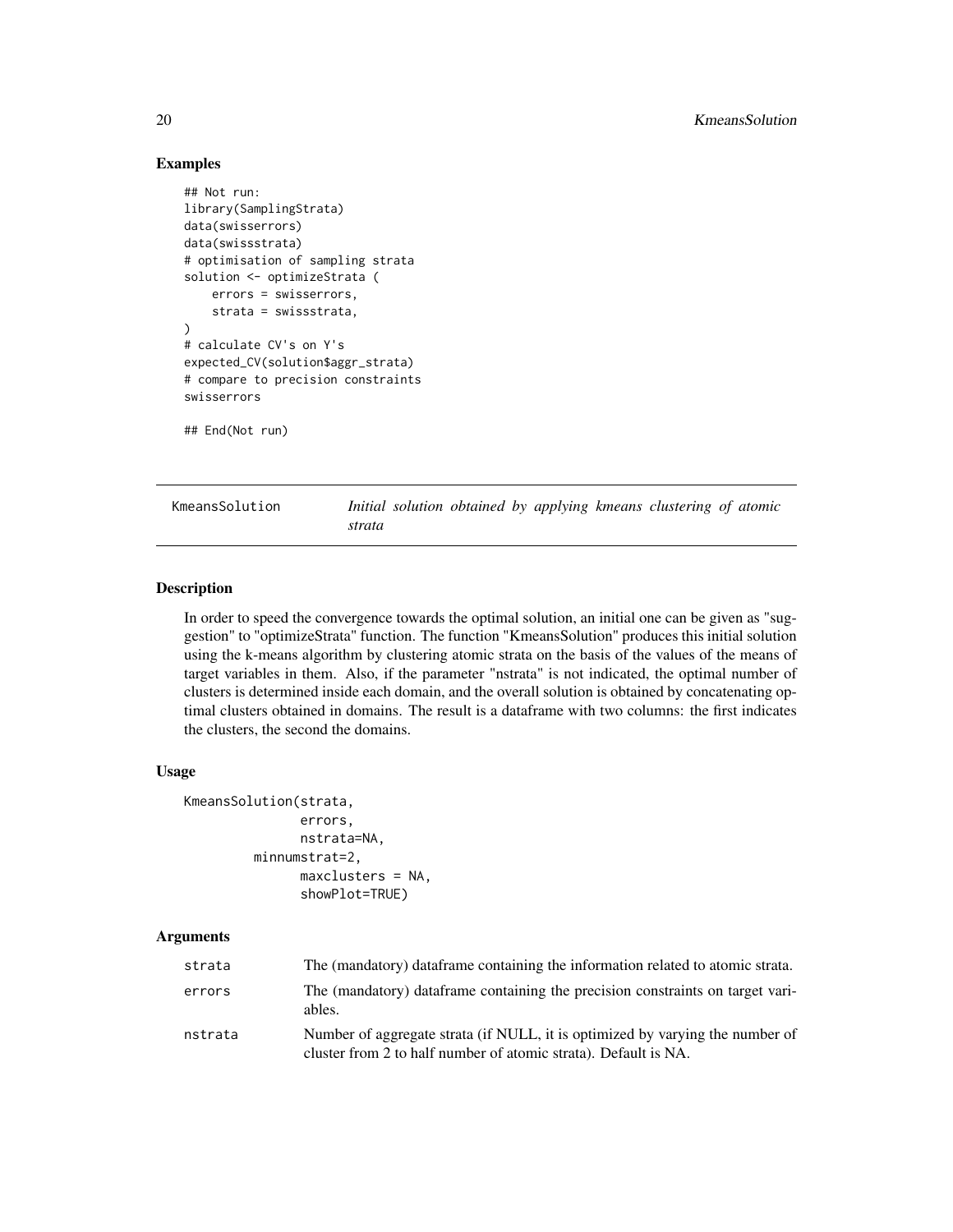## Examples

```
## Not run:
library(SamplingStrata)
data(swisserrors)
data(swissstrata)
# optimisation of sampling strata
solution <- optimizeStrata (
    errors = swisserrors,
    strata = swissstrata,
)
# calculate CV's on Y's
expected_CV(solution$aggr_strata)
# compare to precision constraints
swisserrors

## End(Not run)
```

---

KmeansSolution — *Initial solution obtained by applying kmeans clustering of atomic strata*

---

## Description

In order to speed the convergence towards the optimal solution, an initial one can be given as "suggestion" to "optimizeStrata" function. The function "KmeansSolution" produces this initial solution using the k-means algorithm by clustering atomic strata on the basis of the values of the means of target variables in them. Also, if the parameter "nstrata" is not indicated, the optimal number of clusters is determined inside each domain, and the overall solution is obtained by concatenating optimal clusters obtained in domains. The result is a dataframe with two columns: the first indicates the clusters, the second the domains.

## Usage

```
KmeansSolution(strata,
               errors,
               nstrata=NA,
          minnumstrat=2,
               maxclusters = NA,
               showPlot=TRUE)
```

## Arguments

| | |
|---|---|
| strata | The (mandatory) dataframe containing the information related to atomic strata. |
| errors | The (mandatory) dataframe containing the precision constraints on target variables. |
| nstrata | Number of aggregate strata (if NULL, it is optimized by varying the number of cluster from 2 to half number of atomic strata). Default is NA. |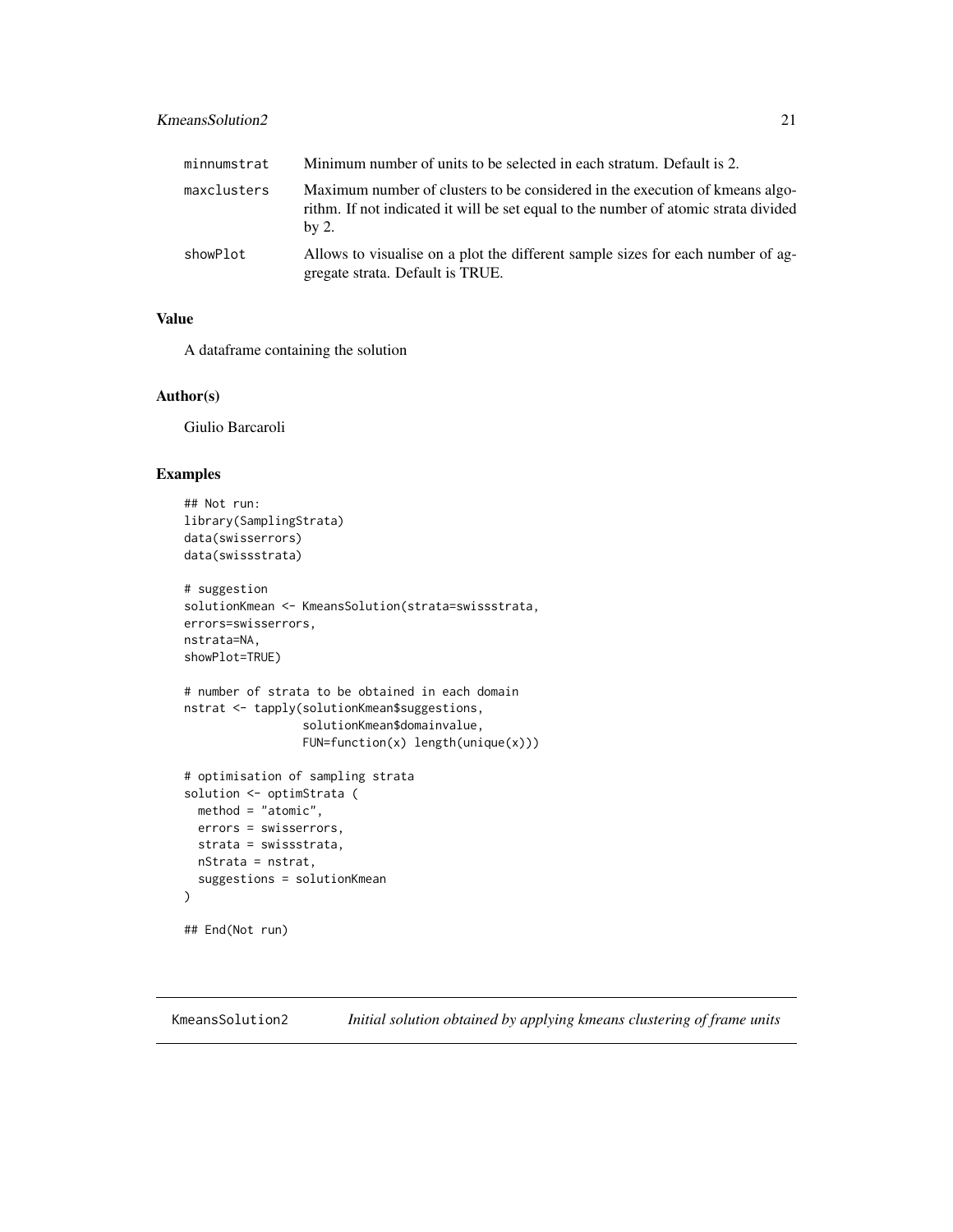| | |
|---|---|
| minnumstrat | Minimum number of units to be selected in each stratum. Default is 2. |
| maxclusters | Maximum number of clusters to be considered in the execution of kmeans algorithm. If not indicated it will be set equal to the number of atomic strata divided by 2. |
| showPlot | Allows to visualise on a plot the different sample sizes for each number of aggregate strata. Default is TRUE. |

### Value

A dataframe containing the solution

### Author(s)

Giulio Barcaroli

### Examples

```
## Not run:
library(SamplingStrata)
data(swisserrors)
data(swissstrata)

# suggestion
solutionKmean <- KmeansSolution(strata=swissstrata,
errors=swisserrors,
nstrata=NA,
showPlot=TRUE)

# number of strata to be obtained in each domain
nstrat <- tapply(solutionKmean$suggestions,
                 solutionKmean$domainvalue,
                 FUN=function(x) length(unique(x)))

# optimisation of sampling strata
solution <- optimStrata (
  method = "atomic",
  errors = swisserrors,
  strata = swissstrata,
  nStrata = nstrat,
  suggestions = solutionKmean
)

## End(Not run)
```

---

## KmeansSolution2 — *Initial solution obtained by applying kmeans clustering of frame units*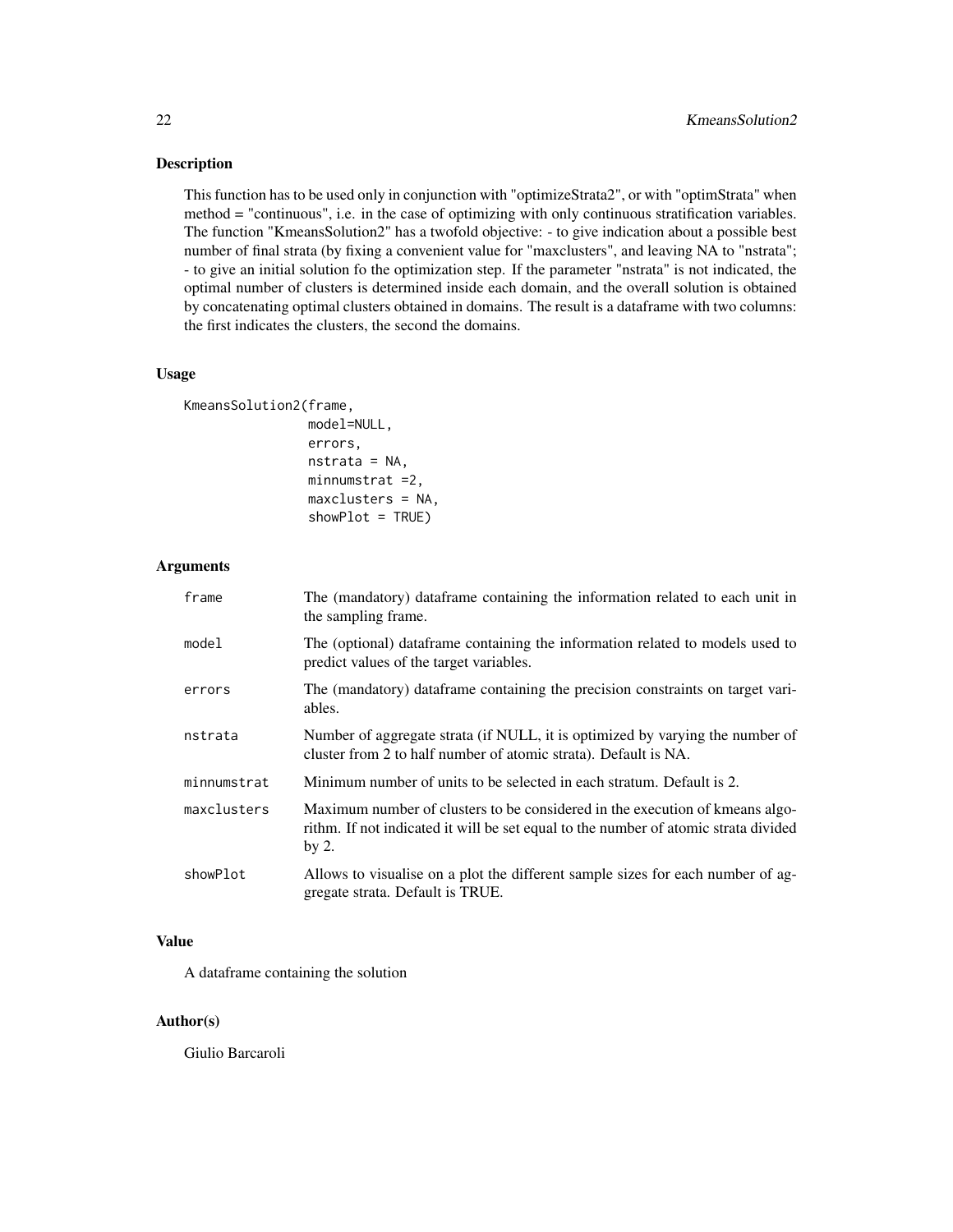## Description

This function has to be used only in conjunction with "optimizeStrata2", or with "optimStrata" when method = "continuous", i.e. in the case of optimizing with only continuous stratification variables. The function "KmeansSolution2" has a twofold objective: - to give indication about a possible best number of final strata (by fixing a convenient value for "maxclusters", and leaving NA to "nstrata"; - to give an initial solution fo the optimization step. If the parameter "nstrata" is not indicated, the optimal number of clusters is determined inside each domain, and the overall solution is obtained by concatenating optimal clusters obtained in domains. The result is a dataframe with two columns: the first indicates the clusters, the second the domains.

## Usage

```
KmeansSolution2(frame,
                model=NULL,
                errors,
                nstrata = NA,
                minnumstrat =2,
                maxclusters = NA,
                showPlot = TRUE)
```

## Arguments

| | |
|---|---|
| frame | The (mandatory) dataframe containing the information related to each unit in the sampling frame. |
| model | The (optional) dataframe containing the information related to models used to predict values of the target variables. |
| errors | The (mandatory) dataframe containing the precision constraints on target variables. |
| nstrata | Number of aggregate strata (if NULL, it is optimized by varying the number of cluster from 2 to half number of atomic strata). Default is NA. |
| minnumstrat | Minimum number of units to be selected in each stratum. Default is 2. |
| maxclusters | Maximum number of clusters to be considered in the execution of kmeans algorithm. If not indicated it will be set equal to the number of atomic strata divided by 2. |
| showPlot | Allows to visualise on a plot the different sample sizes for each number of aggregate strata. Default is TRUE. |

## Value

A dataframe containing the solution

## Author(s)

Giulio Barcaroli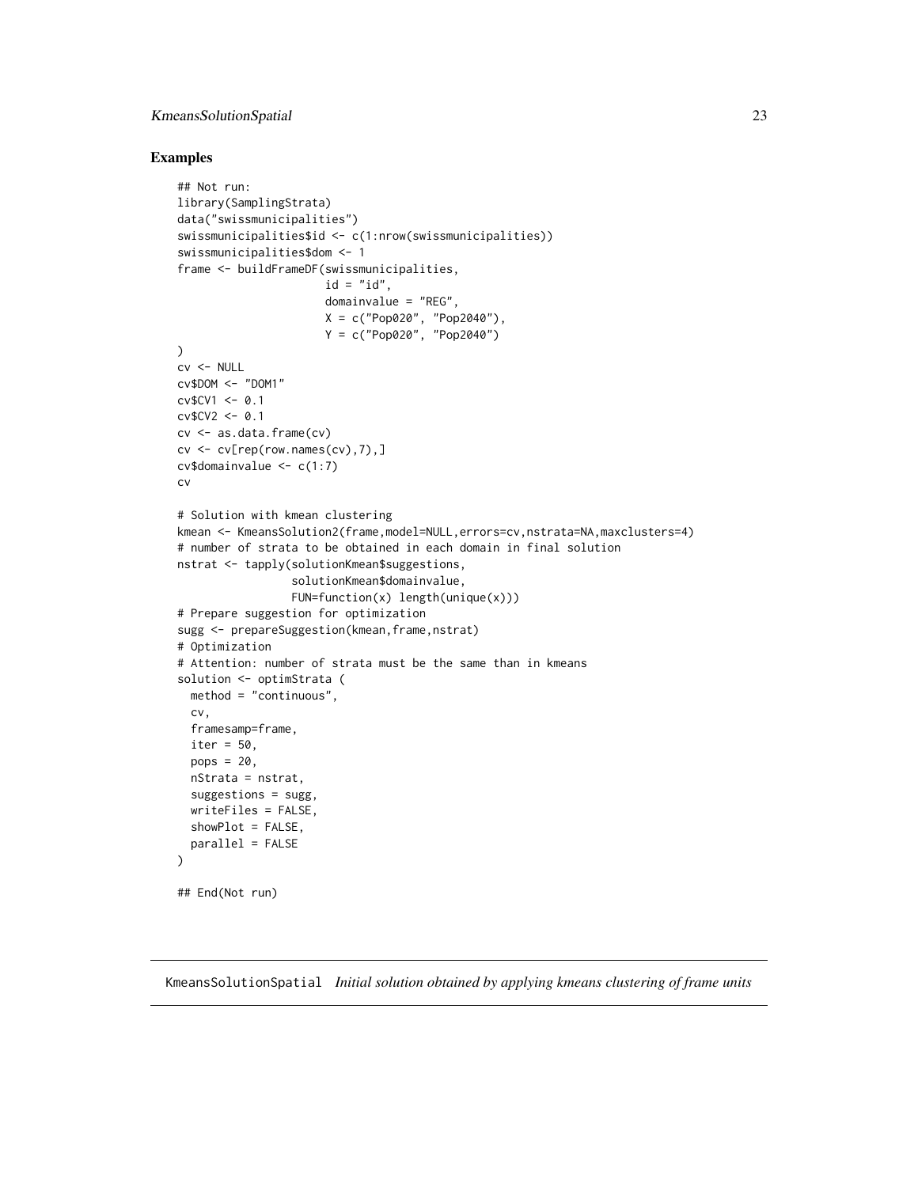## Examples

```
## Not run:
library(SamplingStrata)
data("swissmunicipalities")
swissmunicipalities$id <- c(1:nrow(swissmunicipalities))
swissmunicipalities$dom <- 1
frame <- buildFrameDF(swissmunicipalities,
                      id = "id",
                      domainvalue = "REG",
                      X = c("Pop020", "Pop2040"),
                      Y = c("Pop020", "Pop2040")
)
cv <- NULL
cv$DOM <- "DOM1"
cv$CV1 <- 0.1
cv$CV2 <- 0.1
cv <- as.data.frame(cv)
cv <- cv[rep(row.names(cv),7),]
cv$domainvalue <- c(1:7)
cv

# Solution with kmean clustering
kmean <- KmeansSolution2(frame,model=NULL,errors=cv,nstrata=NA,maxclusters=4)
# number of strata to be obtained in each domain in final solution
nstrat <- tapply(solutionKmean$suggestions,
                 solutionKmean$domainvalue,
                 FUN=function(x) length(unique(x)))
# Prepare suggestion for optimization
sugg <- prepareSuggestion(kmean,frame,nstrat)
# Optimization
# Attention: number of strata must be the same than in kmeans
solution <- optimStrata (
  method = "continuous",
  cv,
  framesamp=frame,
  iter = 50,
  pops = 20,
  nStrata = nstrat,
  suggestions = sugg,
  writeFiles = FALSE,
  showPlot = FALSE,
  parallel = FALSE
)

## End(Not run)
```

---

KmeansSolutionSpatial *Initial solution obtained by applying kmeans clustering of frame units*

---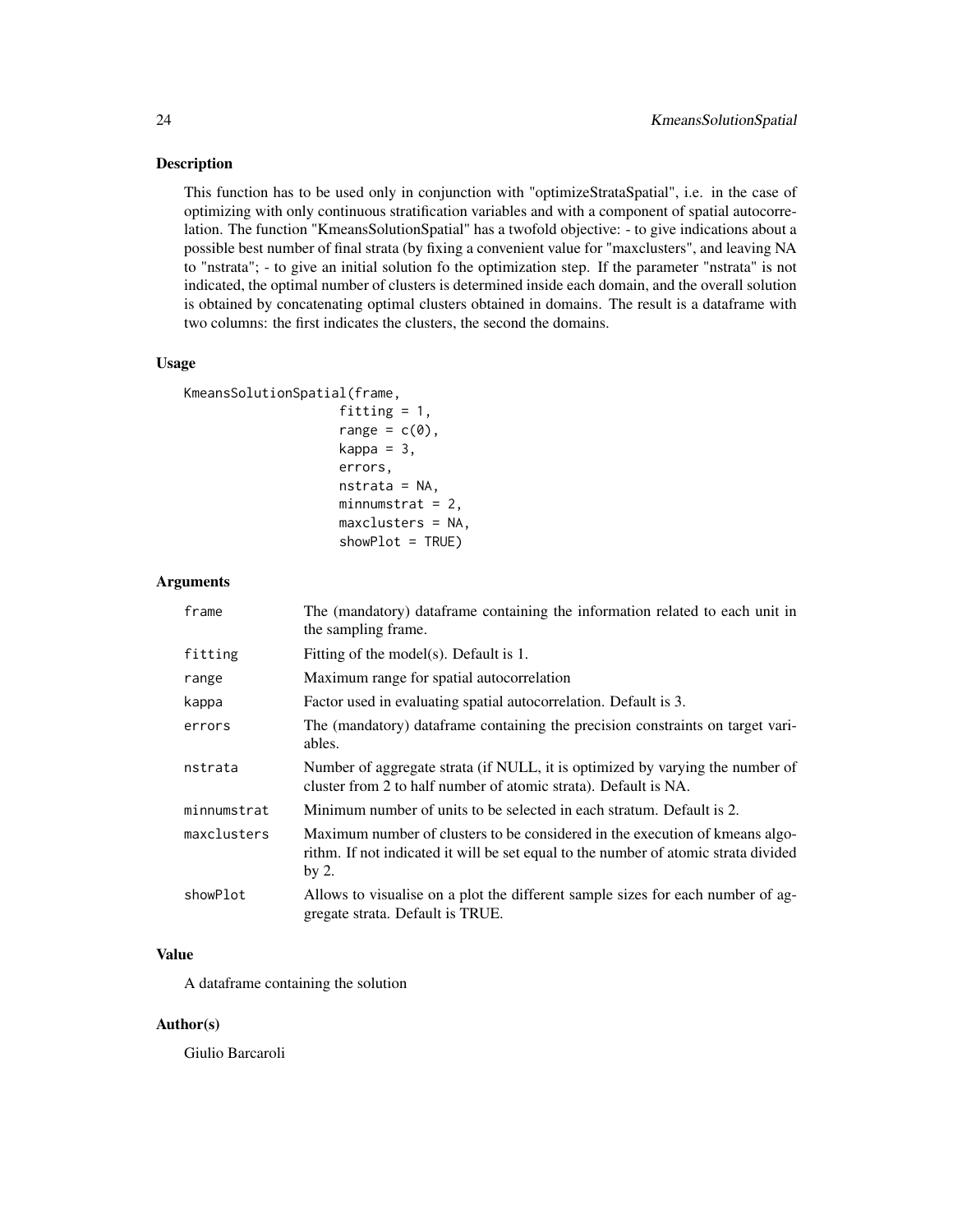## Description

This function has to be used only in conjunction with "optimizeStrataSpatial", i.e. in the case of optimizing with only continuous stratification variables and with a component of spatial autocorrelation. The function "KmeansSolutionSpatial" has a twofold objective: - to give indications about a possible best number of final strata (by fixing a convenient value for "maxclusters", and leaving NA to "nstrata"; - to give an initial solution fo the optimization step. If the parameter "nstrata" is not indicated, the optimal number of clusters is determined inside each domain, and the overall solution is obtained by concatenating optimal clusters obtained in domains. The result is a dataframe with two columns: the first indicates the clusters, the second the domains.

## Usage

```
KmeansSolutionSpatial(frame,
                      fitting = 1,
                      range = c(0),
                      kappa = 3,
                      errors,
                      nstrata = NA,
                      minnumstrat = 2,
                      maxclusters = NA,
                      showPlot = TRUE)
```

## Arguments

| | |
|---|---|
| frame | The (mandatory) dataframe containing the information related to each unit in the sampling frame. |
| fitting | Fitting of the model(s). Default is 1. |
| range | Maximum range for spatial autocorrelation |
| kappa | Factor used in evaluating spatial autocorrelation. Default is 3. |
| errors | The (mandatory) dataframe containing the precision constraints on target variables. |
| nstrata | Number of aggregate strata (if NULL, it is optimized by varying the number of cluster from 2 to half number of atomic strata). Default is NA. |
| minnumstrat | Minimum number of units to be selected in each stratum. Default is 2. |
| maxclusters | Maximum number of clusters to be considered in the execution of kmeans algorithm. If not indicated it will be set equal to the number of atomic strata divided by 2. |
| showPlot | Allows to visualise on a plot the different sample sizes for each number of aggregate strata. Default is TRUE. |

## Value

A dataframe containing the solution

## Author(s)

Giulio Barcaroli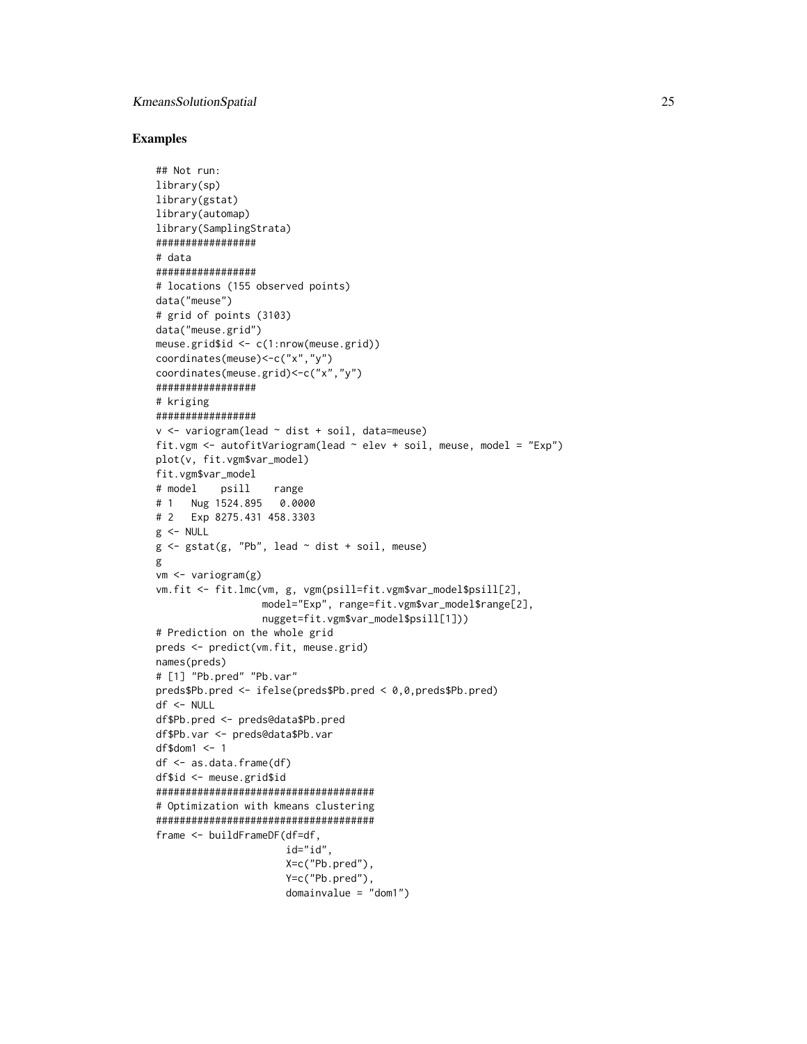## Examples

```
## Not run:
library(sp)
library(gstat)
library(automap)
library(SamplingStrata)
#################
# data
#################
# locations (155 observed points)
data("meuse")
# grid of points (3103)
data("meuse.grid")
meuse.grid$id <- c(1:nrow(meuse.grid))
coordinates(meuse)<-c("x","y")
coordinates(meuse.grid)<-c("x","y")
#################
# kriging
#################
v <- variogram(lead ~ dist + soil, data=meuse)
fit.vgm <- autofitVariogram(lead ~ elev + soil, meuse, model = "Exp")
plot(v, fit.vgm$var_model)
fit.vgm$var_model
# model    psill    range
# 1   Nug 1524.895   0.0000
# 2   Exp 8275.431 458.3303
g <- NULL
g <- gstat(g, "Pb", lead ~ dist + soil, meuse)
g
vm <- variogram(g)
vm.fit <- fit.lmc(vm, g, vgm(psill=fit.vgm$var_model$psill[2],
                  model="Exp", range=fit.vgm$var_model$range[2],
                  nugget=fit.vgm$var_model$psill[1]))
# Prediction on the whole grid
preds <- predict(vm.fit, meuse.grid)
names(preds)
# [1] "Pb.pred" "Pb.var"
preds$Pb.pred <- ifelse(preds$Pb.pred < 0,0,preds$Pb.pred)
df <- NULL
df$Pb.pred <- preds@data$Pb.pred
df$Pb.var <- preds@data$Pb.var
df$dom1 <- 1
df <- as.data.frame(df)
df$id <- meuse.grid$id
#####################################
# Optimization with kmeans clustering
#####################################
frame <- buildFrameDF(df=df,
                      id="id",
                      X=c("Pb.pred"),
                      Y=c("Pb.pred"),
                      domainvalue = "dom1")
```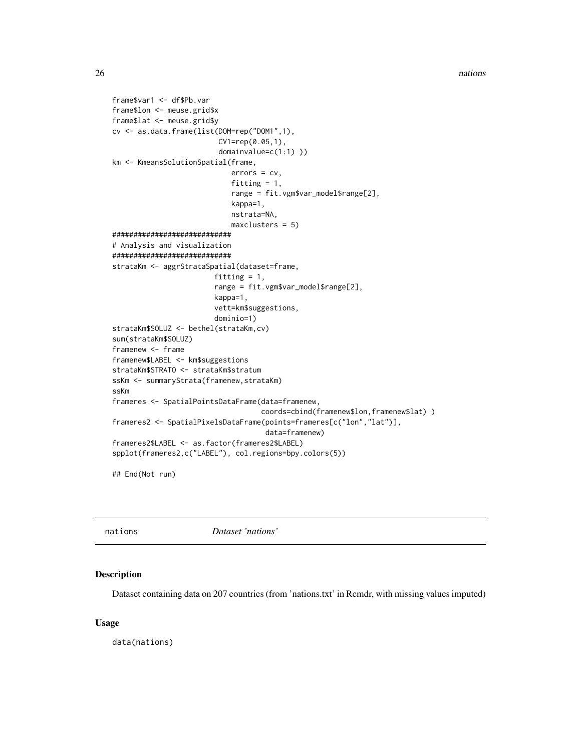```
frame$var1 <- df$Pb.var
frame$lon <- meuse.grid$x
frame$lat <- meuse.grid$y
cv <- as.data.frame(list(DOM=rep("DOM1",1),
                         CV1=rep(0.05,1),
                         domainvalue=c(1:1) ))
km <- KmeansSolutionSpatial(frame,
                            errors = cv,
                            fitting = 1,
                            range = fit.vgm$var_model$range[2],
                            kappa=1,
                            nstrata=NA,
                            maxclusters = 5)
############################
# Analysis and visualization
############################
strataKm <- aggrStrataSpatial(dataset=frame,
                        fitting = 1,
                        range = fit.vgm$var_model$range[2],
                        kappa=1,
                        vett=km$suggestions,
                        dominio=1)
strataKm$SOLUZ <- bethel(strataKm,cv)
sum(strataKm$SOLUZ)
framenew <- frame
framenew$LABEL <- km$suggestions
strataKm$STRATO <- strataKm$stratum
ssKm <- summaryStrata(framenew,strataKm)
ssKm
frameres <- SpatialPointsDataFrame(data=framenew,
                                   coords=cbind(framenew$lon,framenew$lat) )
frameres2 <- SpatialPixelsDataFrame(points=frameres[c("lon","lat")],
                                    data=framenew)
frameres2$LABEL <- as.factor(frameres2$LABEL)
spplot(frameres2,c("LABEL"), col.regions=bpy.colors(5))

## End(Not run)
```

## nations    *Dataset 'nations'*

### Description

Dataset containing data on 207 countries (from 'nations.txt' in Rcmdr, with missing values imputed)

### Usage

```
data(nations)
```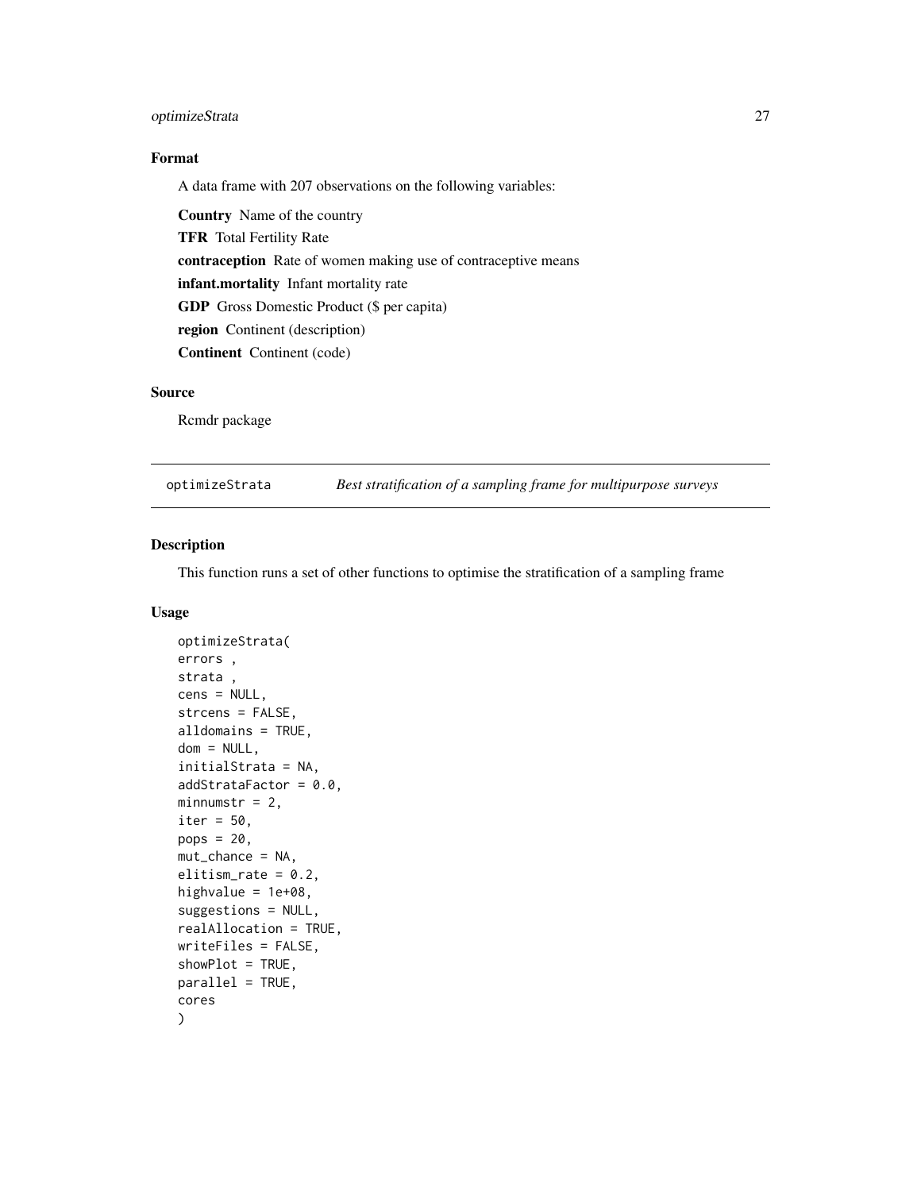## Format

A data frame with 207 observations on the following variables:

**Country** Name of the country

**TFR** Total Fertility Rate

**contraception** Rate of women making use of contraceptive means

**infant.mortality** Infant mortality rate

**GDP** Gross Domestic Product ($ per capita)

**region** Continent (description)

**Continent** Continent (code)

## Source

Rcmdr package

---

`optimizeStrata` *Best stratification of a sampling frame for multipurpose surveys*

---

## Description

This function runs a set of other functions to optimise the stratification of a sampling frame

## Usage

```
optimizeStrata(
errors ,
strata ,
cens = NULL,
strcens = FALSE,
alldomains = TRUE,
dom = NULL,
initialStrata = NA,
addStrataFactor = 0.0,
minnumstr = 2,
iter = 50,
pops = 20,
mut_chance = NA,
elitism_rate = 0.2,
highvalue = 1e+08,
suggestions = NULL,
realAllocation = TRUE,
writeFiles = FALSE,
showPlot = TRUE,
parallel = TRUE,
cores
)
```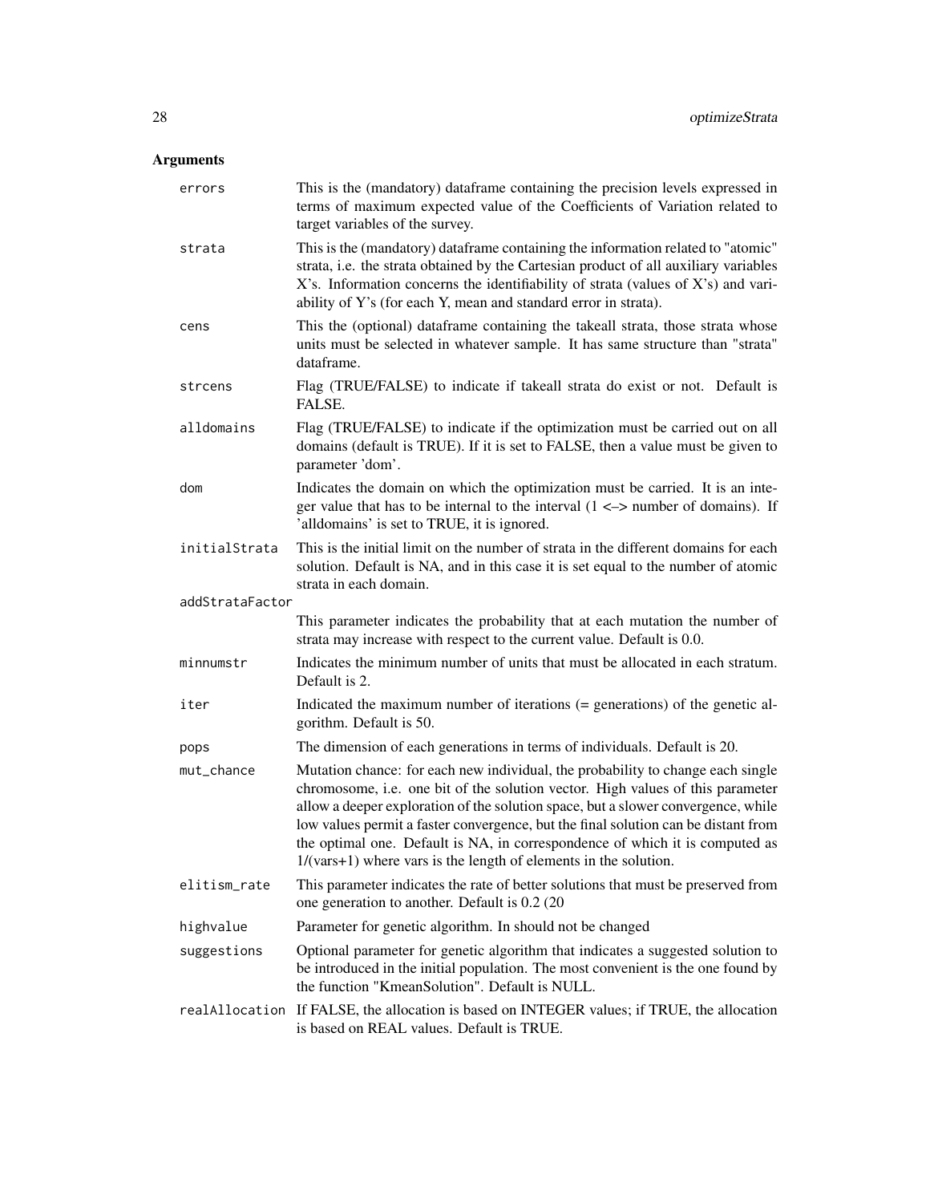## Arguments

| | |
|---|---|
| errors | This is the (mandatory) dataframe containing the precision levels expressed in terms of maximum expected value of the Coefficients of Variation related to target variables of the survey. |
| strata | This is the (mandatory) dataframe containing the information related to "atomic" strata, i.e. the strata obtained by the Cartesian product of all auxiliary variables X's. Information concerns the identifiability of strata (values of X's) and variability of Y's (for each Y, mean and standard error in strata). |
| cens | This the (optional) dataframe containing the takeall strata, those strata whose units must be selected in whatever sample. It has same structure than "strata" dataframe. |
| strcens | Flag (TRUE/FALSE) to indicate if takeall strata do exist or not. Default is FALSE. |
| alldomains | Flag (TRUE/FALSE) to indicate if the optimization must be carried out on all domains (default is TRUE). If it is set to FALSE, then a value must be given to parameter 'dom'. |
| dom | Indicates the domain on which the optimization must be carried. It is an integer value that has to be internal to the interval (1 <–> number of domains). If 'alldomains' is set to TRUE, it is ignored. |
| initialStrata | This is the initial limit on the number of strata in the different domains for each solution. Default is NA, and in this case it is set equal to the number of atomic strata in each domain. |
| addStrataFactor | This parameter indicates the probability that at each mutation the number of strata may increase with respect to the current value. Default is 0.0. |
| minnumstr | Indicates the minimum number of units that must be allocated in each stratum. Default is 2. |
| iter | Indicated the maximum number of iterations (= generations) of the genetic algorithm. Default is 50. |
| pops | The dimension of each generations in terms of individuals. Default is 20. |
| mut_chance | Mutation chance: for each new individual, the probability to change each single chromosome, i.e. one bit of the solution vector. High values of this parameter allow a deeper exploration of the solution space, but a slower convergence, while low values permit a faster convergence, but the final solution can be distant from the optimal one. Default is NA, in correspondence of which it is computed as 1/(vars+1) where vars is the length of elements in the solution. |
| elitism_rate | This parameter indicates the rate of better solutions that must be preserved from one generation to another. Default is 0.2 (20 |
| highvalue | Parameter for genetic algorithm. In should not be changed |
| suggestions | Optional parameter for genetic algorithm that indicates a suggested solution to be introduced in the initial population. The most convenient is the one found by the function "KmeanSolution". Default is NULL. |
| realAllocation | If FALSE, the allocation is based on INTEGER values; if TRUE, the allocation is based on REAL values. Default is TRUE. |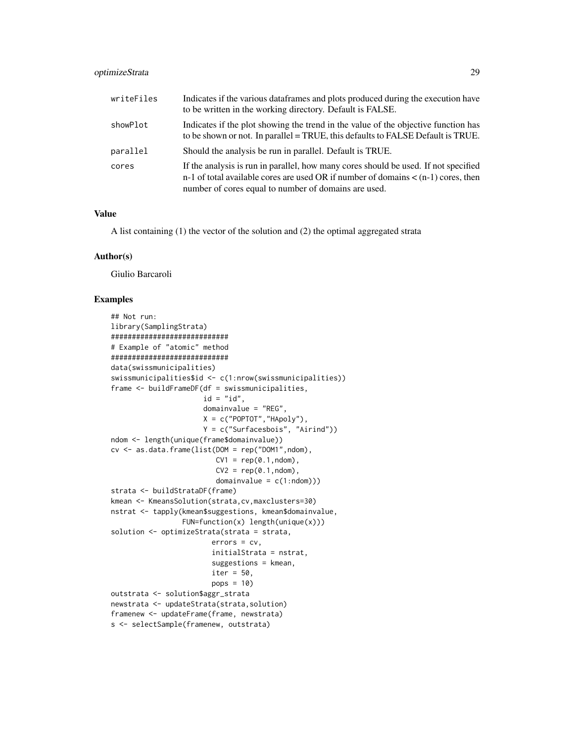| | |
|---|---|
| writeFiles | Indicates if the various dataframes and plots produced during the execution have to be written in the working directory. Default is FALSE. |
| showPlot | Indicates if the plot showing the trend in the value of the objective function has to be shown or not. In parallel = TRUE, this defaults to FALSE Default is TRUE. |
| parallel | Should the analysis be run in parallel. Default is TRUE. |
| cores | If the analysis is run in parallel, how many cores should be used. If not specified n-1 of total available cores are used OR if number of domains < (n-1) cores, then number of cores equal to number of domains are used. |

### Value

A list containing (1) the vector of the solution and (2) the optimal aggregated strata

### Author(s)

Giulio Barcaroli

### Examples

```
## Not run:
library(SamplingStrata)
############################
# Example of "atomic" method
############################
data(swissmunicipalities)
swissmunicipalities$id <- c(1:nrow(swissmunicipalities))
frame <- buildFrameDF(df = swissmunicipalities,
                      id = "id",
                      domainvalue = "REG",
                      X = c("POPTOT","HApoly"),
                      Y = c("Surfacesbois", "Airind"))
ndom <- length(unique(frame$domainvalue))
cv <- as.data.frame(list(DOM = rep("DOM1",ndom),
                         CV1 = rep(0.1,ndom),
                         CV2 = rep(0.1,ndom),
                         domainvalue = c(1:ndom)))
strata <- buildStrataDF(frame)
kmean <- KmeansSolution(strata,cv,maxclusters=30)
nstrat <- tapply(kmean$suggestions, kmean$domainvalue,
                 FUN=function(x) length(unique(x)))
solution <- optimizeStrata(strata = strata,
                        errors = cv,
                        initialStrata = nstrat,
                        suggestions = kmean,
                        iter = 50,
                        pops = 10)
outstrata <- solution$aggr_strata
newstrata <- updateStrata(strata,solution)
framenew <- updateFrame(frame, newstrata)
s <- selectSample(framenew, outstrata)
```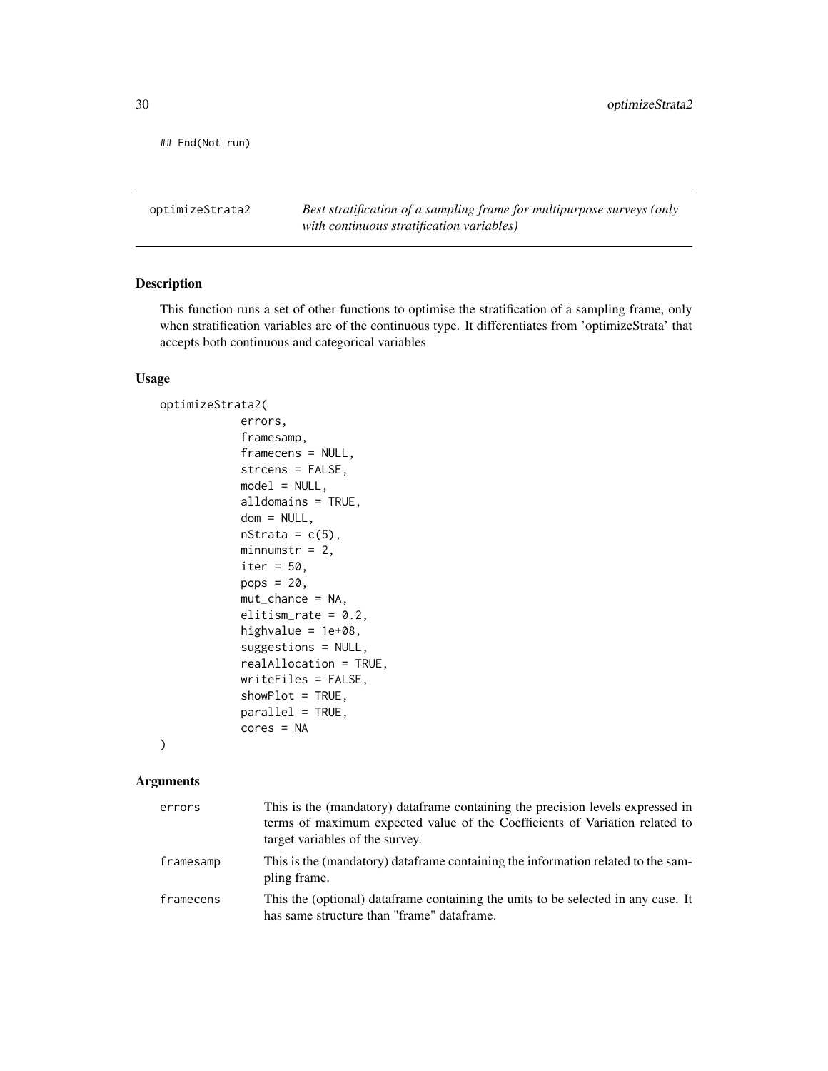```
## End(Not run)
```

---

optimizeStrata2 — *Best stratification of a sampling frame for multipurpose surveys (only with continuous stratification variables)*

---

### Description

This function runs a set of other functions to optimise the stratification of a sampling frame, only when stratification variables are of the continuous type. It differentiates from 'optimizeStrata' that accepts both continuous and categorical variables

### Usage

```
optimizeStrata2(
            errors,
            framesamp,
            framecens = NULL,
            strcens = FALSE,
            model = NULL,
            alldomains = TRUE,
            dom = NULL,
            nStrata = c(5),
            minnumstr = 2,
            iter = 50,
            pops = 20,
            mut_chance = NA,
            elitism_rate = 0.2,
            highvalue = 1e+08,
            suggestions = NULL,
            realAllocation = TRUE,
            writeFiles = FALSE,
            showPlot = TRUE,
            parallel = TRUE,
            cores = NA
)
```

### Arguments

| | |
|---|---|
| errors | This is the (mandatory) dataframe containing the precision levels expressed in terms of maximum expected value of the Coefficients of Variation related to target variables of the survey. |
| framesamp | This is the (mandatory) dataframe containing the information related to the sampling frame. |
| framecens | This the (optional) dataframe containing the units to be selected in any case. It has same structure than "frame" dataframe. |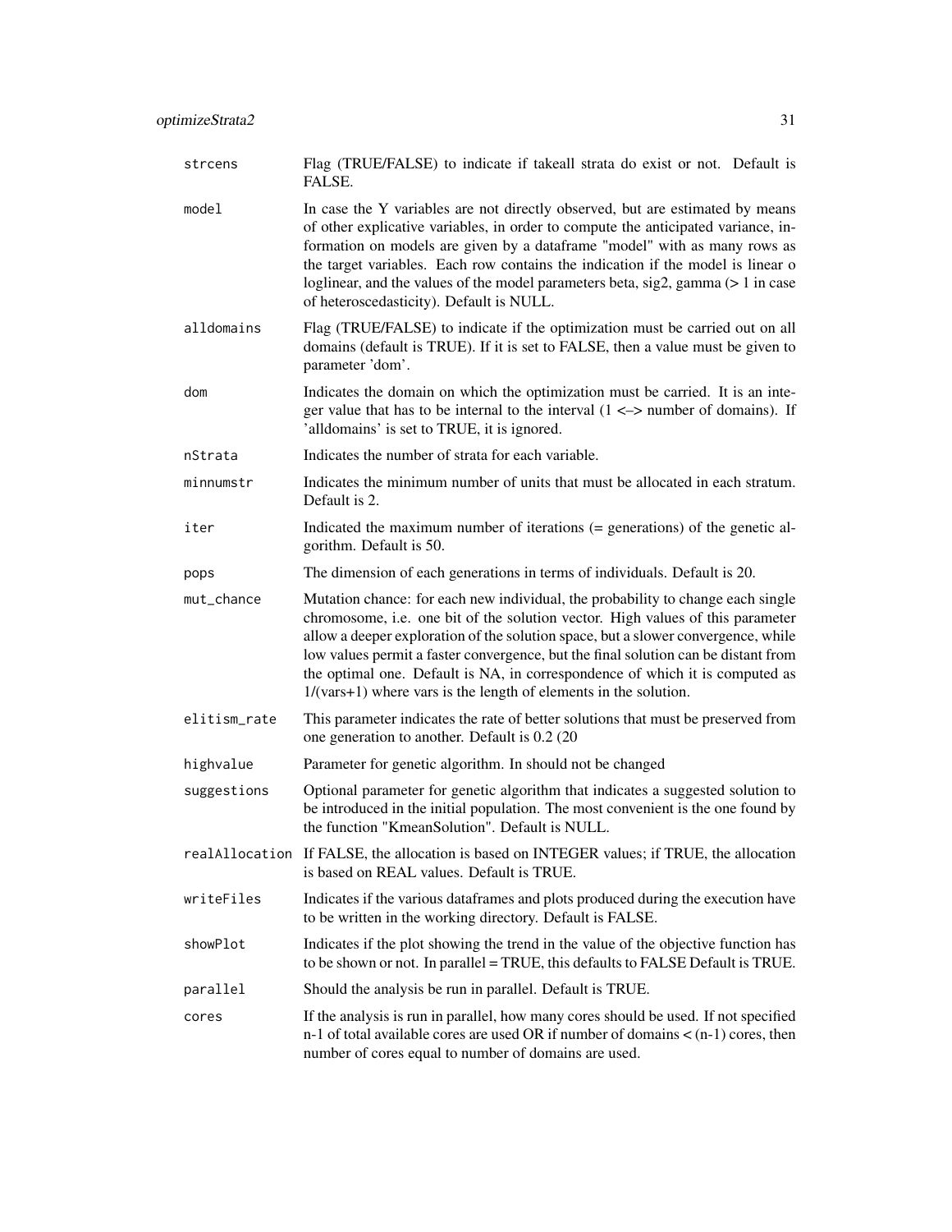| | |
|---|---|
| strcens | Flag (TRUE/FALSE) to indicate if takeall strata do exist or not. Default is FALSE. |
| model | In case the Y variables are not directly observed, but are estimated by means of other explicative variables, in order to compute the anticipated variance, information on models are given by a dataframe "model" with as many rows as the target variables. Each row contains the indication if the model is linear o loglinear, and the values of the model parameters beta, sig2, gamma (> 1 in case of heteroscedasticity). Default is NULL. |
| alldomains | Flag (TRUE/FALSE) to indicate if the optimization must be carried out on all domains (default is TRUE). If it is set to FALSE, then a value must be given to parameter 'dom'. |
| dom | Indicates the domain on which the optimization must be carried. It is an integer value that has to be internal to the interval (1 <–> number of domains). If 'alldomains' is set to TRUE, it is ignored. |
| nStrata | Indicates the number of strata for each variable. |
| minnumstr | Indicates the minimum number of units that must be allocated in each stratum. Default is 2. |
| iter | Indicated the maximum number of iterations (= generations) of the genetic algorithm. Default is 50. |
| pops | The dimension of each generations in terms of individuals. Default is 20. |
| mut_chance | Mutation chance: for each new individual, the probability to change each single chromosome, i.e. one bit of the solution vector. High values of this parameter allow a deeper exploration of the solution space, but a slower convergence, while low values permit a faster convergence, but the final solution can be distant from the optimal one. Default is NA, in correspondence of which it is computed as 1/(vars+1) where vars is the length of elements in the solution. |
| elitism_rate | This parameter indicates the rate of better solutions that must be preserved from one generation to another. Default is 0.2 (20 |
| highvalue | Parameter for genetic algorithm. In should not be changed |
| suggestions | Optional parameter for genetic algorithm that indicates a suggested solution to be introduced in the initial population. The most convenient is the one found by the function "KmeanSolution". Default is NULL. |
| realAllocation | If FALSE, the allocation is based on INTEGER values; if TRUE, the allocation is based on REAL values. Default is TRUE. |
| writeFiles | Indicates if the various dataframes and plots produced during the execution have to be written in the working directory. Default is FALSE. |
| showPlot | Indicates if the plot showing the trend in the value of the objective function has to be shown or not. In parallel = TRUE, this defaults to FALSE Default is TRUE. |
| parallel | Should the analysis be run in parallel. Default is TRUE. |
| cores | If the analysis is run in parallel, how many cores should be used. If not specified n-1 of total available cores are used OR if number of domains < (n-1) cores, then number of cores equal to number of domains are used. |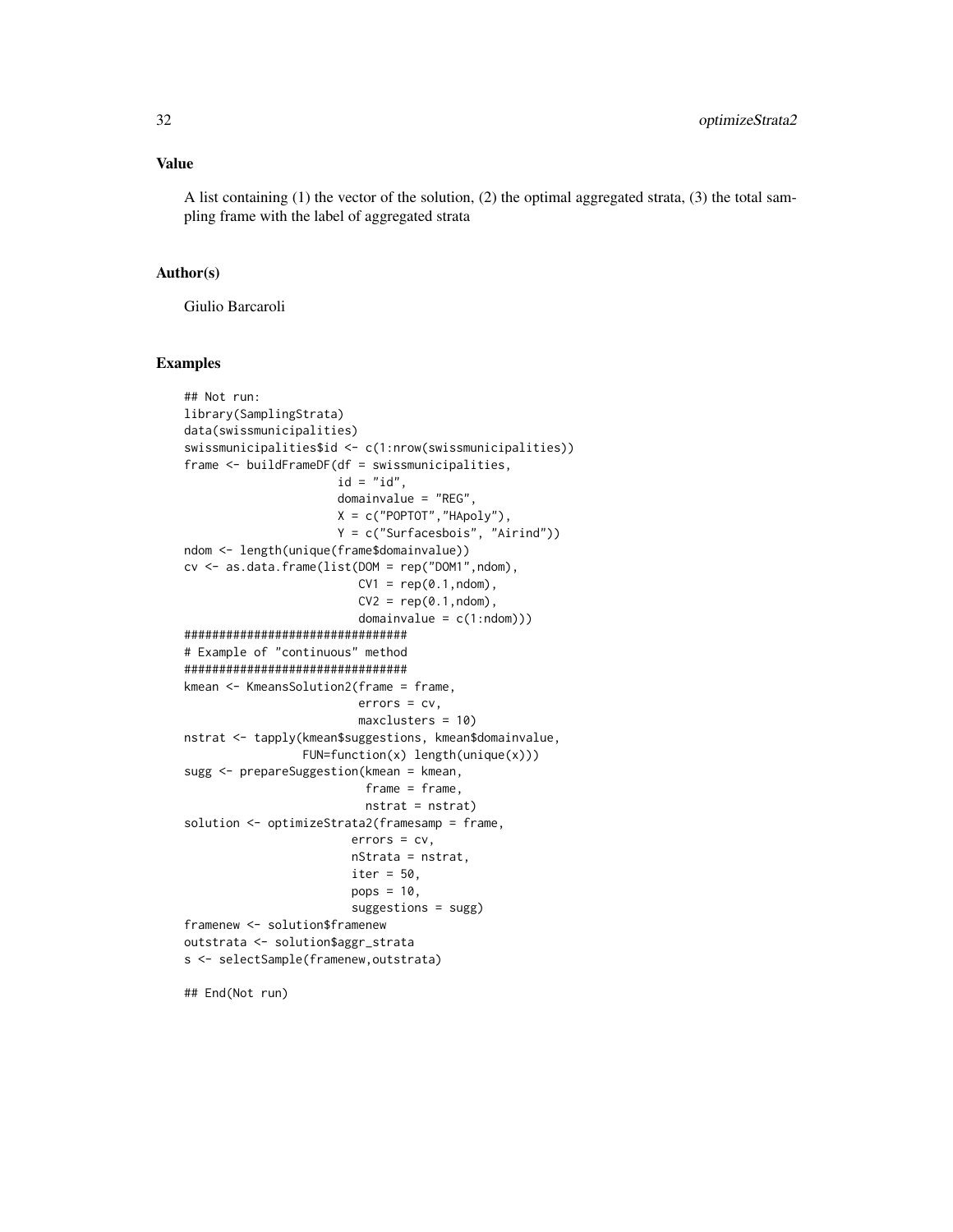### Value

A list containing (1) the vector of the solution, (2) the optimal aggregated strata, (3) the total sampling frame with the label of aggregated strata

### Author(s)

Giulio Barcaroli

### Examples

```
## Not run:
library(SamplingStrata)
data(swissmunicipalities)
swissmunicipalities$id <- c(1:nrow(swissmunicipalities))
frame <- buildFrameDF(df = swissmunicipalities,
                      id = "id",
                      domainvalue = "REG",
                      X = c("POPTOT","HApoly"),
                      Y = c("Surfacesbois", "Airind"))
ndom <- length(unique(frame$domainvalue))
cv <- as.data.frame(list(DOM = rep("DOM1",ndom),
                         CV1 = rep(0.1,ndom),
                         CV2 = rep(0.1,ndom),
                         domainvalue = c(1:ndom)))
################################
# Example of "continuous" method
################################
kmean <- KmeansSolution2(frame = frame,
                         errors = cv,
                         maxclusters = 10)
nstrat <- tapply(kmean$suggestions, kmean$domainvalue,
                 FUN=function(x) length(unique(x)))
sugg <- prepareSuggestion(kmean = kmean,
                          frame = frame,
                          nstrat = nstrat)
solution <- optimizeStrata2(framesamp = frame,
                        errors = cv,
                        nStrata = nstrat,
                        iter = 50,
                        pops = 10,
                        suggestions = sugg)
framenew <- solution$framenew
outstrata <- solution$aggr_strata
s <- selectSample(framenew,outstrata)

## End(Not run)
```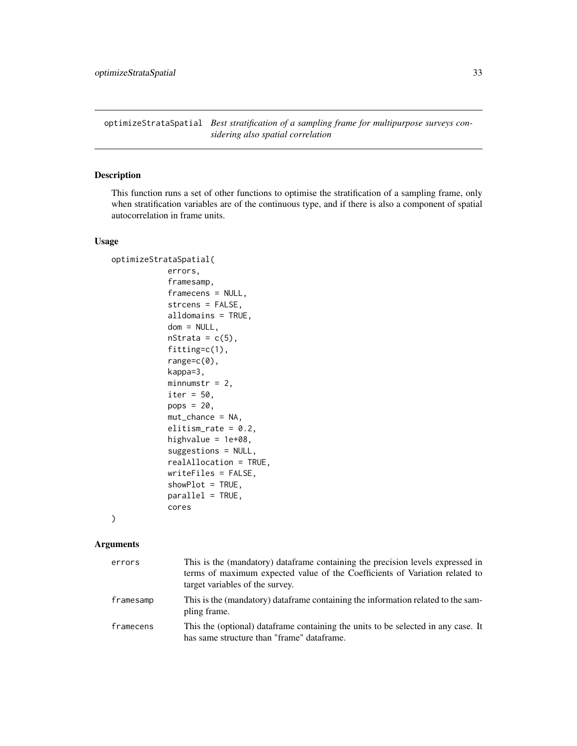## optimizeStrataSpatial *Best stratification of a sampling frame for multipurpose surveys considering also spatial correlation*

### Description

This function runs a set of other functions to optimise the stratification of a sampling frame, only when stratification variables are of the continuous type, and if there is also a component of spatial autocorrelation in frame units.

### Usage

```
optimizeStrataSpatial(
            errors,
            framesamp,
            framecens = NULL,
            strcens = FALSE,
            alldomains = TRUE,
            dom = NULL,
            nStrata = c(5),
            fitting=c(1),
            range=c(0),
            kappa=3,
            minnumstr = 2,
            iter = 50,
            pops = 20,
            mut_chance = NA,
            elitism_rate = 0.2,
            highvalue = 1e+08,
            suggestions = NULL,
            realAllocation = TRUE,
            writeFiles = FALSE,
            showPlot = TRUE,
            parallel = TRUE,
            cores
)
```

### Arguments

| | |
|---|---|
| errors | This is the (mandatory) dataframe containing the precision levels expressed in terms of maximum expected value of the Coefficients of Variation related to target variables of the survey. |
| framesamp | This is the (mandatory) dataframe containing the information related to the sampling frame. |
| framecens | This the (optional) dataframe containing the units to be selected in any case. It has same structure than "frame" dataframe. |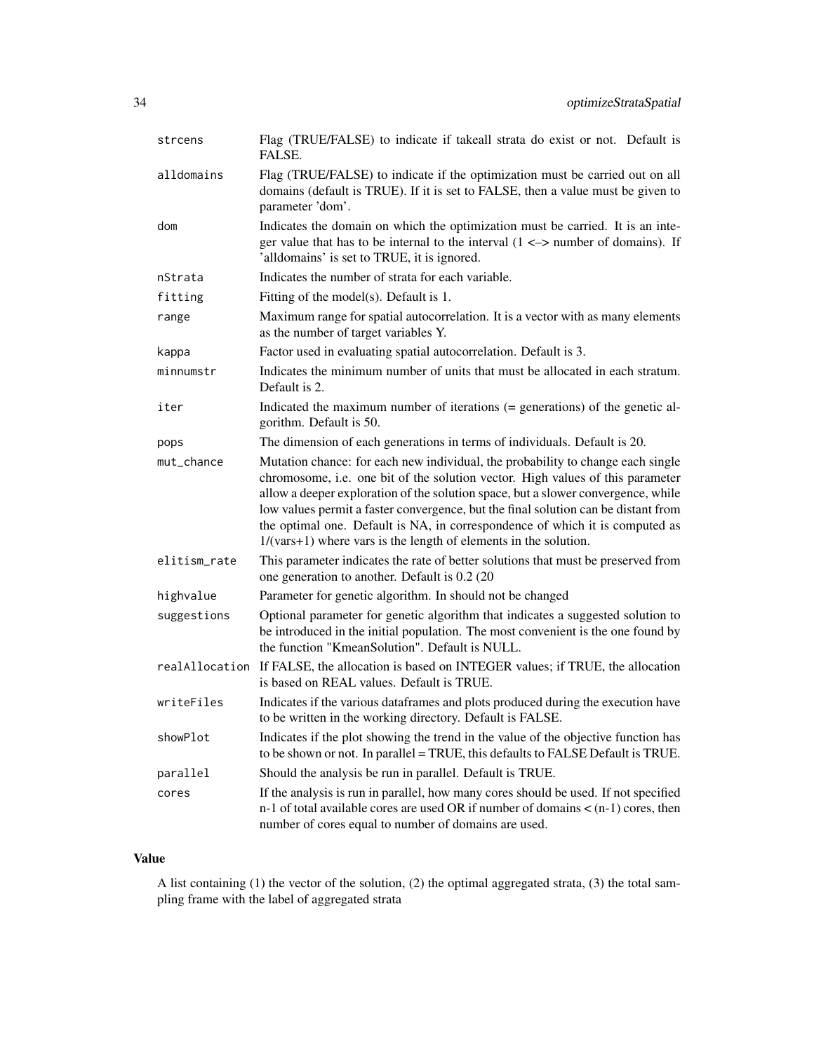| | |
|---|---|
| strcens | Flag (TRUE/FALSE) to indicate if takeall strata do exist or not. Default is FALSE. |
| alldomains | Flag (TRUE/FALSE) to indicate if the optimization must be carried out on all domains (default is TRUE). If it is set to FALSE, then a value must be given to parameter 'dom'. |
| dom | Indicates the domain on which the optimization must be carried. It is an integer value that has to be internal to the interval (1 <–> number of domains). If 'alldomains' is set to TRUE, it is ignored. |
| nStrata | Indicates the number of strata for each variable. |
| fitting | Fitting of the model(s). Default is 1. |
| range | Maximum range for spatial autocorrelation. It is a vector with as many elements as the number of target variables Y. |
| kappa | Factor used in evaluating spatial autocorrelation. Default is 3. |
| minnumstr | Indicates the minimum number of units that must be allocated in each stratum. Default is 2. |
| iter | Indicated the maximum number of iterations (= generations) of the genetic algorithm. Default is 50. |
| pops | The dimension of each generations in terms of individuals. Default is 20. |
| mut_chance | Mutation chance: for each new individual, the probability to change each single chromosome, i.e. one bit of the solution vector. High values of this parameter allow a deeper exploration of the solution space, but a slower convergence, while low values permit a faster convergence, but the final solution can be distant from the optimal one. Default is NA, in correspondence of which it is computed as 1/(vars+1) where vars is the length of elements in the solution. |
| elitism_rate | This parameter indicates the rate of better solutions that must be preserved from one generation to another. Default is 0.2 (20 |
| highvalue | Parameter for genetic algorithm. In should not be changed |
| suggestions | Optional parameter for genetic algorithm that indicates a suggested solution to be introduced in the initial population. The most convenient is the one found by the function "KmeanSolution". Default is NULL. |
| realAllocation | If FALSE, the allocation is based on INTEGER values; if TRUE, the allocation is based on REAL values. Default is TRUE. |
| writeFiles | Indicates if the various dataframes and plots produced during the execution have to be written in the working directory. Default is FALSE. |
| showPlot | Indicates if the plot showing the trend in the value of the objective function has to be shown or not. In parallel = TRUE, this defaults to FALSE Default is TRUE. |
| parallel | Should the analysis be run in parallel. Default is TRUE. |
| cores | If the analysis is run in parallel, how many cores should be used. If not specified n-1 of total available cores are used OR if number of domains < (n-1) cores, then number of cores equal to number of domains are used. |

## Value

A list containing (1) the vector of the solution, (2) the optimal aggregated strata, (3) the total sampling frame with the label of aggregated strata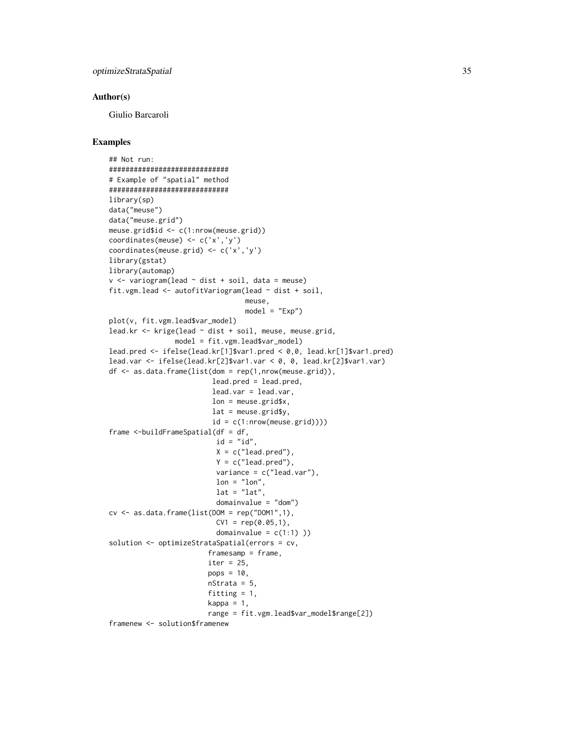## Author(s)

Giulio Barcaroli

## Examples

```
## Not run:
#############################
# Example of "spatial" method
#############################
library(sp)
data("meuse")
data("meuse.grid")
meuse.grid$id <- c(1:nrow(meuse.grid))
coordinates(meuse) <- c('x','y')
coordinates(meuse.grid) <- c('x','y')
library(gstat)
library(automap)
v <- variogram(lead ~ dist + soil, data = meuse)
fit.vgm.lead <- autofitVariogram(lead ~ dist + soil,
                                 meuse,
                                 model = "Exp")
plot(v, fit.vgm.lead$var_model)
lead.kr <- krige(lead ~ dist + soil, meuse, meuse.grid,
                model = fit.vgm.lead$var_model)
lead.pred <- ifelse(lead.kr[1]$var1.pred < 0,0, lead.kr[1]$var1.pred)
lead.var <- ifelse(lead.kr[2]$var1.var < 0, 0, lead.kr[2]$var1.var)
df <- as.data.frame(list(dom = rep(1,nrow(meuse.grid)),
                         lead.pred = lead.pred,
                         lead.var = lead.var,
                         lon = meuse.grid$x,
                         lat = meuse.grid$y,
                         id = c(1:nrow(meuse.grid))))
frame <-buildFrameSpatial(df = df,
                          id = "id",
                          X = c("lead.pred"),
                          Y = c("lead.pred"),
                          variance = c("lead.var"),
                          lon = "lon",
                          lat = "lat",
                          domainvalue = "dom")
cv <- as.data.frame(list(DOM = rep("DOM1",1),
                          CV1 = rep(0.05,1),
                          domainvalue = c(1:1) ))
solution <- optimizeStrataSpatial(errors = cv,
                        framesamp = frame,
                        iter = 25,
                        pops = 10,
                        nStrata = 5,
                        fitting = 1,
                        kappa = 1,
                        range = fit.vgm.lead$var_model$range[2])
framenew <- solution$framenew
```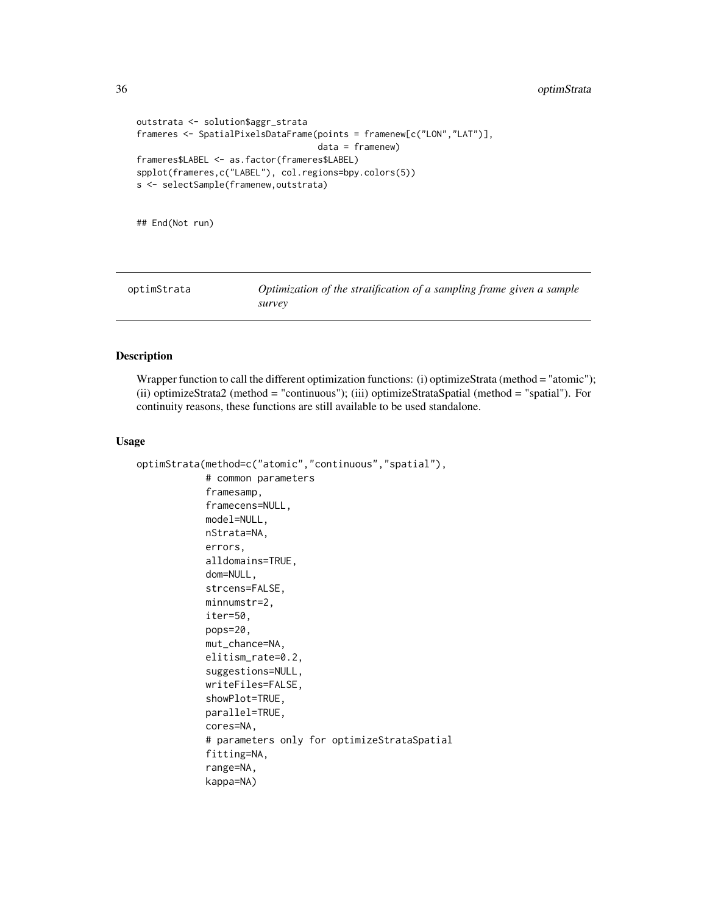```
outstrata <- solution$aggr_strata
frameres <- SpatialPixelsDataFrame(points = framenew[c("LON","LAT")],
                                   data = framenew)
frameres$LABEL <- as.factor(frameres$LABEL)
spplot(frameres,c("LABEL"), col.regions=bpy.colors(5))
s <- selectSample(framenew,outstrata)


## End(Not run)
```

---

`optimStrata` — *Optimization of the stratification of a sampling frame given a sample survey*

---

### Description

Wrapper function to call the different optimization functions: (i) optimizeStrata (method = "atomic"); (ii) optimizeStrata2 (method = "continuous"); (iii) optimizeStrataSpatial (method = "spatial"). For continuity reasons, these functions are still available to be used standalone.

### Usage

```
optimStrata(method=c("atomic","continuous","spatial"),
            # common parameters
            framesamp,
            framecens=NULL,
            model=NULL,
            nStrata=NA,
            errors,
            alldomains=TRUE,
            dom=NULL,
            strcens=FALSE,
            minnumstr=2,
            iter=50,
            pops=20,
            mut_chance=NA,
            elitism_rate=0.2,
            suggestions=NULL,
            writeFiles=FALSE,
            showPlot=TRUE,
            parallel=TRUE,
            cores=NA,
            # parameters only for optimizeStrataSpatial
            fitting=NA,
            range=NA,
            kappa=NA)
```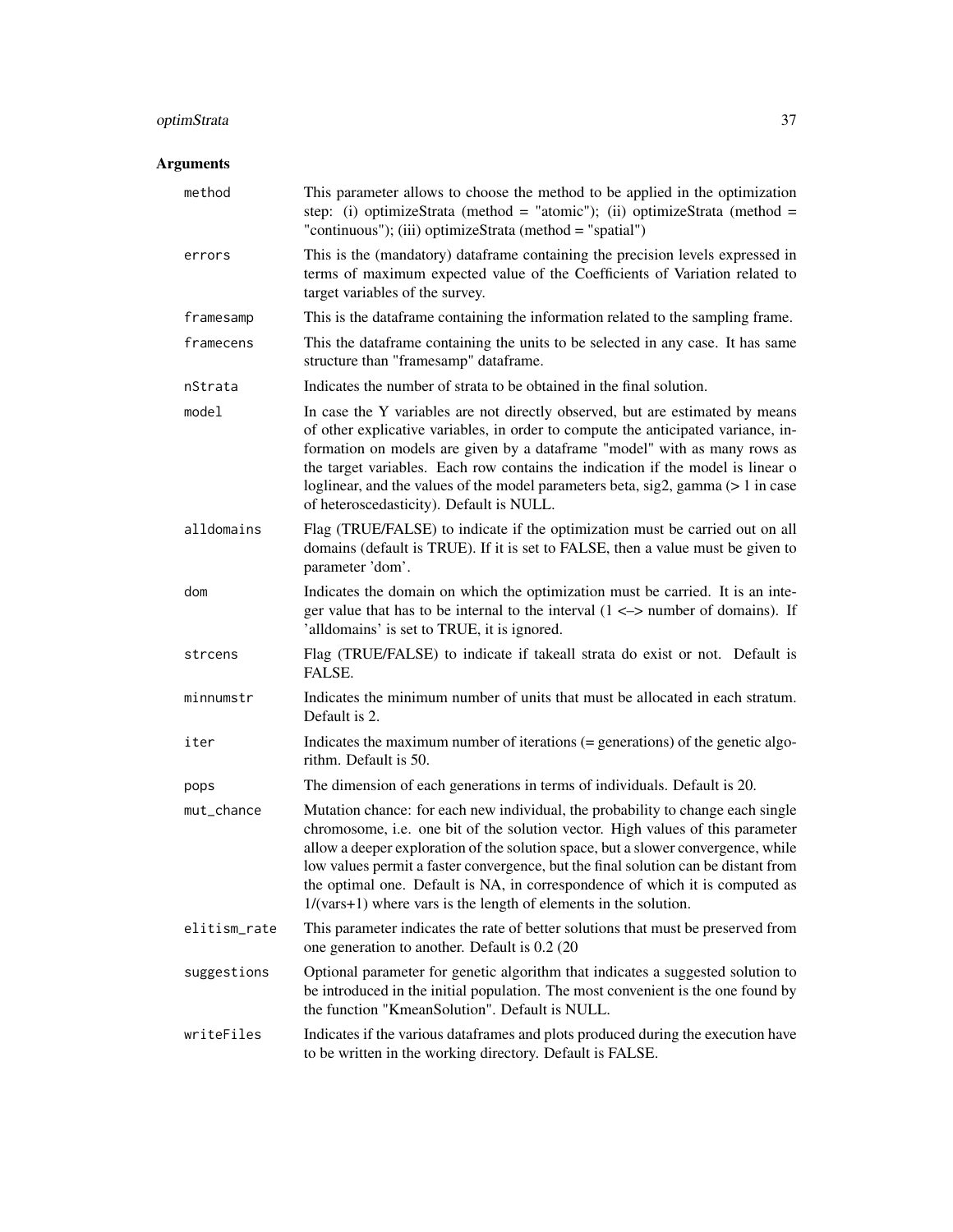## Arguments

| | |
|---|---|
| method | This parameter allows to choose the method to be applied in the optimization step: (i) optimizeStrata (method = "atomic"); (ii) optimizeStrata (method = "continuous"); (iii) optimizeStrata (method = "spatial") |
| errors | This is the (mandatory) dataframe containing the precision levels expressed in terms of maximum expected value of the Coefficients of Variation related to target variables of the survey. |
| framesamp | This is the dataframe containing the information related to the sampling frame. |
| framecens | This the dataframe containing the units to be selected in any case. It has same structure than "framesamp" dataframe. |
| nStrata | Indicates the number of strata to be obtained in the final solution. |
| model | In case the Y variables are not directly observed, but are estimated by means of other explicative variables, in order to compute the anticipated variance, information on models are given by a dataframe "model" with as many rows as the target variables. Each row contains the indication if the model is linear o loglinear, and the values of the model parameters beta, sig2, gamma (> 1 in case of heteroscedasticity). Default is NULL. |
| alldomains | Flag (TRUE/FALSE) to indicate if the optimization must be carried out on all domains (default is TRUE). If it is set to FALSE, then a value must be given to parameter 'dom'. |
| dom | Indicates the domain on which the optimization must be carried. It is an integer value that has to be internal to the interval (1 <–> number of domains). If 'alldomains' is set to TRUE, it is ignored. |
| strcens | Flag (TRUE/FALSE) to indicate if takeall strata do exist or not. Default is FALSE. |
| minnumstr | Indicates the minimum number of units that must be allocated in each stratum. Default is 2. |
| iter | Indicates the maximum number of iterations (= generations) of the genetic algorithm. Default is 50. |
| pops | The dimension of each generations in terms of individuals. Default is 20. |
| mut_chance | Mutation chance: for each new individual, the probability to change each single chromosome, i.e. one bit of the solution vector. High values of this parameter allow a deeper exploration of the solution space, but a slower convergence, while low values permit a faster convergence, but the final solution can be distant from the optimal one. Default is NA, in correspondence of which it is computed as 1/(vars+1) where vars is the length of elements in the solution. |
| elitism_rate | This parameter indicates the rate of better solutions that must be preserved from one generation to another. Default is 0.2 (20 |
| suggestions | Optional parameter for genetic algorithm that indicates a suggested solution to be introduced in the initial population. The most convenient is the one found by the function "KmeanSolution". Default is NULL. |
| writeFiles | Indicates if the various dataframes and plots produced during the execution have to be written in the working directory. Default is FALSE. |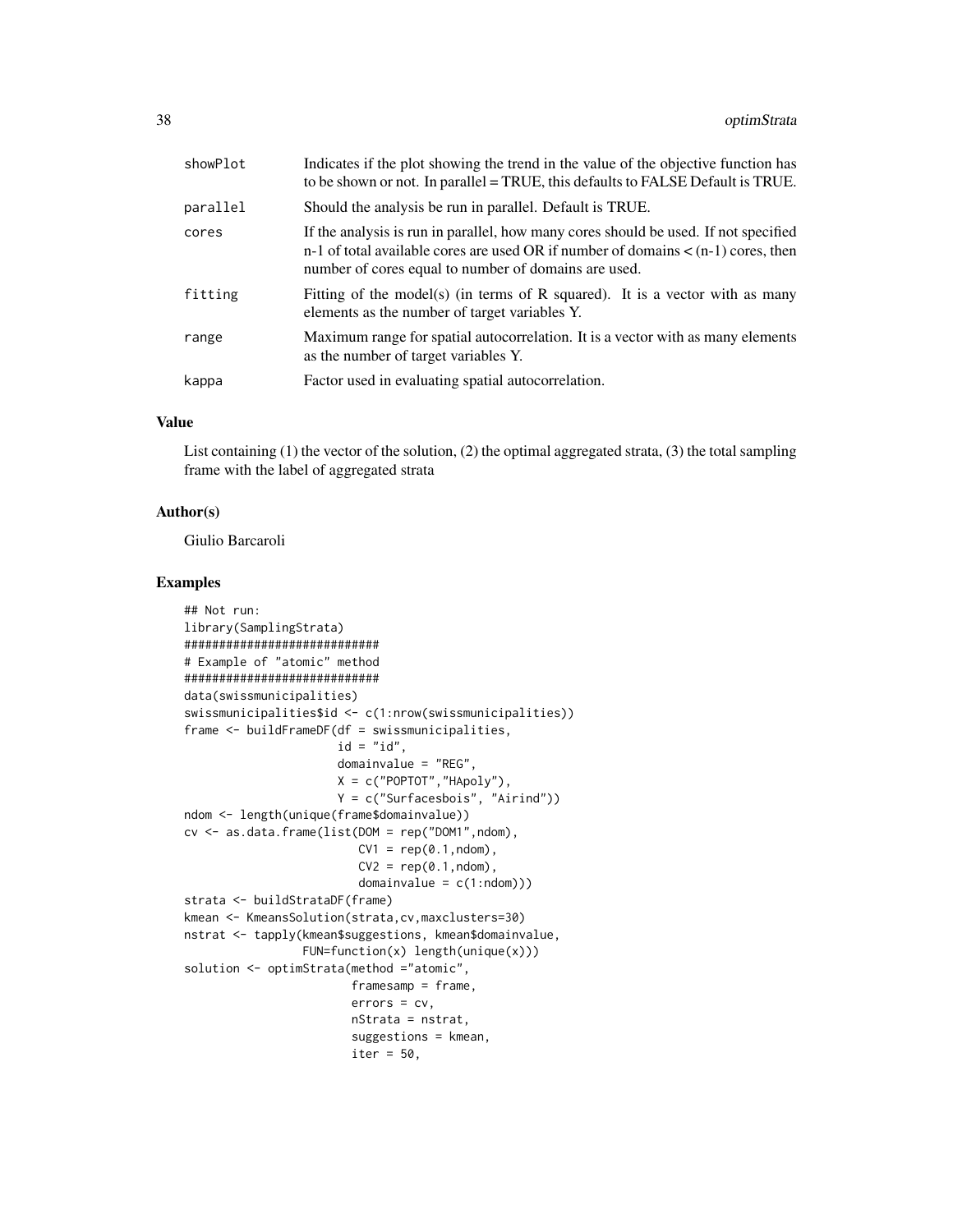| | |
|---|---|
| showPlot | Indicates if the plot showing the trend in the value of the objective function has to be shown or not. In parallel = TRUE, this defaults to FALSE Default is TRUE. |
| parallel | Should the analysis be run in parallel. Default is TRUE. |
| cores | If the analysis is run in parallel, how many cores should be used. If not specified n-1 of total available cores are used OR if number of domains < (n-1) cores, then number of cores equal to number of domains are used. |
| fitting | Fitting of the model(s) (in terms of R squared). It is a vector with as many elements as the number of target variables Y. |
| range | Maximum range for spatial autocorrelation. It is a vector with as many elements as the number of target variables Y. |
| kappa | Factor used in evaluating spatial autocorrelation. |

## Value

List containing (1) the vector of the solution, (2) the optimal aggregated strata, (3) the total sampling frame with the label of aggregated strata

## Author(s)

Giulio Barcaroli

## Examples

```
## Not run:
library(SamplingStrata)
############################
# Example of "atomic" method
############################
data(swissmunicipalities)
swissmunicipalities$id <- c(1:nrow(swissmunicipalities))
frame <- buildFrameDF(df = swissmunicipalities,
                      id = "id",
                      domainvalue = "REG",
                      X = c("POPTOT","HApoly"),
                      Y = c("Surfacesbois", "Airind"))
ndom <- length(unique(frame$domainvalue))
cv <- as.data.frame(list(DOM = rep("DOM1",ndom),
                         CV1 = rep(0.1,ndom),
                         CV2 = rep(0.1,ndom),
                         domainvalue = c(1:ndom)))
strata <- buildStrataDF(frame)
kmean <- KmeansSolution(strata,cv,maxclusters=30)
nstrat <- tapply(kmean$suggestions, kmean$domainvalue,
                FUN=function(x) length(unique(x)))
solution <- optimStrata(method ="atomic",
                        framesamp = frame,
                        errors = cv,
                        nStrata = nstrat,
                        suggestions = kmean,
                        iter = 50,
```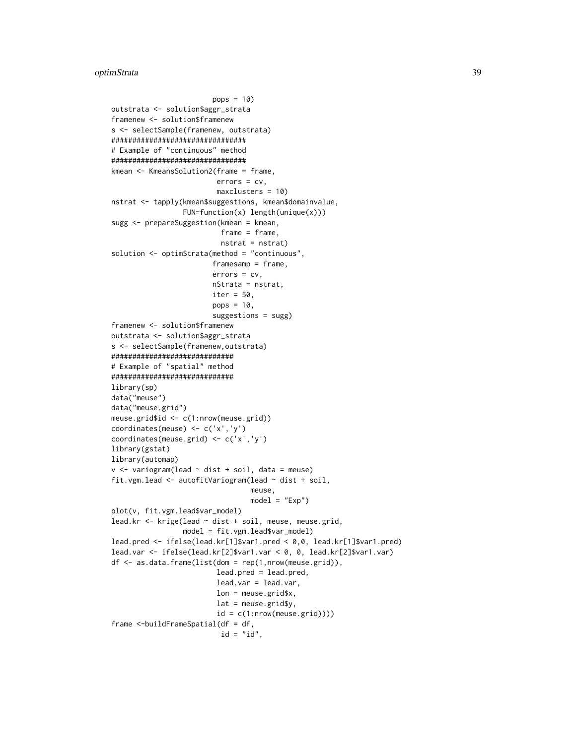```
                        pops = 10)
outstrata <- solution$aggr_strata
framenew <- solution$framenew
s <- selectSample(framenew, outstrata)
################################
# Example of "continuous" method
################################
kmean <- KmeansSolution2(frame = frame,
                         errors = cv,
                         maxclusters = 10)
nstrat <- tapply(kmean$suggestions, kmean$domainvalue,
                 FUN=function(x) length(unique(x)))
sugg <- prepareSuggestion(kmean = kmean,
                          frame = frame,
                          nstrat = nstrat)
solution <- optimStrata(method = "continuous",
                        framesamp = frame,
                        errors = cv,
                        nStrata = nstrat,
                        iter = 50,
                        pops = 10,
                        suggestions = sugg)
framenew <- solution$framenew
outstrata <- solution$aggr_strata
s <- selectSample(framenew,outstrata)
#############################
# Example of "spatial" method
#############################
library(sp)
data("meuse")
data("meuse.grid")
meuse.grid$id <- c(1:nrow(meuse.grid))
coordinates(meuse) <- c('x','y')
coordinates(meuse.grid) <- c('x','y')
library(gstat)
library(automap)
v <- variogram(lead ~ dist + soil, data = meuse)
fit.vgm.lead <- autofitVariogram(lead ~ dist + soil,
                                 meuse,
                                 model = "Exp")
plot(v, fit.vgm.lead$var_model)
lead.kr <- krige(lead ~ dist + soil, meuse, meuse.grid,
                 model = fit.vgm.lead$var_model)
lead.pred <- ifelse(lead.kr[1]$var1.pred < 0,0, lead.kr[1]$var1.pred)
lead.var <- ifelse(lead.kr[2]$var1.var < 0, 0, lead.kr[2]$var1.var)
df <- as.data.frame(list(dom = rep(1,nrow(meuse.grid)),
                         lead.pred = lead.pred,
                         lead.var = lead.var,
                         lon = meuse.grid$x,
                         lat = meuse.grid$y,
                         id = c(1:nrow(meuse.grid))))
frame <-buildFrameSpatial(df = df,
                          id = "id",
```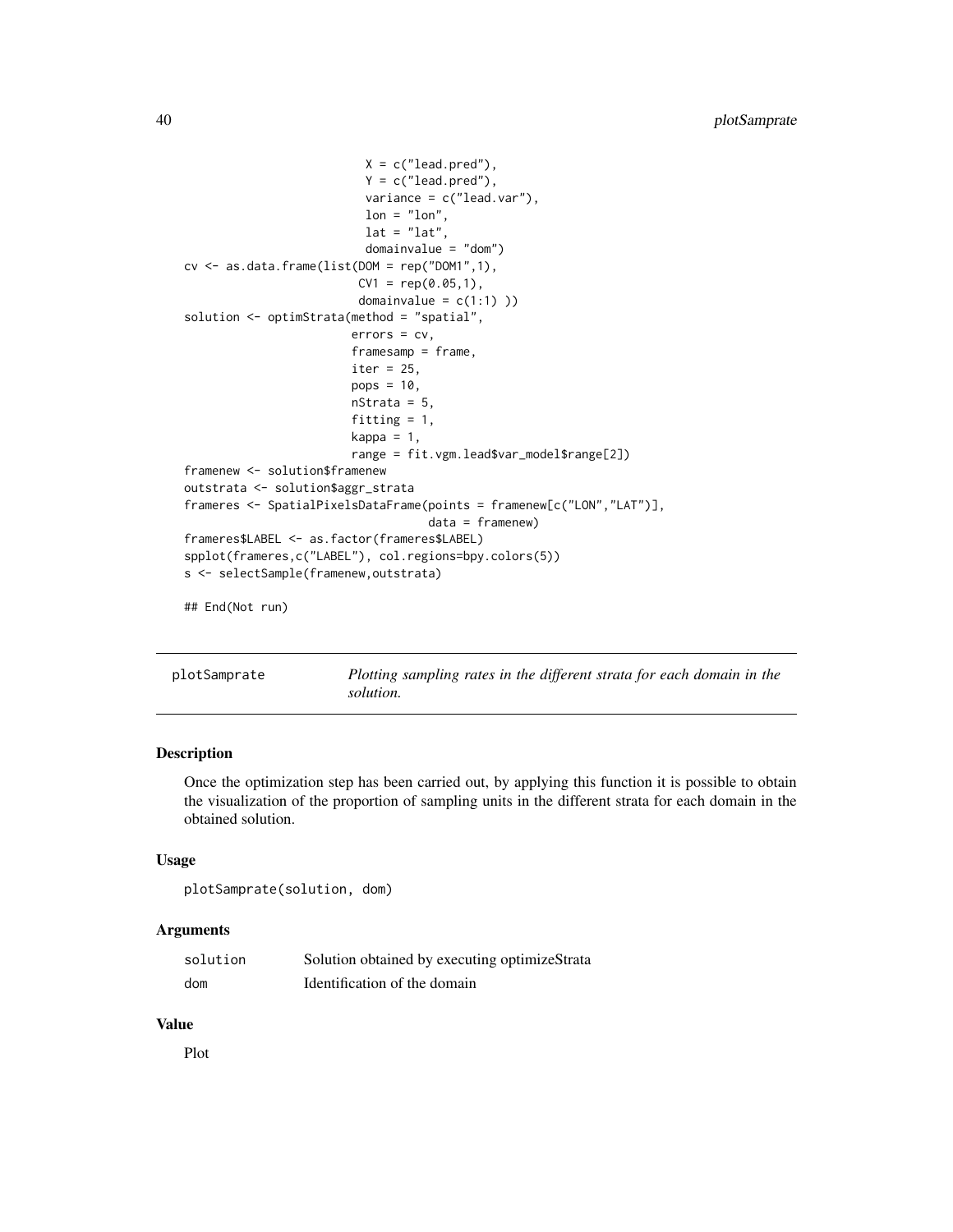```
                         X = c("lead.pred"),
                         Y = c("lead.pred"),
                         variance = c("lead.var"),
                         lon = "lon",
                         lat = "lat",
                         domainvalue = "dom")
cv <- as.data.frame(list(DOM = rep("DOM1",1),
                        CV1 = rep(0.05,1),
                        domainvalue = c(1:1) ))
solution <- optimStrata(method = "spatial",
                       errors = cv,
                       framesamp = frame,
                       iter = 25,
                       pops = 10,
                       nStrata = 5,
                       fitting = 1,
                       kappa = 1,
                       range = fit.vgm.lead$var_model$range[2])
framenew <- solution$framenew
outstrata <- solution$aggr_strata
frameres <- SpatialPixelsDataFrame(points = framenew[c("LON","LAT")],
                                   data = framenew)
frameres$LABEL <- as.factor(frameres$LABEL)
spplot(frameres,c("LABEL"), col.regions=bpy.colors(5))
s <- selectSample(framenew,outstrata)

## End(Not run)
```

---

## plotSamprate — *Plotting sampling rates in the different strata for each domain in the solution.*

### Description

Once the optimization step has been carried out, by applying this function it is possible to obtain the visualization of the proportion of sampling units in the different strata for each domain in the obtained solution.

### Usage

```
plotSamprate(solution, dom)
```

### Arguments

| | |
|---|---|
| `solution` | Solution obtained by executing optimizeStrata |
| `dom` | Identification of the domain |

### Value

Plot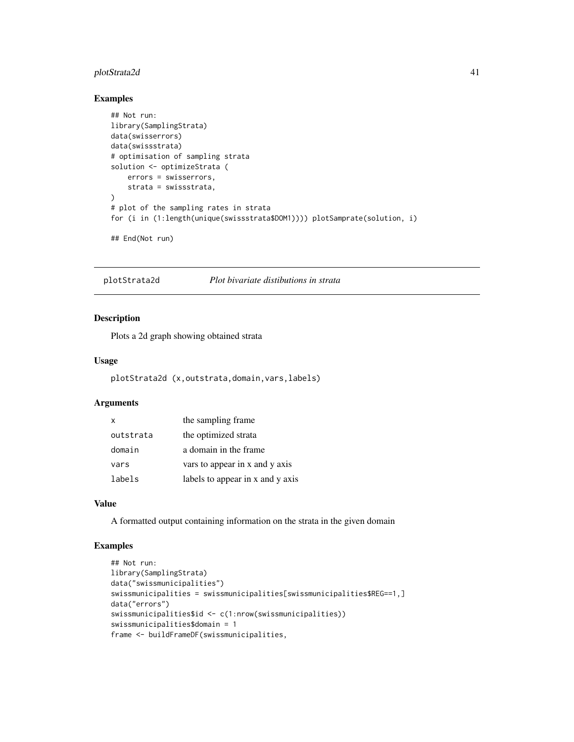## Examples

```
## Not run:
library(SamplingStrata)
data(swisserrors)
data(swissstrata)
# optimisation of sampling strata
solution <- optimizeStrata (
    errors = swisserrors,
    strata = swissstrata,
)
# plot of the sampling rates in strata
for (i in (1:length(unique(swissstrata$DOM1)))) plotSamprate(solution, i)

## End(Not run)
```

---

# plotStrata2d — *Plot bivariate distibutions in strata*

## Description

Plots a 2d graph showing obtained strata

## Usage

```
plotStrata2d (x,outstrata,domain,vars,labels)
```

## Arguments

| | |
|---|---|
| `x` | the sampling frame |
| `outstrata` | the optimized strata |
| `domain` | a domain in the frame |
| `vars` | vars to appear in x and y axis |
| `labels` | labels to appear in x and y axis |

## Value

A formatted output containing information on the strata in the given domain

## Examples

```
## Not run:
library(SamplingStrata)
data("swissmunicipalities")
swissmunicipalities = swissmunicipalities[swissmunicipalities$REG==1,]
data("errors")
swissmunicipalities$id <- c(1:nrow(swissmunicipalities))
swissmunicipalities$domain = 1
frame <- buildFrameDF(swissmunicipalities,
```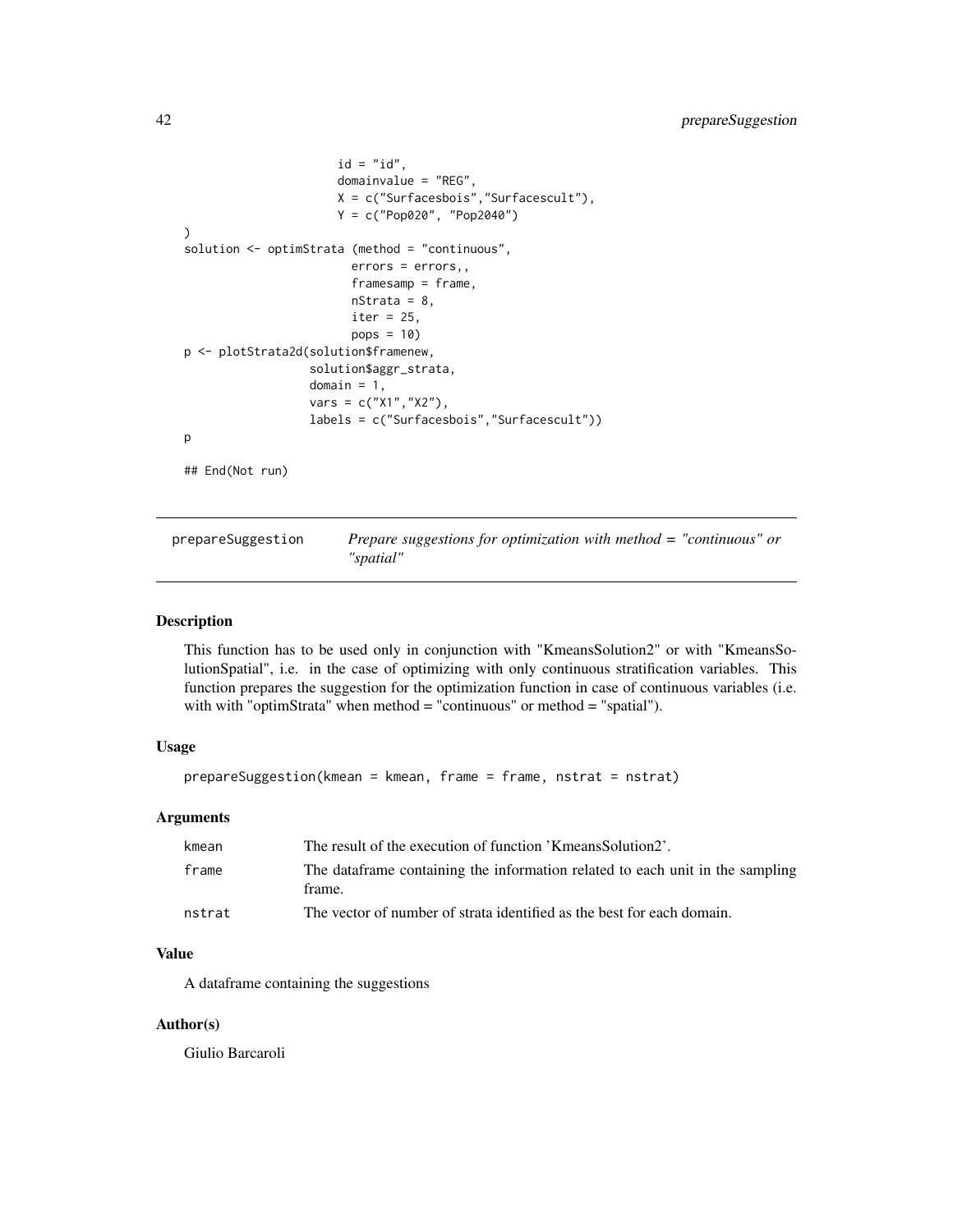```
                        id = "id",
                        domainvalue = "REG",
                        X = c("Surfacesbois","Surfacescult"),
                        Y = c("Pop020", "Pop2040")
)
solution <- optimStrata (method = "continuous",
                          errors = errors,,
                          framesamp = frame,
                          nStrata = 8,
                          iter = 25,
                          pops = 10)
p <- plotStrata2d(solution$framenew,
                  solution$aggr_strata,
                  domain = 1,
                  vars = c("X1","X2"),
                  labels = c("Surfacesbois","Surfacescult"))
p

## End(Not run)
```

## prepareSuggestion — *Prepare suggestions for optimization with method = "continuous" or "spatial"*

### Description

This function has to be used only in conjunction with "KmeansSolution2" or with "KmeansSolutionSpatial", i.e. in the case of optimizing with only continuous stratification variables. This function prepares the suggestion for the optimization function in case of continuous variables (i.e. with with "optimStrata" when method = "continuous" or method = "spatial").

### Usage

```
prepareSuggestion(kmean = kmean, frame = frame, nstrat = nstrat)
```

### Arguments

| | |
|---|---|
| kmean | The result of the execution of function 'KmeansSolution2'. |
| frame | The dataframe containing the information related to each unit in the sampling frame. |
| nstrat | The vector of number of strata identified as the best for each domain. |

### Value

A dataframe containing the suggestions

### Author(s)

Giulio Barcaroli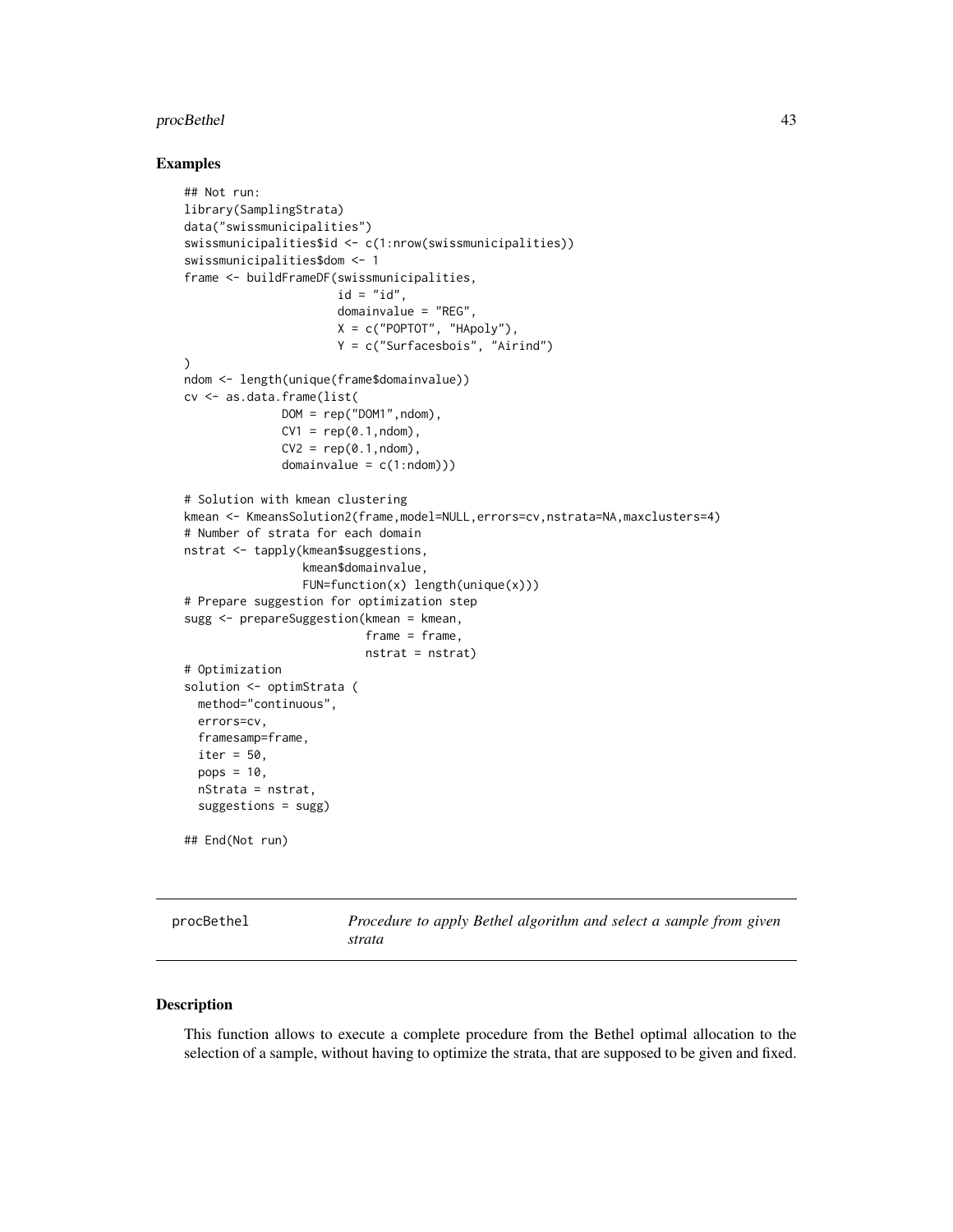### Examples

```
## Not run:
library(SamplingStrata)
data("swissmunicipalities")
swissmunicipalities$id <- c(1:nrow(swissmunicipalities))
swissmunicipalities$dom <- 1
frame <- buildFrameDF(swissmunicipalities,
                      id = "id",
                      domainvalue = "REG",
                      X = c("POPTOT", "HApoly"),
                      Y = c("Surfacesbois", "Airind")
)
ndom <- length(unique(frame$domainvalue))
cv <- as.data.frame(list(
              DOM = rep("DOM1",ndom),
              CV1 = rep(0.1,ndom),
              CV2 = rep(0.1,ndom),
              domainvalue = c(1:ndom)))

# Solution with kmean clustering
kmean <- KmeansSolution2(frame,model=NULL,errors=cv,nstrata=NA,maxclusters=4)
# Number of strata for each domain
nstrat <- tapply(kmean$suggestions,
                 kmean$domainvalue,
                 FUN=function(x) length(unique(x)))
# Prepare suggestion for optimization step
sugg <- prepareSuggestion(kmean = kmean,
                          frame = frame,
                          nstrat = nstrat)
# Optimization
solution <- optimStrata (
  method="continuous",
  errors=cv,
  framesamp=frame,
  iter = 50,
  pops = 10,
  nStrata = nstrat,
  suggestions = sugg)

## End(Not run)
```

---

## procBethel — *Procedure to apply Bethel algorithm and select a sample from given strata*

### Description

This function allows to execute a complete procedure from the Bethel optimal allocation to the selection of a sample, without having to optimize the strata, that are supposed to be given and fixed.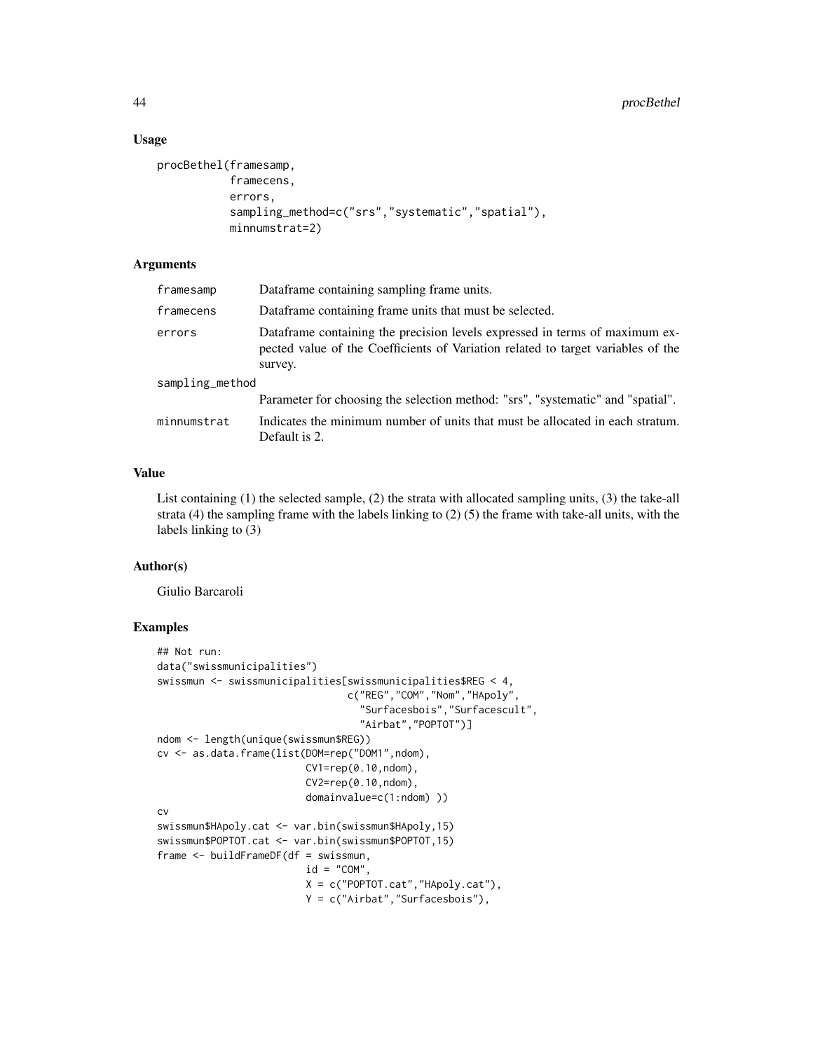## Usage

```
procBethel(framesamp,
           framecens,
           errors,
           sampling_method=c("srs","systematic","spatial"),
           minnumstrat=2)
```

## Arguments

| | |
|---|---|
| framesamp | Dataframe containing sampling frame units. |
| framecens | Dataframe containing frame units that must be selected. |
| errors | Dataframe containing the precision levels expressed in terms of maximum expected value of the Coefficients of Variation related to target variables of the survey. |
| sampling_method | Parameter for choosing the selection method: "srs", "systematic" and "spatial". |
| minnumstrat | Indicates the minimum number of units that must be allocated in each stratum. Default is 2. |

## Value

List containing (1) the selected sample, (2) the strata with allocated sampling units, (3) the take-all strata (4) the sampling frame with the labels linking to (2) (5) the frame with take-all units, with the labels linking to (3)

## Author(s)

Giulio Barcaroli

## Examples

```
## Not run:
data("swissmunicipalities")
swissmun <- swissmunicipalities[swissmunicipalities$REG < 4,
                                c("REG","COM","Nom","HApoly",
                                  "Surfacesbois","Surfacescult",
                                  "Airbat","POPTOT")]
ndom <- length(unique(swissmun$REG))
cv <- as.data.frame(list(DOM=rep("DOM1",ndom),
                         CV1=rep(0.10,ndom),
                         CV2=rep(0.10,ndom),
                         domainvalue=c(1:ndom) ))
cv
swissmun$HApoly.cat <- var.bin(swissmun$HApoly,15)
swissmun$POPTOT.cat <- var.bin(swissmun$POPTOT,15)
frame <- buildFrameDF(df = swissmun,
                      id = "COM",
                      X = c("POPTOT.cat","HApoly.cat"),
                      Y = c("Airbat","Surfacesbois"),
```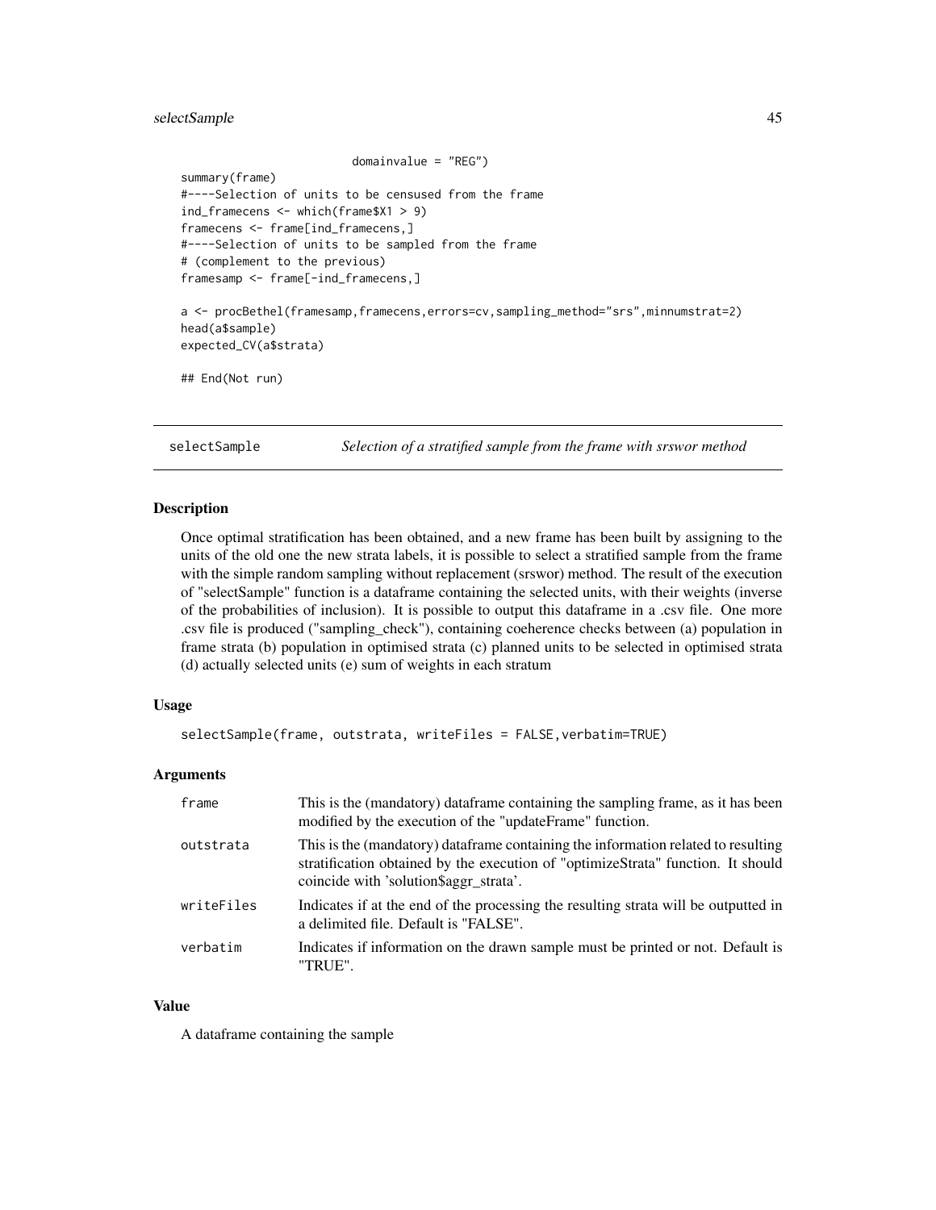```
                          domainvalue = "REG")
summary(frame)
#----Selection of units to be censused from the frame
ind_framecens <- which(frame$X1 > 9)
framecens <- frame[ind_framecens,]
#----Selection of units to be sampled from the frame
# (complement to the previous)
framesamp <- frame[-ind_framecens,]

a <- procBethel(framesamp,framecens,errors=cv,sampling_method="srs",minnumstrat=2)
head(a$sample)
expected_CV(a$strata)

## End(Not run)
```

---

## selectSample — *Selection of a stratified sample from the frame with srswor method*

### Description

Once optimal stratification has been obtained, and a new frame has been built by assigning to the units of the old one the new strata labels, it is possible to select a stratified sample from the frame with the simple random sampling without replacement (srswor) method. The result of the execution of "selectSample" function is a dataframe containing the selected units, with their weights (inverse of the probabilities of inclusion). It is possible to output this dataframe in a .csv file. One more .csv file is produced ("sampling_check"), containing coeherence checks between (a) population in frame strata (b) population in optimised strata (c) planned units to be selected in optimised strata (d) actually selected units (e) sum of weights in each stratum

### Usage

```
selectSample(frame, outstrata, writeFiles = FALSE,verbatim=TRUE)
```

### Arguments

| | |
|---|---|
| frame | This is the (mandatory) dataframe containing the sampling frame, as it has been modified by the execution of the "updateFrame" function. |
| outstrata | This is the (mandatory) dataframe containing the information related to resulting stratification obtained by the execution of "optimizeStrata" function. It should coincide with 'solution$aggr_strata'. |
| writeFiles | Indicates if at the end of the processing the resulting strata will be outputted in a delimited file. Default is "FALSE". |
| verbatim | Indicates if information on the drawn sample must be printed or not. Default is "TRUE". |

### Value

A dataframe containing the sample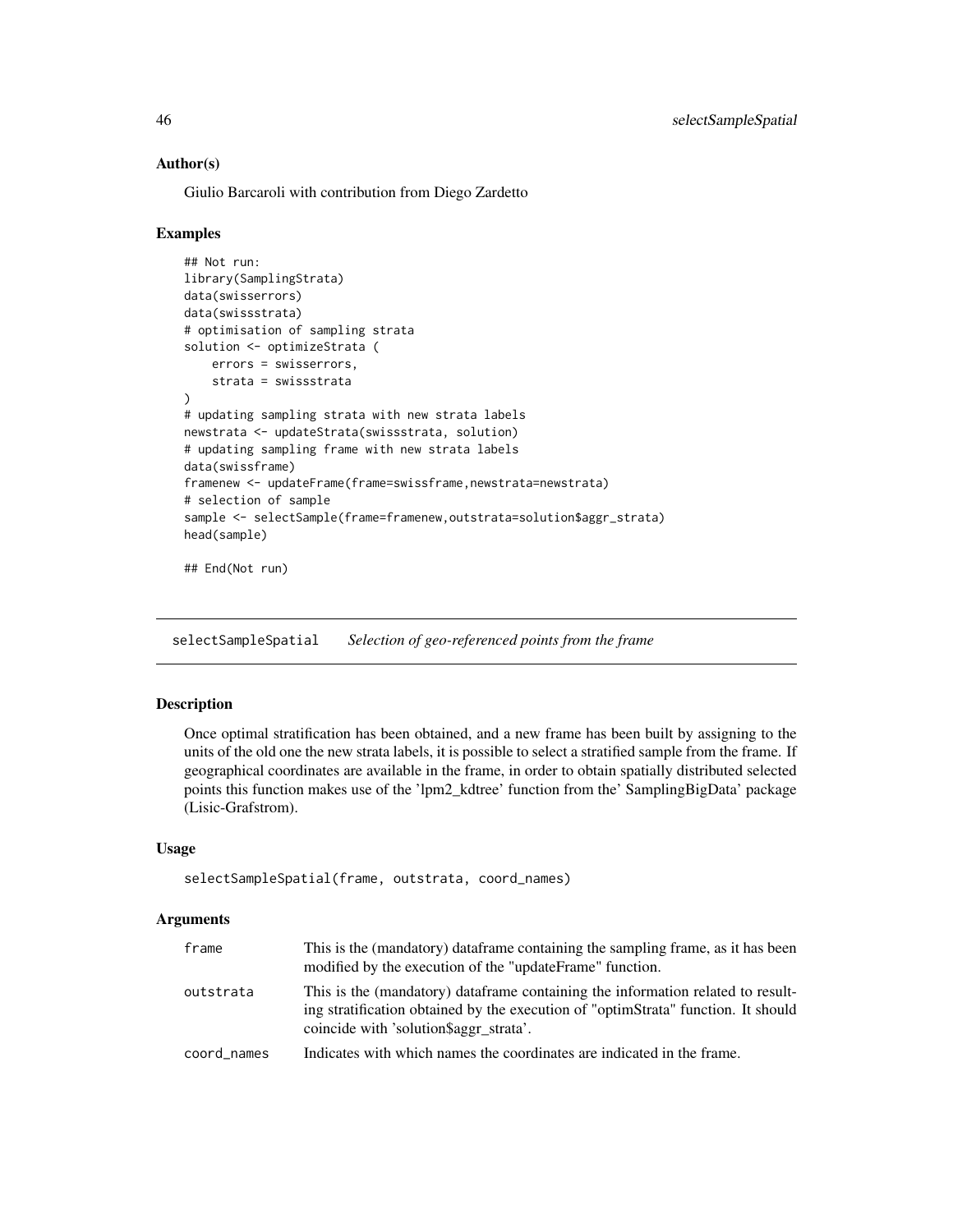### Author(s)

Giulio Barcaroli with contribution from Diego Zardetto

### Examples

```
## Not run:
library(SamplingStrata)
data(swisserrors)
data(swissstrata)
# optimisation of sampling strata
solution <- optimizeStrata (
    errors = swisserrors,
    strata = swissstrata
)
# updating sampling strata with new strata labels
newstrata <- updateStrata(swissstrata, solution)
# updating sampling frame with new strata labels
data(swissframe)
framenew <- updateFrame(frame=swissframe,newstrata=newstrata)
# selection of sample
sample <- selectSample(frame=framenew,outstrata=solution$aggr_strata)
head(sample)

## End(Not run)
```

## selectSampleSpatial *Selection of geo-referenced points from the frame*

### Description

Once optimal stratification has been obtained, and a new frame has been built by assigning to the units of the old one the new strata labels, it is possible to select a stratified sample from the frame. If geographical coordinates are available in the frame, in order to obtain spatially distributed selected points this function makes use of the 'lpm2_kdtree' function from the' SamplingBigData' package (Lisic-Grafstrom).

### Usage

```
selectSampleSpatial(frame, outstrata, coord_names)
```

### Arguments

| | |
|---|---|
| frame | This is the (mandatory) dataframe containing the sampling frame, as it has been modified by the execution of the "updateFrame" function. |
| outstrata | This is the (mandatory) dataframe containing the information related to resulting stratification obtained by the execution of "optimStrata" function. It should coincide with 'solution$aggr_strata'. |
| coord_names | Indicates with which names the coordinates are indicated in the frame. |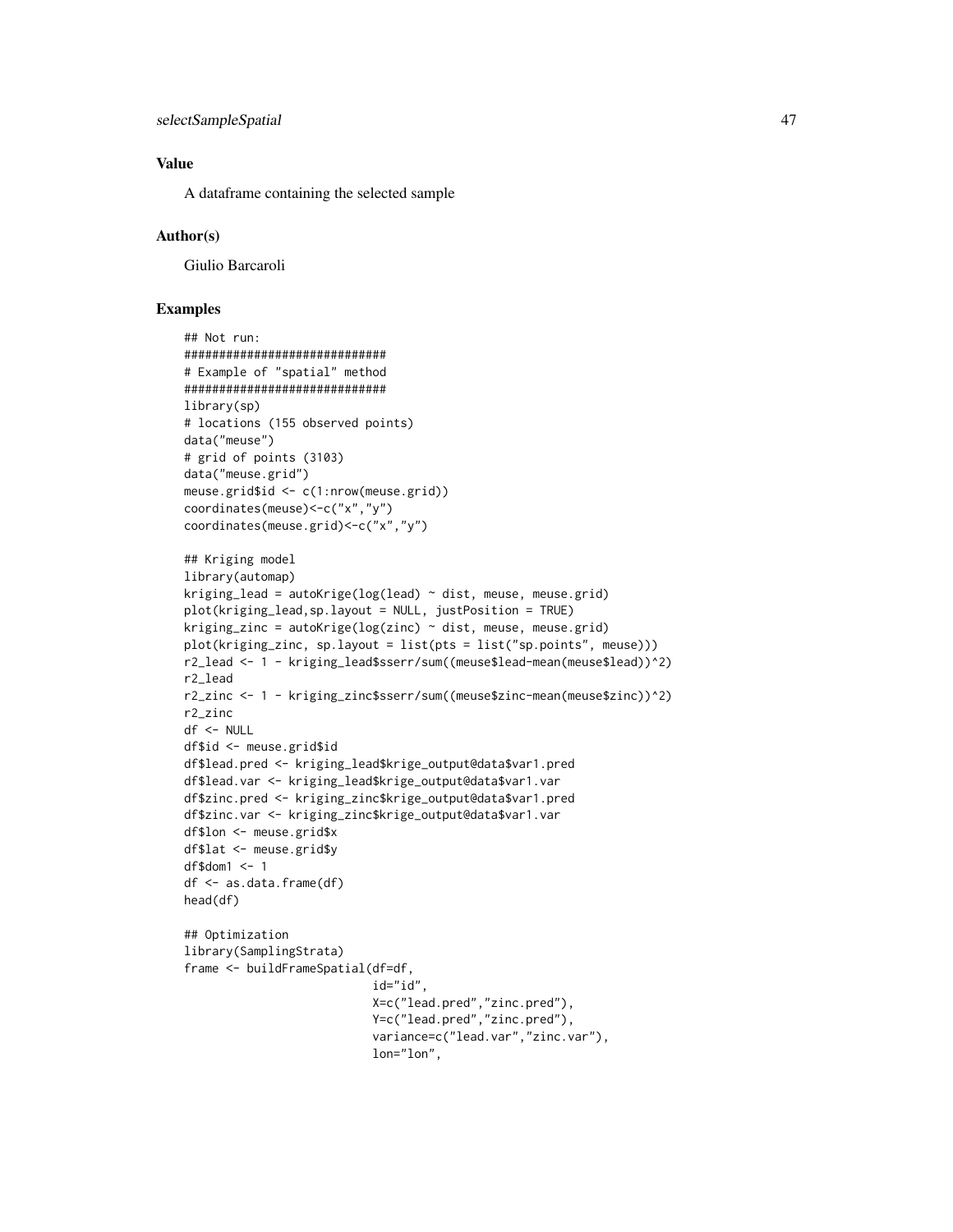### Value

A dataframe containing the selected sample

### Author(s)

Giulio Barcaroli

### Examples

```
## Not run:
#############################
# Example of "spatial" method
#############################
library(sp)
# locations (155 observed points)
data("meuse")
# grid of points (3103)
data("meuse.grid")
meuse.grid$id <- c(1:nrow(meuse.grid))
coordinates(meuse)<-c("x","y")
coordinates(meuse.grid)<-c("x","y")

## Kriging model
library(automap)
kriging_lead = autoKrige(log(lead) ~ dist, meuse, meuse.grid)
plot(kriging_lead,sp.layout = NULL, justPosition = TRUE)
kriging_zinc = autoKrige(log(zinc) ~ dist, meuse, meuse.grid)
plot(kriging_zinc, sp.layout = list(pts = list("sp.points", meuse)))
r2_lead <- 1 - kriging_lead$sserr/sum((meuse$lead-mean(meuse$lead))^2)
r2_lead
r2_zinc <- 1 - kriging_zinc$sserr/sum((meuse$zinc-mean(meuse$zinc))^2)
r2_zinc
df <- NULL
df$id <- meuse.grid$id
df$lead.pred <- kriging_lead$krige_output@data$var1.pred
df$lead.var <- kriging_lead$krige_output@data$var1.var
df$zinc.pred <- kriging_zinc$krige_output@data$var1.pred
df$zinc.var <- kriging_zinc$krige_output@data$var1.var
df$lon <- meuse.grid$x
df$lat <- meuse.grid$y
df$dom1 <- 1
df <- as.data.frame(df)
head(df)

## Optimization
library(SamplingStrata)
frame <- buildFrameSpatial(df=df,
                           id="id",
                           X=c("lead.pred","zinc.pred"),
                           Y=c("lead.pred","zinc.pred"),
                           variance=c("lead.var","zinc.var"),
                           lon="lon",
```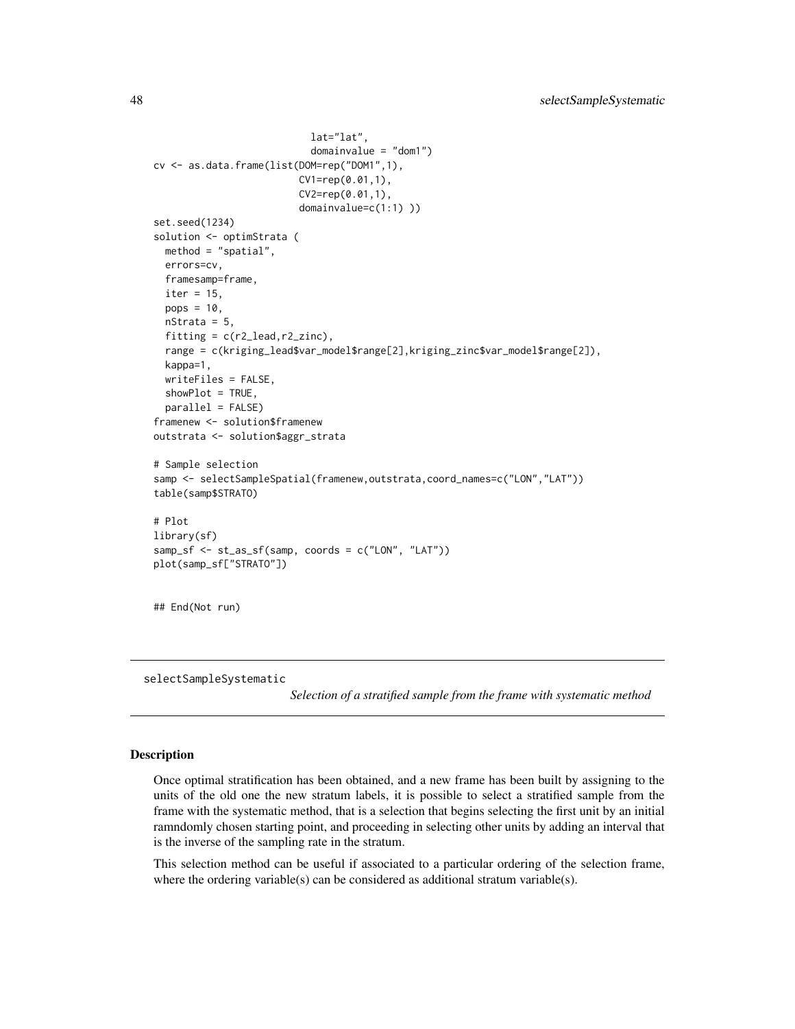```
                          lat="lat",
                          domainvalue = "dom1")
cv <- as.data.frame(list(DOM=rep("DOM1",1),
                        CV1=rep(0.01,1),
                        CV2=rep(0.01,1),
                        domainvalue=c(1:1) ))
set.seed(1234)
solution <- optimStrata (
  method = "spatial",
  errors=cv,
  framesamp=frame,
  iter = 15,
  pops = 10,
  nStrata = 5,
  fitting = c(r2_lead,r2_zinc),
  range = c(kriging_lead$var_model$range[2],kriging_zinc$var_model$range[2]),
  kappa=1,
  writeFiles = FALSE,
  showPlot = TRUE,
  parallel = FALSE)
framenew <- solution$framenew
outstrata <- solution$aggr_strata

# Sample selection
samp <- selectSampleSpatial(framenew,outstrata,coord_names=c("LON","LAT"))
table(samp$STRATO)

# Plot
library(sf)
samp_sf <- st_as_sf(samp, coords = c("LON", "LAT"))
plot(samp_sf["STRATO"])


## End(Not run)
```

## selectSampleSystematic

*Selection of a stratified sample from the frame with systematic method*

### Description

Once optimal stratification has been obtained, and a new frame has been built by assigning to the units of the old one the new stratum labels, it is possible to select a stratified sample from the frame with the systematic method, that is a selection that begins selecting the first unit by an initial ramndomly chosen starting point, and proceeding in selecting other units by adding an interval that is the inverse of the sampling rate in the stratum.

This selection method can be useful if associated to a particular ordering of the selection frame, where the ordering variable(s) can be considered as additional stratum variable(s).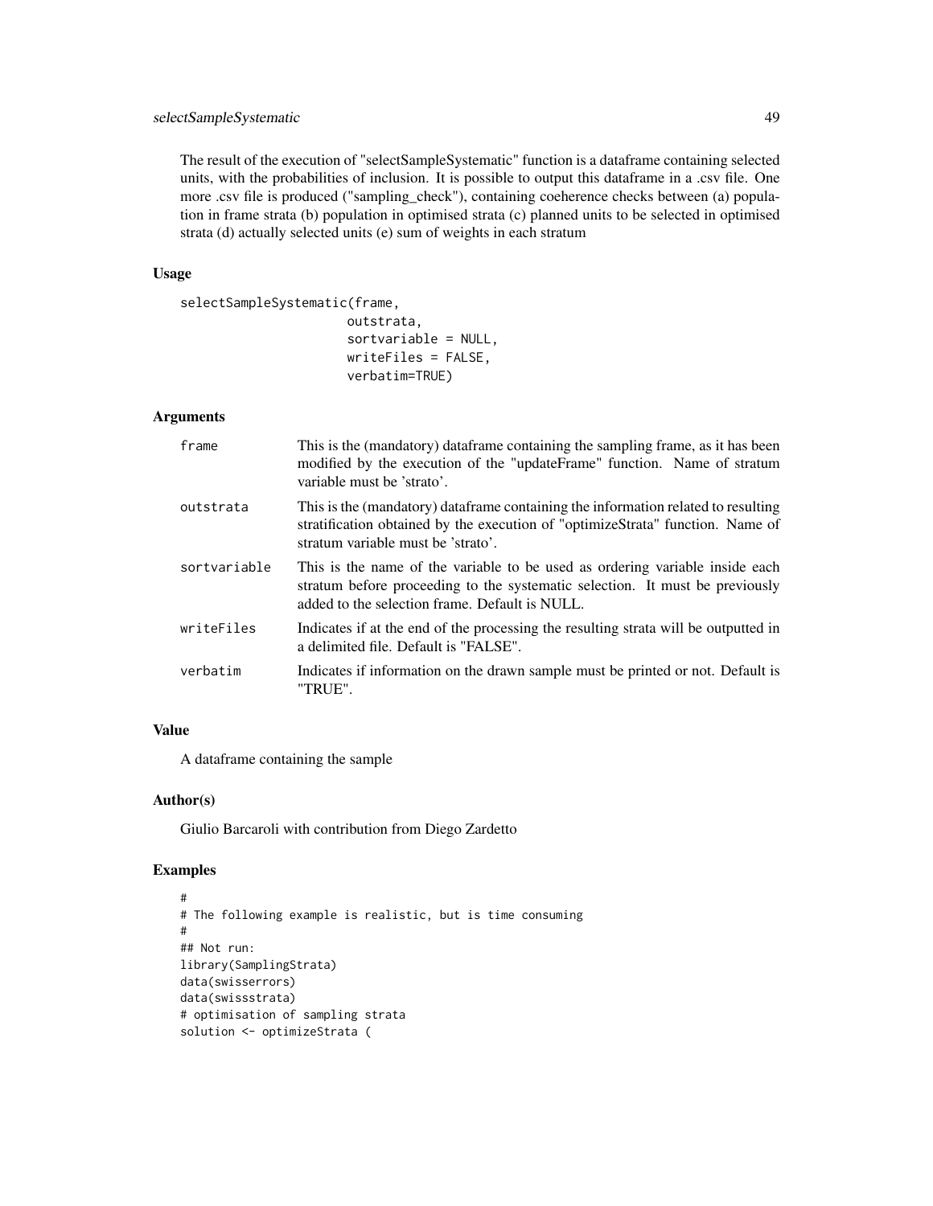The result of the execution of "selectSampleSystematic" function is a dataframe containing selected units, with the probabilities of inclusion. It is possible to output this dataframe in a .csv file. One more .csv file is produced ("sampling_check"), containing coeherence checks between (a) population in frame strata (b) population in optimised strata (c) planned units to be selected in optimised strata (d) actually selected units (e) sum of weights in each stratum

### Usage

```
selectSampleSystematic(frame,
                       outstrata,
                       sortvariable = NULL,
                       writeFiles = FALSE,
                       verbatim=TRUE)
```

### Arguments

| | |
|---|---|
| `frame` | This is the (mandatory) dataframe containing the sampling frame, as it has been modified by the execution of the "updateFrame" function. Name of stratum variable must be 'strato'. |
| `outstrata` | This is the (mandatory) dataframe containing the information related to resulting stratification obtained by the execution of "optimizeStrata" function. Name of stratum variable must be 'strato'. |
| `sortvariable` | This is the name of the variable to be used as ordering variable inside each stratum before proceeding to the systematic selection. It must be previously added to the selection frame. Default is NULL. |
| `writeFiles` | Indicates if at the end of the processing the resulting strata will be outputted in a delimited file. Default is "FALSE". |
| `verbatim` | Indicates if information on the drawn sample must be printed or not. Default is "TRUE". |

### Value

A dataframe containing the sample

### Author(s)

Giulio Barcaroli with contribution from Diego Zardetto

### Examples

```
#
# The following example is realistic, but is time consuming
#
## Not run:
library(SamplingStrata)
data(swisserrors)
data(swissstrata)
# optimisation of sampling strata
solution <- optimizeStrata (
```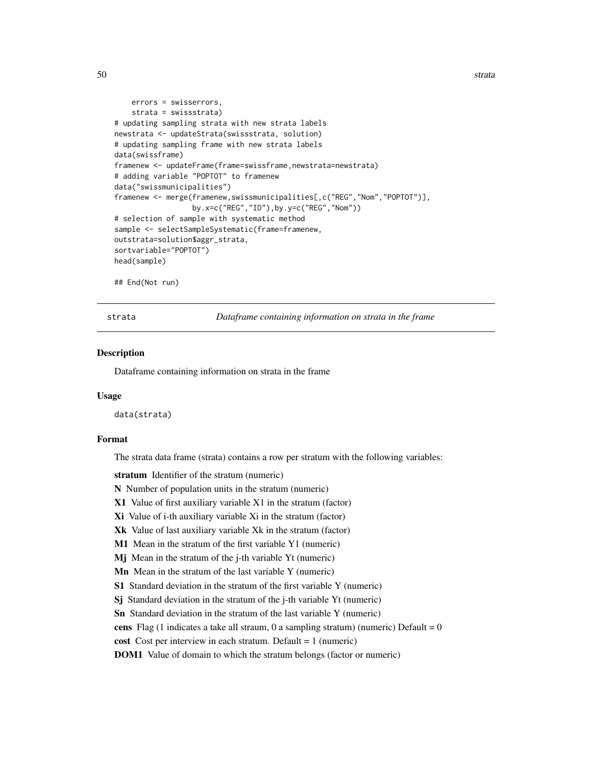```
    errors = swisserrors,
    strata = swissstrata)
# updating sampling strata with new strata labels
newstrata <- updateStrata(swissstrata, solution)
# updating sampling frame with new strata labels
data(swissframe)
framenew <- updateFrame(frame=swissframe,newstrata=newstrata)
# adding variable "POPTOT" to framenew
data("swissmunicipalities")
framenew <- merge(framenew,swissmunicipalities[,c("REG","Nom","POPTOT")],
                by.x=c("REG","ID"),by.y=c("REG","Nom"))
# selection of sample with systematic method
sample <- selectSampleSystematic(frame=framenew,
outstrata=solution$aggr_strata,
sortvariable="POPTOT")
head(sample)

## End(Not run)
```

## strata — *Dataframe containing information on strata in the frame*

### Description

Dataframe containing information on strata in the frame

### Usage

```
data(strata)
```

### Format

The strata data frame (strata) contains a row per stratum with the following variables:

**stratum** Identifier of the stratum (numeric)

**N** Number of population units in the stratum (numeric)

**X1** Value of first auxiliary variable X1 in the stratum (factor)

**Xi** Value of i-th auxiliary variable Xi in the stratum (factor)

**Xk** Value of last auxiliary variable Xk in the stratum (factor)

**M1** Mean in the stratum of the first variable Y1 (numeric)

**Mj** Mean in the stratum of the j-th variable Yt (numeric)

**Mn** Mean in the stratum of the last variable Y (numeric)

**S1** Standard deviation in the stratum of the first variable Y (numeric)

**Sj** Standard deviation in the stratum of the j-th variable Yt (numeric)

**Sn** Standard deviation in the stratum of the last variable Y (numeric)

**cens** Flag (1 indicates a take all straum, 0 a sampling stratum) (numeric) Default = 0

**cost** Cost per interview in each stratum. Default = 1 (numeric)

**DOM1** Value of domain to which the stratum belongs (factor or numeric)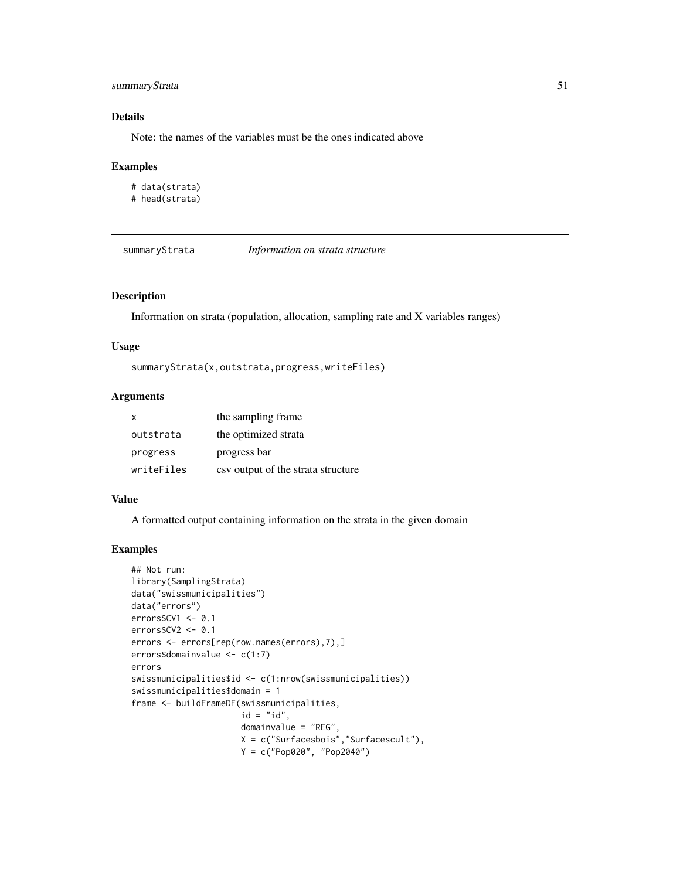### Details

Note: the names of the variables must be the ones indicated above

### Examples

```
# data(strata)
# head(strata)
```

---

## summaryStrata — *Information on strata structure*

### Description

Information on strata (population, allocation, sampling rate and X variables ranges)

### Usage

```
summaryStrata(x,outstrata,progress,writeFiles)
```

### Arguments

| | |
|---|---|
| x | the sampling frame |
| outstrata | the optimized strata |
| progress | progress bar |
| writeFiles | csv output of the strata structure |

### Value

A formatted output containing information on the strata in the given domain

### Examples

```
## Not run:
library(SamplingStrata)
data("swissmunicipalities")
data("errors")
errors$CV1 <- 0.1
errors$CV2 <- 0.1
errors <- errors[rep(row.names(errors),7),]
errors$domainvalue <- c(1:7)
errors
swissmunicipalities$id <- c(1:nrow(swissmunicipalities))
swissmunicipalities$domain = 1
frame <- buildFrameDF(swissmunicipalities,
                      id = "id",
                      domainvalue = "REG",
                      X = c("Surfacesbois","Surfacescult"),
                      Y = c("Pop020", "Pop2040")
```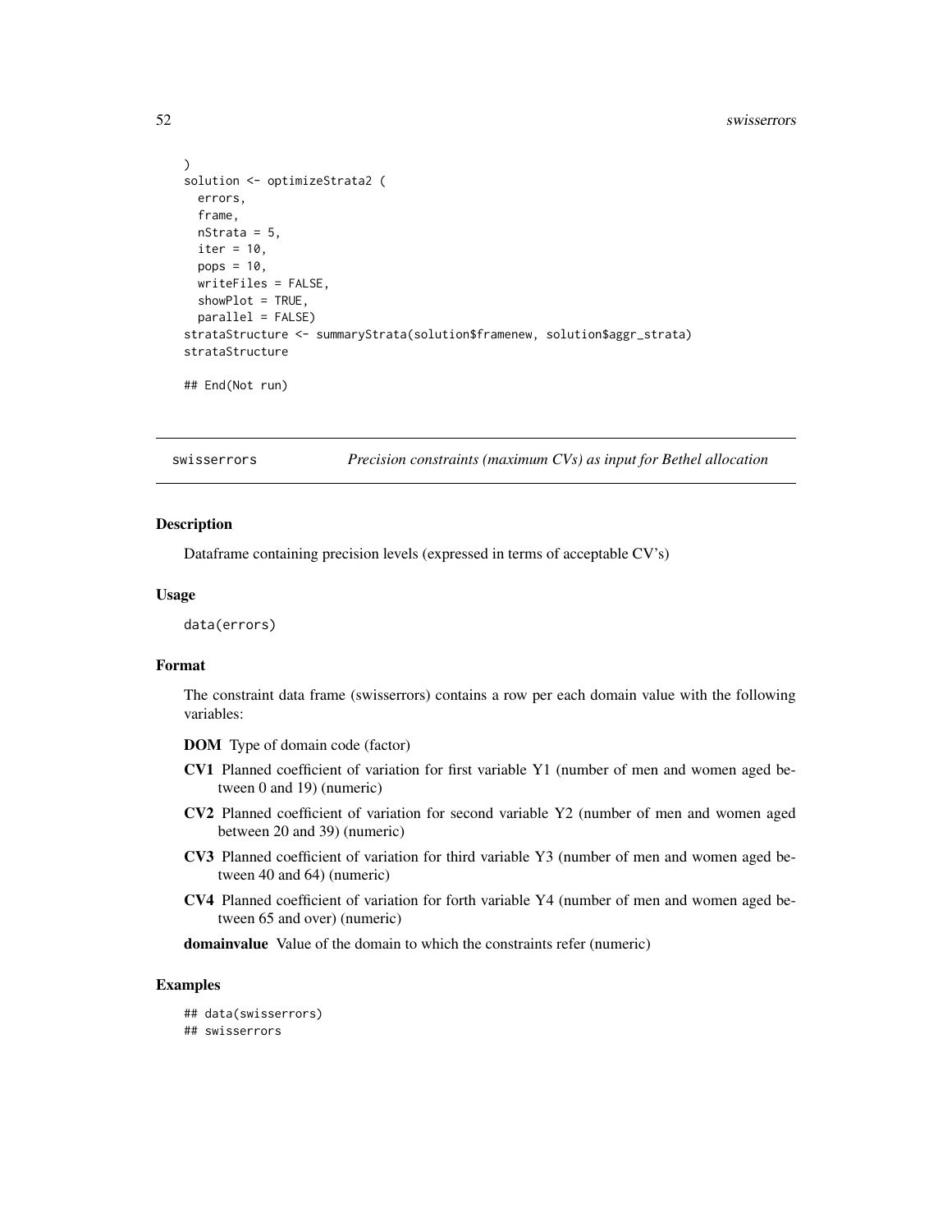```
)
solution <- optimizeStrata2 (
  errors,
  frame,
  nStrata = 5,
  iter = 10,
  pops = 10,
  writeFiles = FALSE,
  showPlot = TRUE,
  parallel = FALSE)
strataStructure <- summaryStrata(solution$framenew, solution$aggr_strata)
strataStructure

## End(Not run)
```

---

## swisserrors — *Precision constraints (maximum CVs) as input for Bethel allocation*

---

### Description

Dataframe containing precision levels (expressed in terms of acceptable CV's)

### Usage

```
data(errors)
```

### Format

The constraint data frame (swisserrors) contains a row per each domain value with the following variables:

**DOM** Type of domain code (factor)

**CV1** Planned coefficient of variation for first variable Y1 (number of men and women aged between 0 and 19) (numeric)

**CV2** Planned coefficient of variation for second variable Y2 (number of men and women aged between 20 and 39) (numeric)

**CV3** Planned coefficient of variation for third variable Y3 (number of men and women aged between 40 and 64) (numeric)

**CV4** Planned coefficient of variation for forth variable Y4 (number of men and women aged between 65 and over) (numeric)

**domainvalue** Value of the domain to which the constraints refer (numeric)

### Examples

```
## data(swisserrors)
## swisserrors
```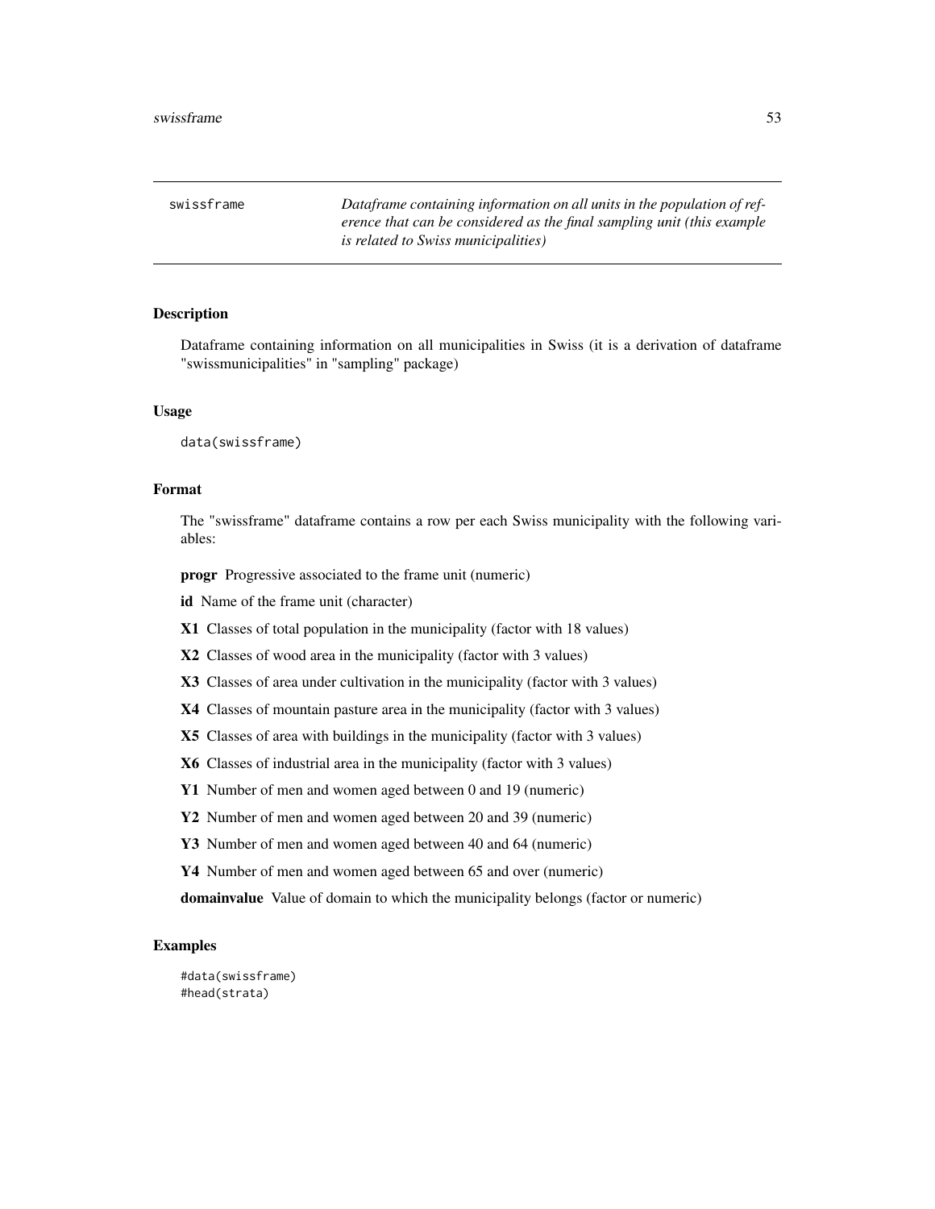swissframe — *Dataframe containing information on all units in the population of reference that can be considered as the final sampling unit (this example is related to Swiss municipalities)*

## Description

Dataframe containing information on all municipalities in Swiss (it is a derivation of dataframe "swissmunicipalities" in "sampling" package)

## Usage

```
data(swissframe)
```

## Format

The "swissframe" dataframe contains a row per each Swiss municipality with the following variables:

**progr** Progressive associated to the frame unit (numeric)

**id** Name of the frame unit (character)

**X1** Classes of total population in the municipality (factor with 18 values)

**X2** Classes of wood area in the municipality (factor with 3 values)

**X3** Classes of area under cultivation in the municipality (factor with 3 values)

**X4** Classes of mountain pasture area in the municipality (factor with 3 values)

**X5** Classes of area with buildings in the municipality (factor with 3 values)

**X6** Classes of industrial area in the municipality (factor with 3 values)

**Y1** Number of men and women aged between 0 and 19 (numeric)

**Y2** Number of men and women aged between 20 and 39 (numeric)

**Y3** Number of men and women aged between 40 and 64 (numeric)

**Y4** Number of men and women aged between 65 and over (numeric)

**domainvalue** Value of domain to which the municipality belongs (factor or numeric)

## Examples

```
#data(swissframe)
#head(strata)
```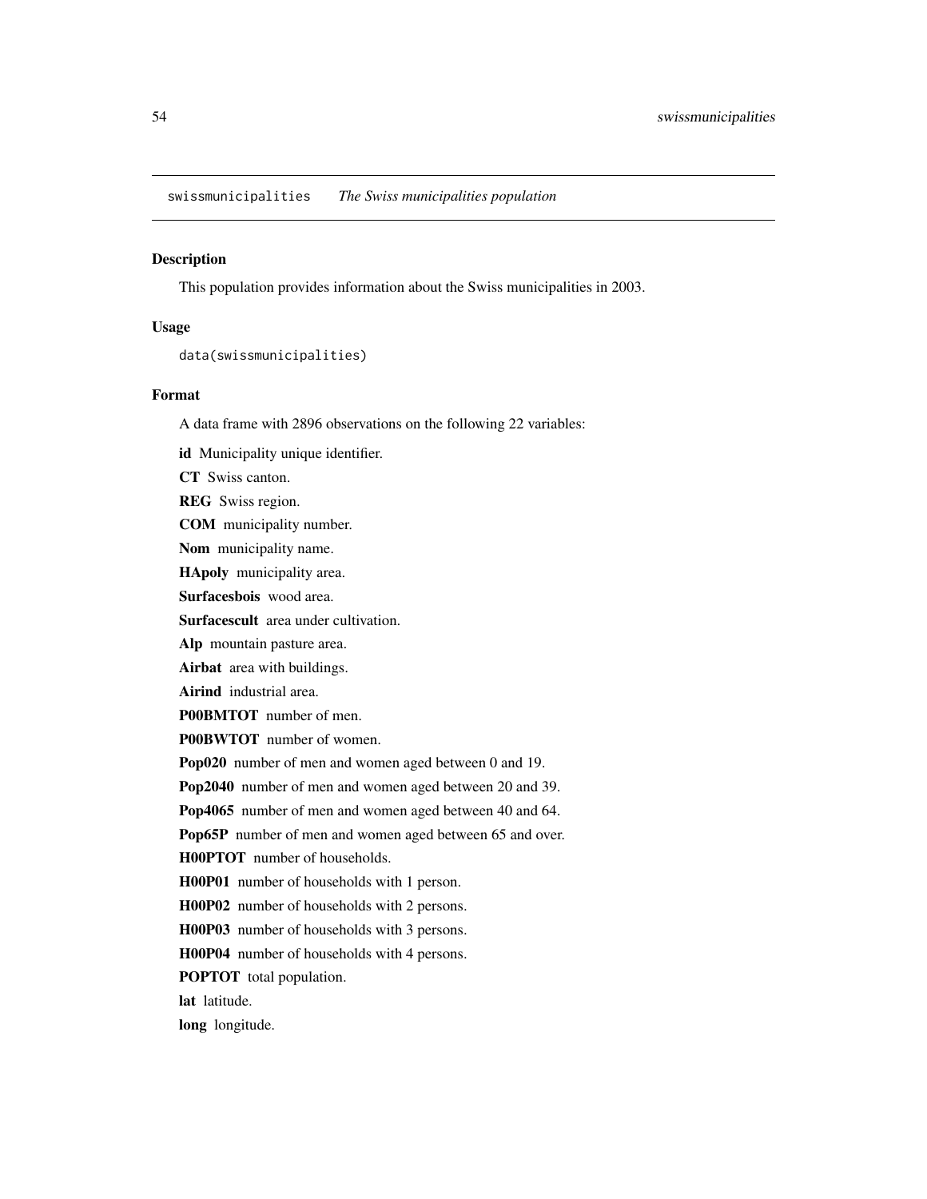swissmunicipalities *The Swiss municipalities population*

### Description

This population provides information about the Swiss municipalities in 2003.

### Usage

```
data(swissmunicipalities)
```

### Format

A data frame with 2896 observations on the following 22 variables:

**id** Municipality unique identifier.

**CT** Swiss canton.

**REG** Swiss region.

**COM** municipality number.

**Nom** municipality name.

**HApoly** municipality area.

**Surfacesbois** wood area.

**Surfacescult** area under cultivation.

**Alp** mountain pasture area.

**Airbat** area with buildings.

**Airind** industrial area.

**P00BMTOT** number of men.

**P00BWTOT** number of women.

**Pop020** number of men and women aged between 0 and 19.

**Pop2040** number of men and women aged between 20 and 39.

**Pop4065** number of men and women aged between 40 and 64.

**Pop65P** number of men and women aged between 65 and over.

**H00PTOT** number of households.

**H00P01** number of households with 1 person.

**H00P02** number of households with 2 persons.

**H00P03** number of households with 3 persons.

**H00P04** number of households with 4 persons.

**POPTOT** total population.

**lat** latitude.

**long** longitude.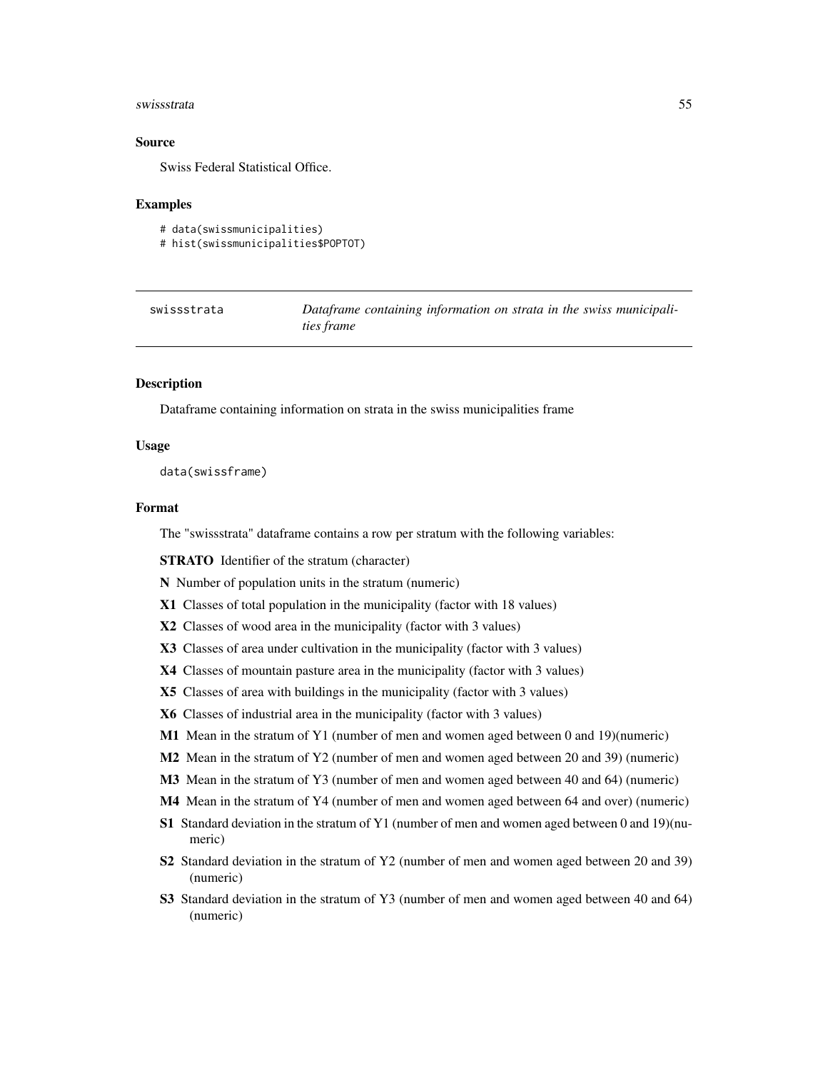## Source

Swiss Federal Statistical Office.

## Examples

```
# data(swissmunicipalities)
# hist(swissmunicipalities$POPTOT)
```

---

`swissstrata` *Dataframe containing information on strata in the swiss municipalities frame*

---

## Description

Dataframe containing information on strata in the swiss municipalities frame

## Usage

```
data(swissframe)
```

## Format

The "swissstrata" dataframe contains a row per stratum with the following variables:

**STRATO** Identifier of the stratum (character)

**N** Number of population units in the stratum (numeric)

**X1** Classes of total population in the municipality (factor with 18 values)

**X2** Classes of wood area in the municipality (factor with 3 values)

**X3** Classes of area under cultivation in the municipality (factor with 3 values)

**X4** Classes of mountain pasture area in the municipality (factor with 3 values)

**X5** Classes of area with buildings in the municipality (factor with 3 values)

**X6** Classes of industrial area in the municipality (factor with 3 values)

**M1** Mean in the stratum of Y1 (number of men and women aged between 0 and 19)(numeric)

**M2** Mean in the stratum of Y2 (number of men and women aged between 20 and 39) (numeric)

**M3** Mean in the stratum of Y3 (number of men and women aged between 40 and 64) (numeric)

**M4** Mean in the stratum of Y4 (number of men and women aged between 64 and over) (numeric)

**S1** Standard deviation in the stratum of Y1 (number of men and women aged between 0 and 19)(numeric)

**S2** Standard deviation in the stratum of Y2 (number of men and women aged between 20 and 39) (numeric)

**S3** Standard deviation in the stratum of Y3 (number of men and women aged between 40 and 64) (numeric)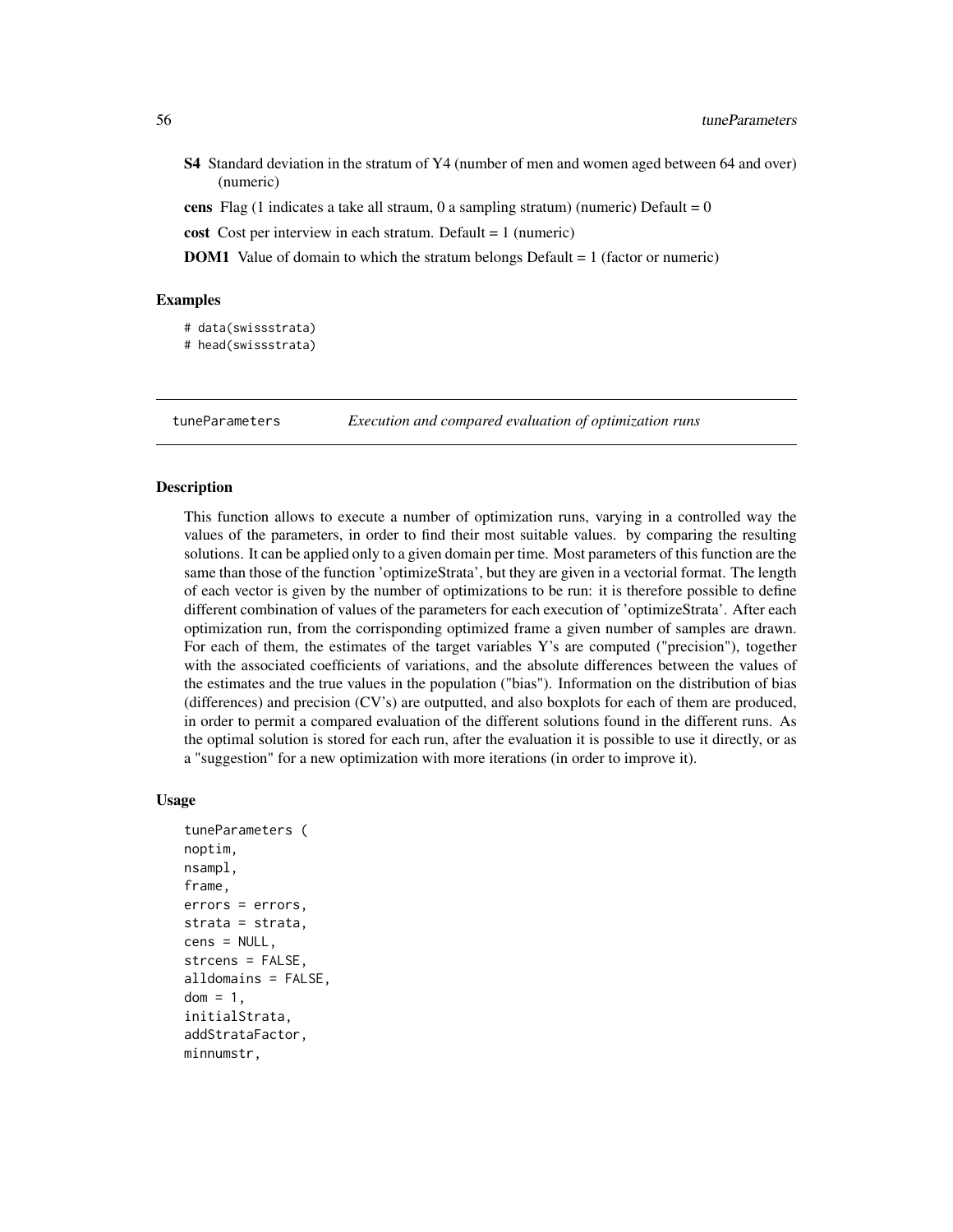**S4** Standard deviation in the stratum of Y4 (number of men and women aged between 64 and over) (numeric)

**cens** Flag (1 indicates a take all straum, 0 a sampling stratum) (numeric) Default = 0

**cost** Cost per interview in each stratum. Default = 1 (numeric)

**DOM1** Value of domain to which the stratum belongs Default = 1 (factor or numeric)

## Examples

```
# data(swissstrata)
# head(swissstrata)
```

---

# tuneParameters *Execution and compared evaluation of optimization runs*

---

## Description

This function allows to execute a number of optimization runs, varying in a controlled way the values of the parameters, in order to find their most suitable values. by comparing the resulting solutions. It can be applied only to a given domain per time. Most parameters of this function are the same than those of the function 'optimizeStrata', but they are given in a vectorial format. The length of each vector is given by the number of optimizations to be run: it is therefore possible to define different combination of values of the parameters for each execution of 'optimizeStrata'. After each optimization run, from the corrisponding optimized frame a given number of samples are drawn. For each of them, the estimates of the target variables Y's are computed ("precision"), together with the associated coefficients of variations, and the absolute differences between the values of the estimates and the true values in the population ("bias"). Information on the distribution of bias (differences) and precision (CV's) are outputted, and also boxplots for each of them are produced, in order to permit a compared evaluation of the different solutions found in the different runs. As the optimal solution is stored for each run, after the evaluation it is possible to use it directly, or as a "suggestion" for a new optimization with more iterations (in order to improve it).

## Usage

```
tuneParameters (
noptim,
nsampl,
frame,
errors = errors,
strata = strata,
cens = NULL,
strcens = FALSE,
alldomains = FALSE,
dom = 1,
initialStrata,
addStrataFactor,
minnumstr,
```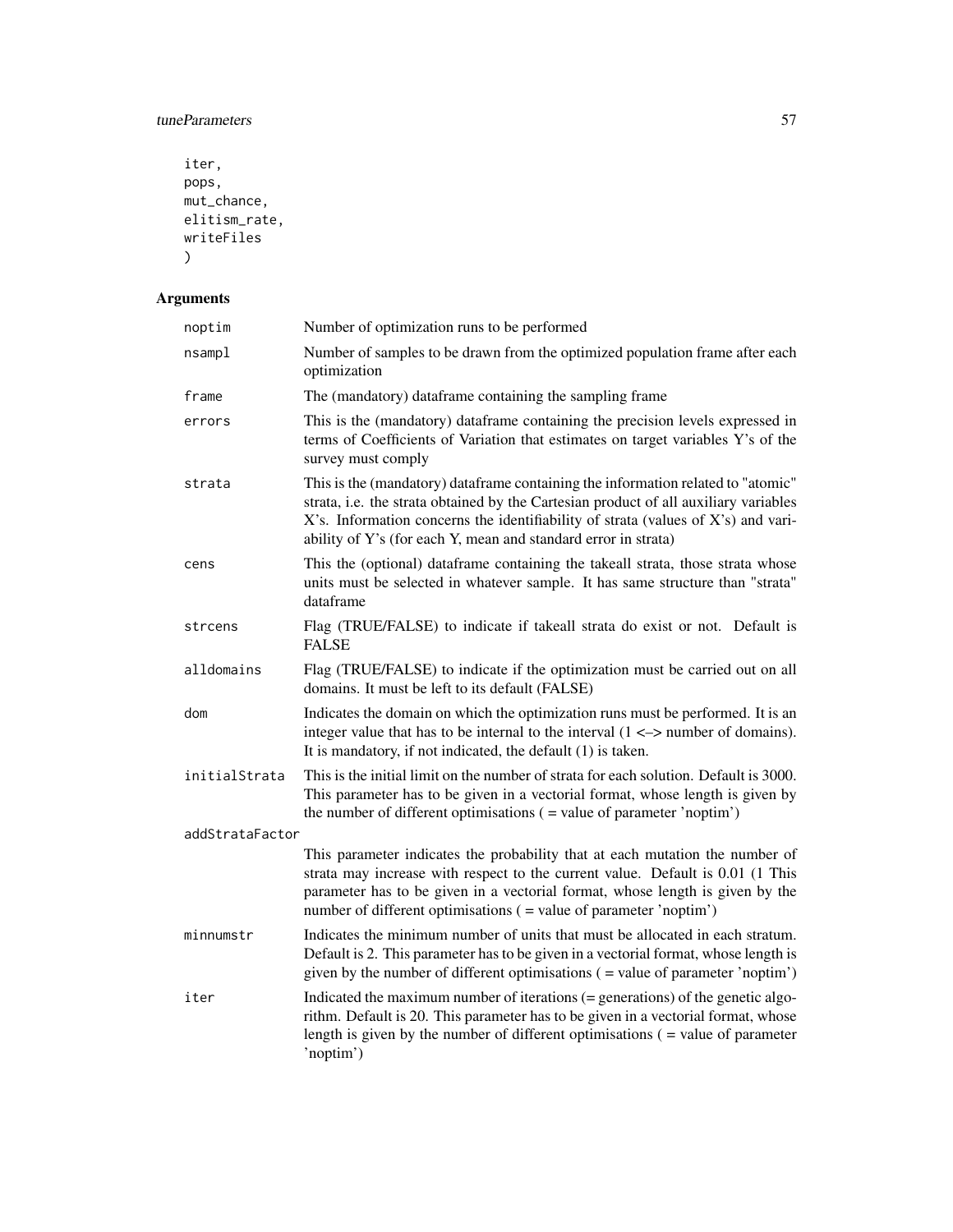```
iter,
pops,
mut_chance,
elitism_rate,
writeFiles
)
```

## Arguments

| Argument | Description |
|---|---|
| noptim | Number of optimization runs to be performed |
| nsampl | Number of samples to be drawn from the optimized population frame after each optimization |
| frame | The (mandatory) dataframe containing the sampling frame |
| errors | This is the (mandatory) dataframe containing the precision levels expressed in terms of Coefficients of Variation that estimates on target variables Y's of the survey must comply |
| strata | This is the (mandatory) dataframe containing the information related to "atomic" strata, i.e. the strata obtained by the Cartesian product of all auxiliary variables X's. Information concerns the identifiability of strata (values of X's) and variability of Y's (for each Y, mean and standard error in strata) |
| cens | This the (optional) dataframe containing the takeall strata, those strata whose units must be selected in whatever sample. It has same structure than "strata" dataframe |
| strcens | Flag (TRUE/FALSE) to indicate if takeall strata do exist or not. Default is FALSE |
| alldomains | Flag (TRUE/FALSE) to indicate if the optimization must be carried out on all domains. It must be left to its default (FALSE) |
| dom | Indicates the domain on which the optimization runs must be performed. It is an integer value that has to be internal to the interval (1 <–> number of domains). It is mandatory, if not indicated, the default (1) is taken. |
| initialStrata | This is the initial limit on the number of strata for each solution. Default is 3000. This parameter has to be given in a vectorial format, whose length is given by the number of different optimisations ( = value of parameter 'noptim') |
| addStrataFactor | This parameter indicates the probability that at each mutation the number of strata may increase with respect to the current value. Default is 0.01 (1 This parameter has to be given in a vectorial format, whose length is given by the number of different optimisations ( = value of parameter 'noptim') |
| minnumstr | Indicates the minimum number of units that must be allocated in each stratum. Default is 2. This parameter has to be given in a vectorial format, whose length is given by the number of different optimisations ( = value of parameter 'noptim') |
| iter | Indicated the maximum number of iterations (= generations) of the genetic algorithm. Default is 20. This parameter has to be given in a vectorial format, whose length is given by the number of different optimisations ( = value of parameter 'noptim') |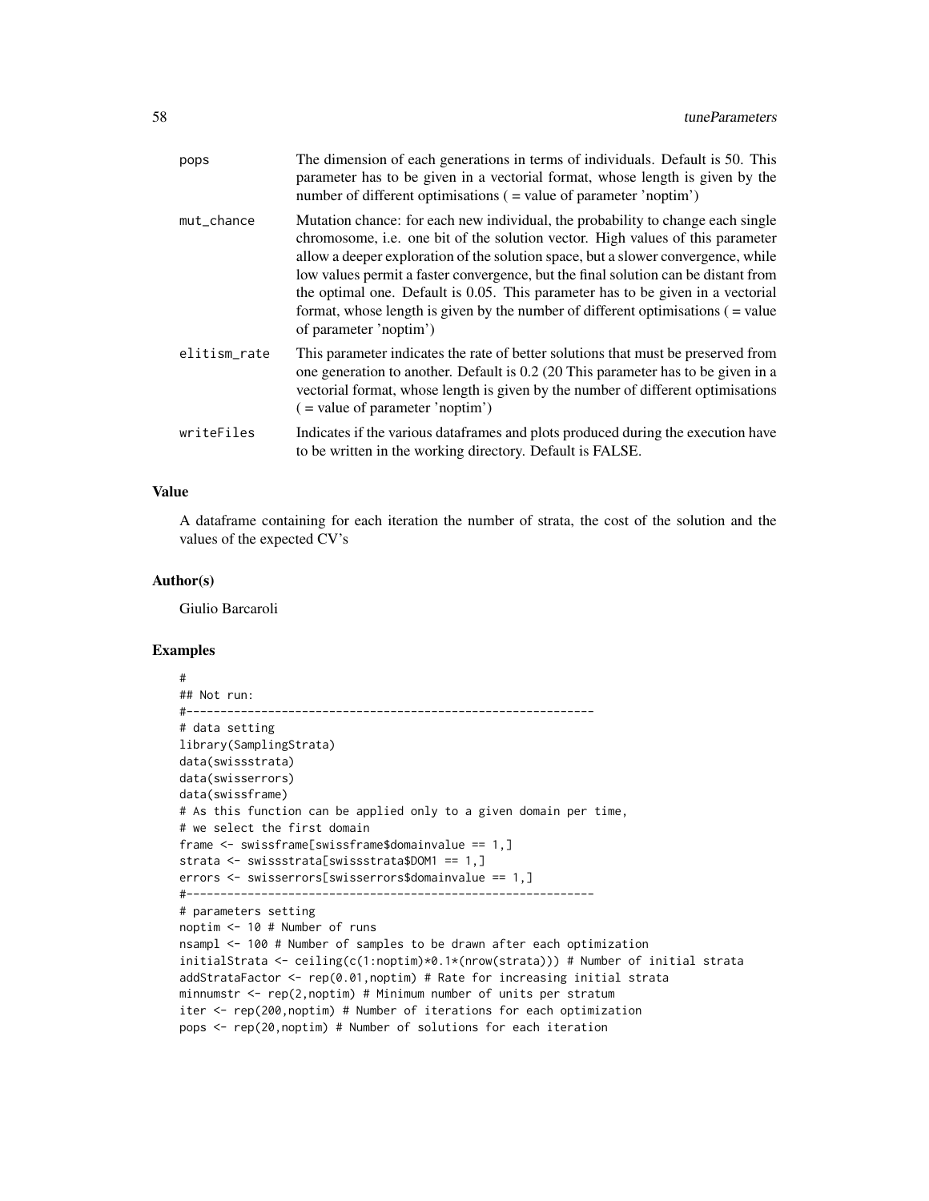| | |
|---|---|
| pops | The dimension of each generations in terms of individuals. Default is 50. This parameter has to be given in a vectorial format, whose length is given by the number of different optimisations ( = value of parameter 'noptim') |
| mut_chance | Mutation chance: for each new individual, the probability to change each single chromosome, i.e. one bit of the solution vector. High values of this parameter allow a deeper exploration of the solution space, but a slower convergence, while low values permit a faster convergence, but the final solution can be distant from the optimal one. Default is 0.05. This parameter has to be given in a vectorial format, whose length is given by the number of different optimisations ( = value of parameter 'noptim') |
| elitism_rate | This parameter indicates the rate of better solutions that must be preserved from one generation to another. Default is 0.2 (20 This parameter has to be given in a vectorial format, whose length is given by the number of different optimisations ( = value of parameter 'noptim') |
| writeFiles | Indicates if the various dataframes and plots produced during the execution have to be written in the working directory. Default is FALSE. |

## Value

A dataframe containing for each iteration the number of strata, the cost of the solution and the values of the expected CV's

## Author(s)

Giulio Barcaroli

## Examples

```
#
## Not run:
#------------------------------------------------------------
# data setting
library(SamplingStrata)
data(swissstrata)
data(swisserrors)
data(swissframe)
# As this function can be applied only to a given domain per time,
# we select the first domain
frame <- swissframe[swissframe$domainvalue == 1,]
strata <- swissstrata[swissstrata$DOM1 == 1,]
errors <- swisserrors[swisserrors$domainvalue == 1,]
#------------------------------------------------------------
# parameters setting
noptim <- 10 # Number of runs
nsampl <- 100 # Number of samples to be drawn after each optimization
initialStrata <- ceiling(c(1:noptim)*0.1*(nrow(strata))) # Number of initial strata
addStrataFactor <- rep(0.01,noptim) # Rate for increasing initial strata
minnumstr <- rep(2,noptim) # Minimum number of units per stratum
iter <- rep(200,noptim) # Number of iterations for each optimization
pops <- rep(20,noptim) # Number of solutions for each iteration
```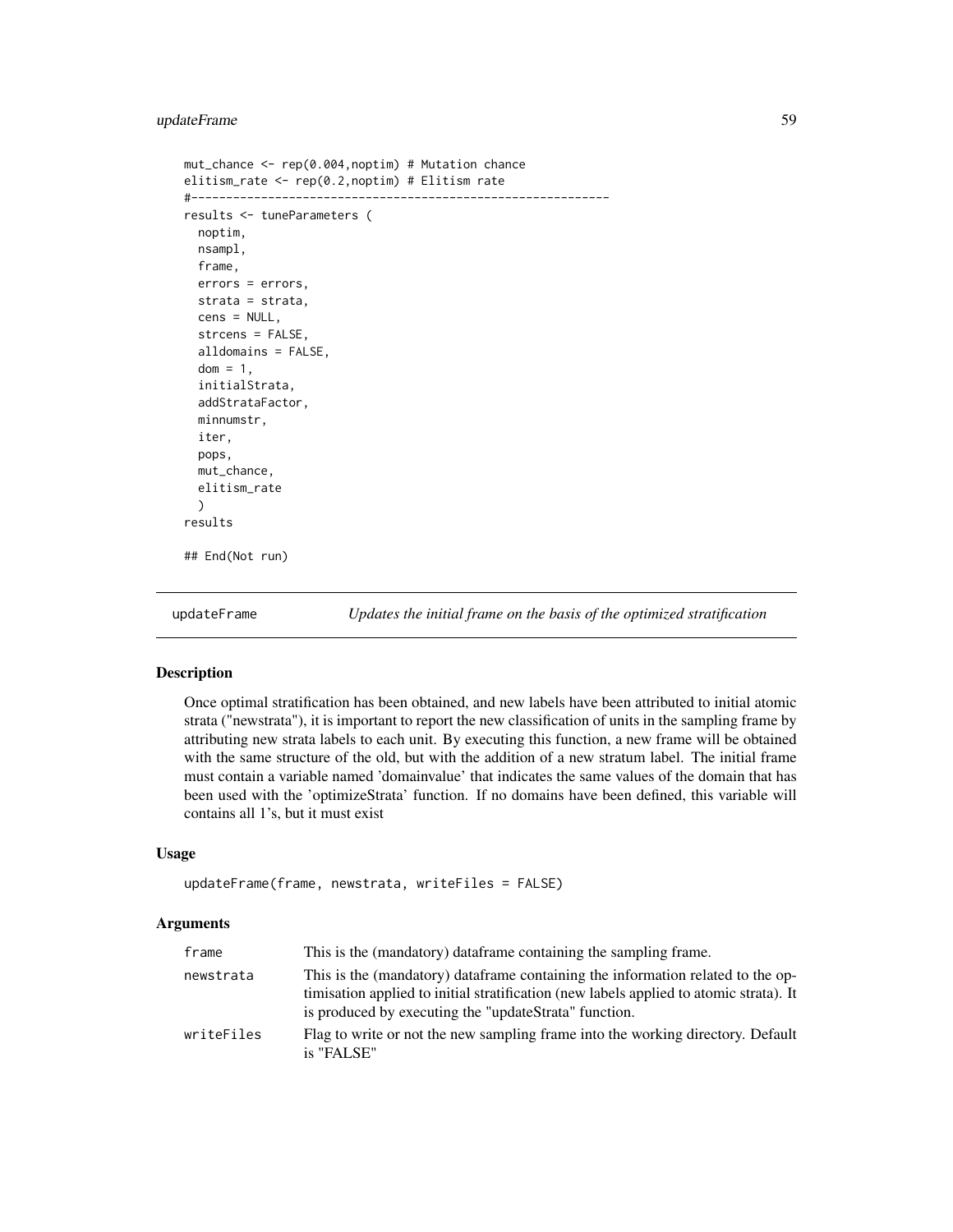```
mut_chance <- rep(0.004,noptim) # Mutation chance
elitism_rate <- rep(0.2,noptim) # Elitism rate
#------------------------------------------------------------
results <- tuneParameters (
  noptim,
  nsampl,
  frame,
  errors = errors,
  strata = strata,
  cens = NULL,
  strcens = FALSE,
  alldomains = FALSE,
  dom = 1,
  initialStrata,
  addStrataFactor,
  minnumstr,
  iter,
  pops,
  mut_chance,
  elitism_rate
  )
results

## End(Not run)
```

## updateFrame *Updates the initial frame on the basis of the optimized stratification*

### Description

Once optimal stratification has been obtained, and new labels have been attributed to initial atomic strata ("newstrata"), it is important to report the new classification of units in the sampling frame by attributing new strata labels to each unit. By executing this function, a new frame will be obtained with the same structure of the old, but with the addition of a new stratum label. The initial frame must contain a variable named 'domainvalue' that indicates the same values of the domain that has been used with the 'optimizeStrata' function. If no domains have been defined, this variable will contains all 1's, but it must exist

### Usage

```
updateFrame(frame, newstrata, writeFiles = FALSE)
```

### Arguments

| | |
|---|---|
| frame | This is the (mandatory) dataframe containing the sampling frame. |
| newstrata | This is the (mandatory) dataframe containing the information related to the optimisation applied to initial stratification (new labels applied to atomic strata). It is produced by executing the "updateStrata" function. |
| writeFiles | Flag to write or not the new sampling frame into the working directory. Default is "FALSE" |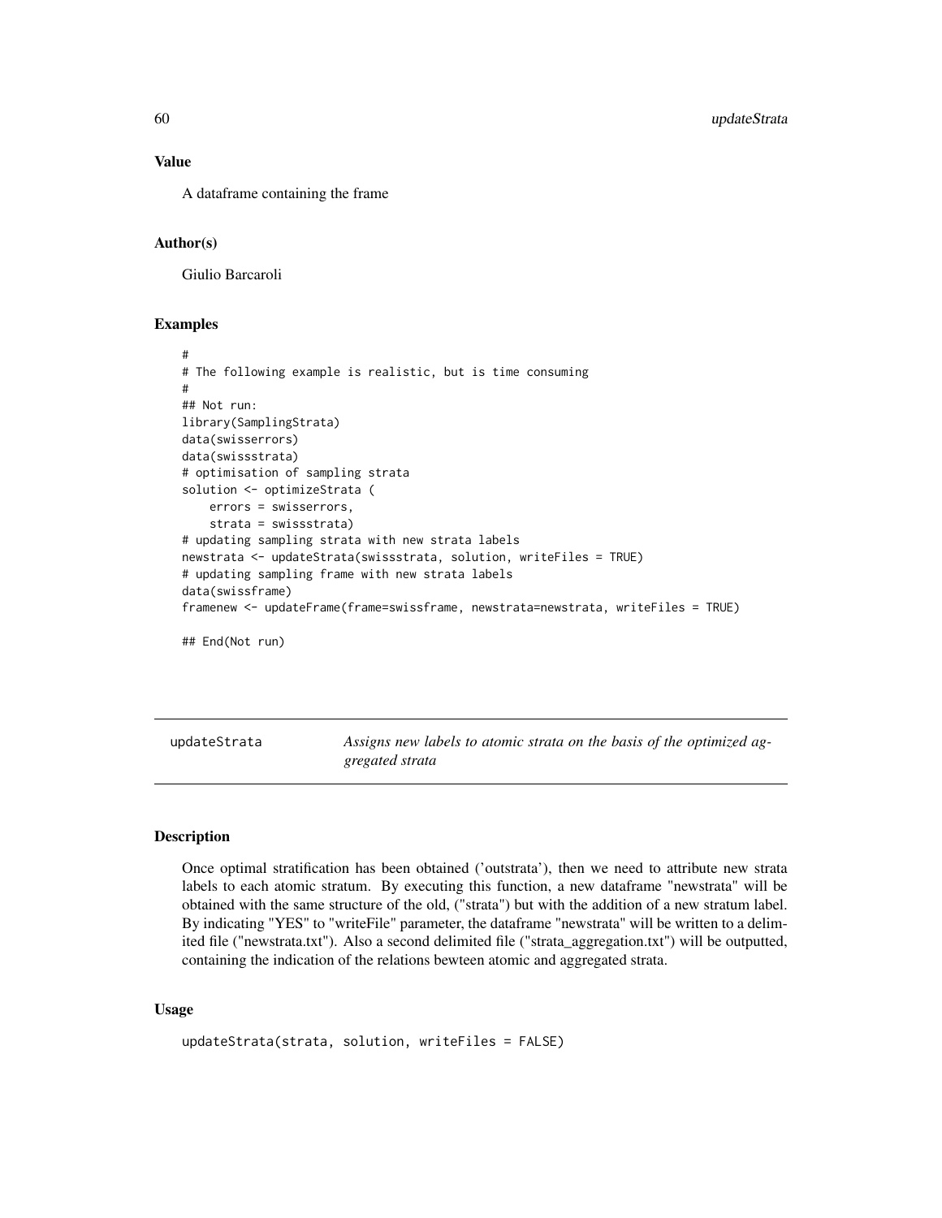### Value

A dataframe containing the frame

### Author(s)

Giulio Barcaroli

### Examples

```
#
# The following example is realistic, but is time consuming
#
## Not run:
library(SamplingStrata)
data(swisserrors)
data(swissstrata)
# optimisation of sampling strata
solution <- optimizeStrata (
    errors = swisserrors,
    strata = swissstrata)
# updating sampling strata with new strata labels
newstrata <- updateStrata(swissstrata, solution, writeFiles = TRUE)
# updating sampling frame with new strata labels
data(swissframe)
framenew <- updateFrame(frame=swissframe, newstrata=newstrata, writeFiles = TRUE)

## End(Not run)
```

---

## updateStrata — *Assigns new labels to atomic strata on the basis of the optimized aggregated strata*

### Description

Once optimal stratification has been obtained ('outstrata'), then we need to attribute new strata labels to each atomic stratum. By executing this function, a new dataframe "newstrata" will be obtained with the same structure of the old, ("strata") but with the addition of a new stratum label. By indicating "YES" to "writeFile" parameter, the dataframe "newstrata" will be written to a delimited file ("newstrata.txt"). Also a second delimited file ("strata_aggregation.txt") will be outputted, containing the indication of the relations bewteen atomic and aggregated strata.

### Usage

```
updateStrata(strata, solution, writeFiles = FALSE)
```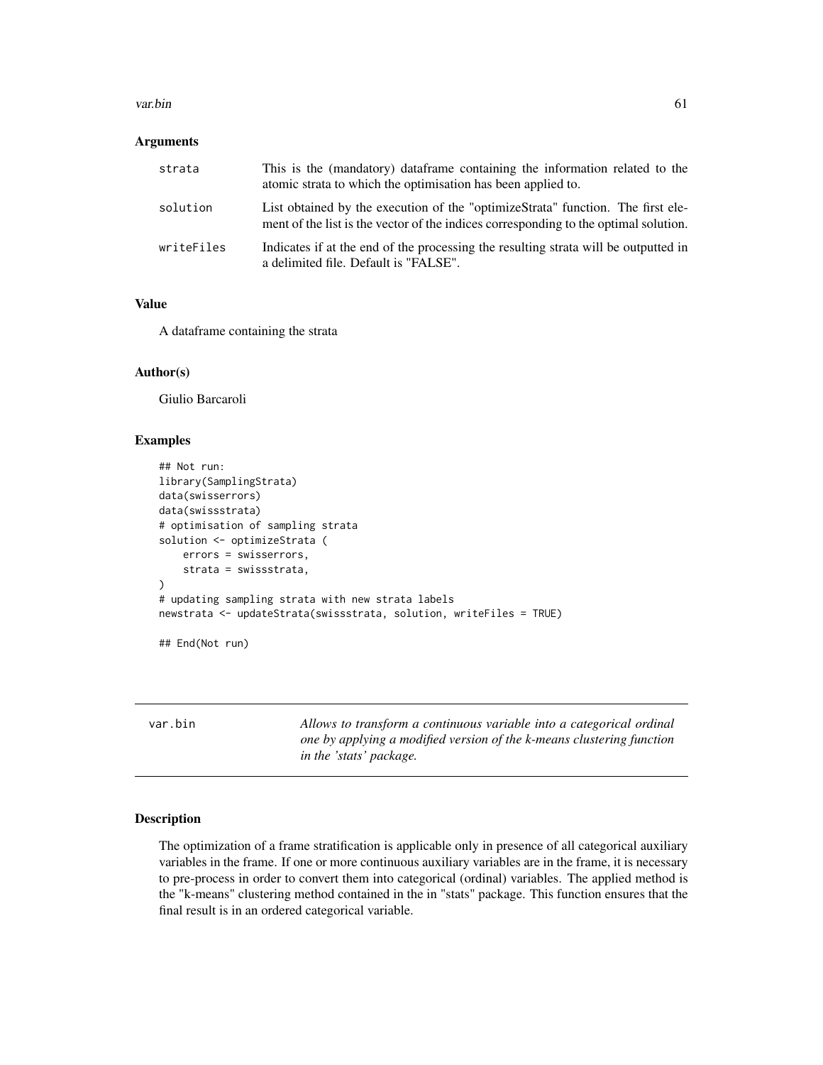### Arguments

| | |
|---|---|
| strata | This is the (mandatory) dataframe containing the information related to the atomic strata to which the optimisation has been applied to. |
| solution | List obtained by the execution of the "optimizeStrata" function. The first element of the list is the vector of the indices corresponding to the optimal solution. |
| writeFiles | Indicates if at the end of the processing the resulting strata will be outputted in a delimited file. Default is "FALSE". |

### Value

A dataframe containing the strata

### Author(s)

Giulio Barcaroli

### Examples

```
## Not run:
library(SamplingStrata)
data(swisserrors)
data(swissstrata)
# optimisation of sampling strata
solution <- optimizeStrata (
    errors = swisserrors,
    strata = swissstrata,
)
# updating sampling strata with new strata labels
newstrata <- updateStrata(swissstrata, solution, writeFiles = TRUE)

## End(Not run)
```

---

## var.bin

*Allows to transform a continuous variable into a categorical ordinal one by applying a modified version of the k-means clustering function in the 'stats' package.*

---

### Description

The optimization of a frame stratification is applicable only in presence of all categorical auxiliary variables in the frame. If one or more continuous auxiliary variables are in the frame, it is necessary to pre-process in order to convert them into categorical (ordinal) variables. The applied method is the "k-means" clustering method contained in the in "stats" package. This function ensures that the final result is in an ordered categorical variable.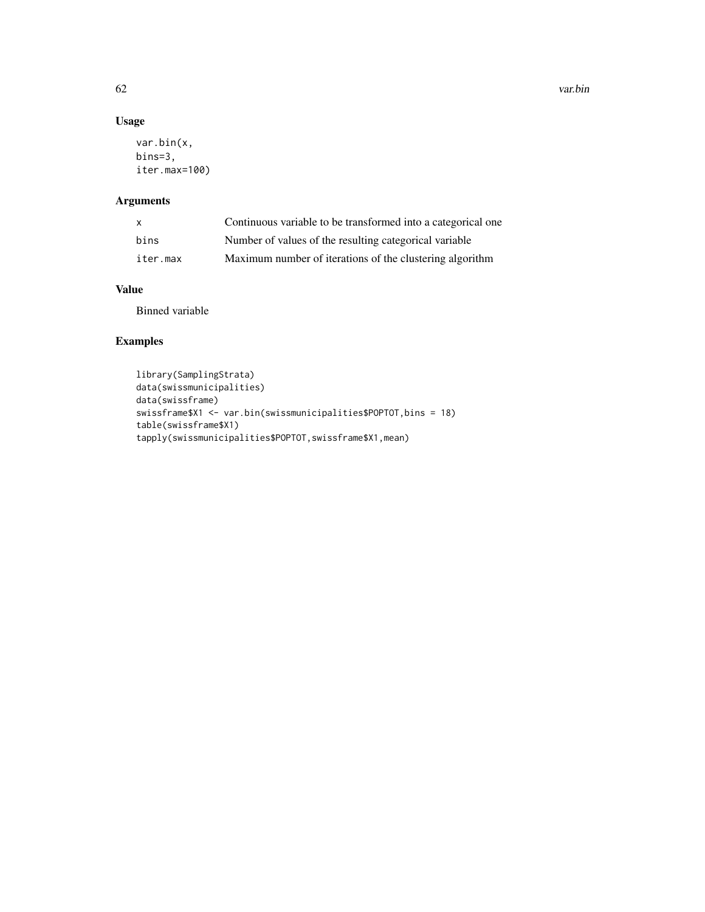## Usage

```
var.bin(x,
bins=3,
iter.max=100)
```

## Arguments

| | |
|---|---|
| x | Continuous variable to be transformed into a categorical one |
| bins | Number of values of the resulting categorical variable |
| iter.max | Maximum number of iterations of the clustering algorithm |

## Value

Binned variable

## Examples

```
library(SamplingStrata)
data(swissmunicipalities)
data(swissframe)
swissframe$X1 <- var.bin(swissmunicipalities$POPTOT,bins = 18)
table(swissframe$X1)
tapply(swissmunicipalities$POPTOT,swissframe$X1,mean)
```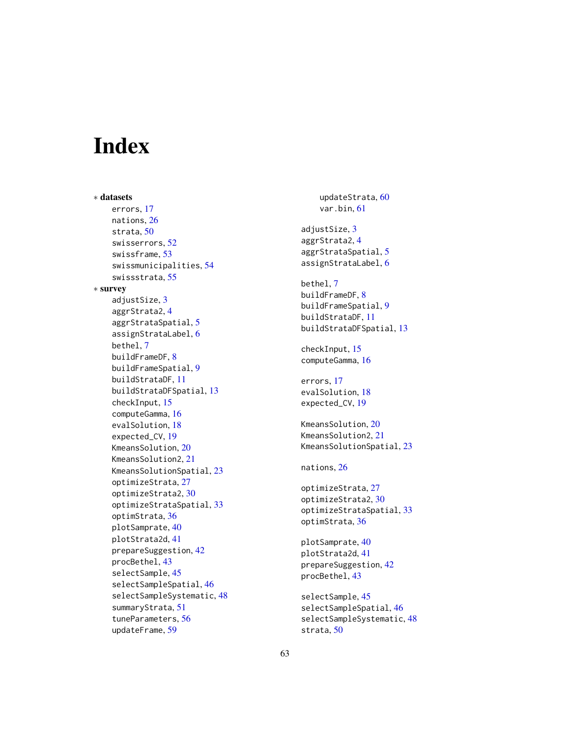# Index

∗ **datasets**
- errors, 17
- nations, 26
- strata, 50
- swisserrors, 52
- swissframe, 53
- swissmunicipalities, 54
- swissstrata, 55

∗ **survey**
- adjustSize, 3
- aggrStrata2, 4
- aggrStrataSpatial, 5
- assignStrataLabel, 6
- bethel, 7
- buildFrameDF, 8
- buildFrameSpatial, 9
- buildStrataDF, 11
- buildStrataDFSpatial, 13
- checkInput, 15
- computeGamma, 16
- evalSolution, 18
- expected_CV, 19
- KmeansSolution, 20
- KmeansSolution2, 21
- KmeansSolutionSpatial, 23
- optimizeStrata, 27
- optimizeStrata2, 30
- optimizeStrataSpatial, 33
- optimStrata, 36
- plotSamprate, 40
- plotStrata2d, 41
- prepareSuggestion, 42
- procBethel, 43
- selectSample, 45
- selectSampleSpatial, 46
- selectSampleSystematic, 48
- summaryStrata, 51
- tuneParameters, 56
- updateFrame, 59
- updateStrata, 60
- var.bin, 61

adjustSize, 3
aggrStrata2, 4
aggrStrataSpatial, 5
assignStrataLabel, 6

bethel, 7
buildFrameDF, 8
buildFrameSpatial, 9
buildStrataDF, 11
buildStrataDFSpatial, 13

checkInput, 15
computeGamma, 16

errors, 17
evalSolution, 18
expected_CV, 19

KmeansSolution, 20
KmeansSolution2, 21
KmeansSolutionSpatial, 23

nations, 26

optimizeStrata, 27
optimizeStrata2, 30
optimizeStrataSpatial, 33
optimStrata, 36

plotSamprate, 40
plotStrata2d, 41
prepareSuggestion, 42
procBethel, 43

selectSample, 45
selectSampleSpatial, 46
selectSampleSystematic, 48
strata, 50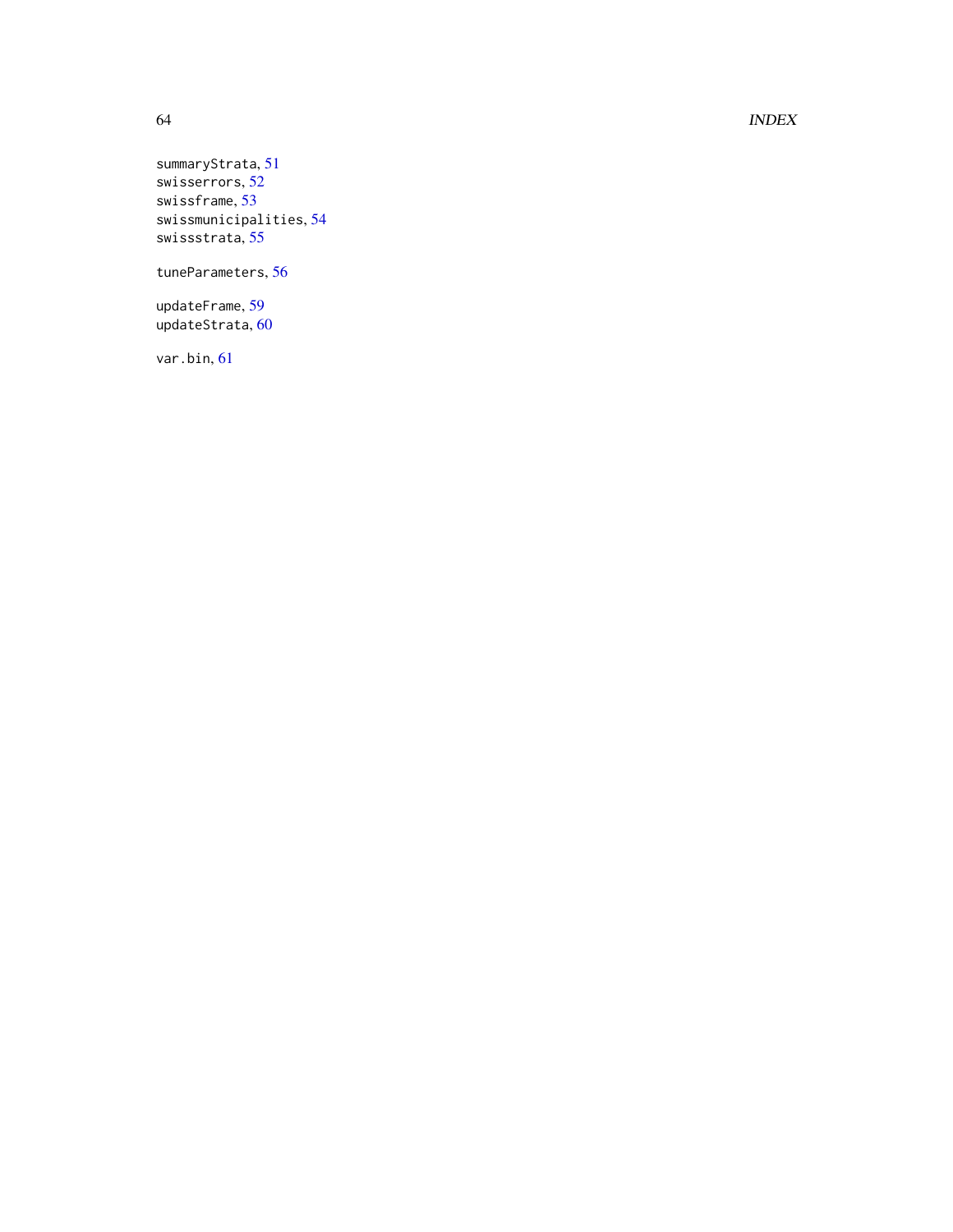summaryStrata, 51
swisserrors, 52
swissframe, 53
swissmunicipalities, 54
swissstrata, 55

tuneParameters, 56

updateFrame, 59
updateStrata, 60

var.bin, 61